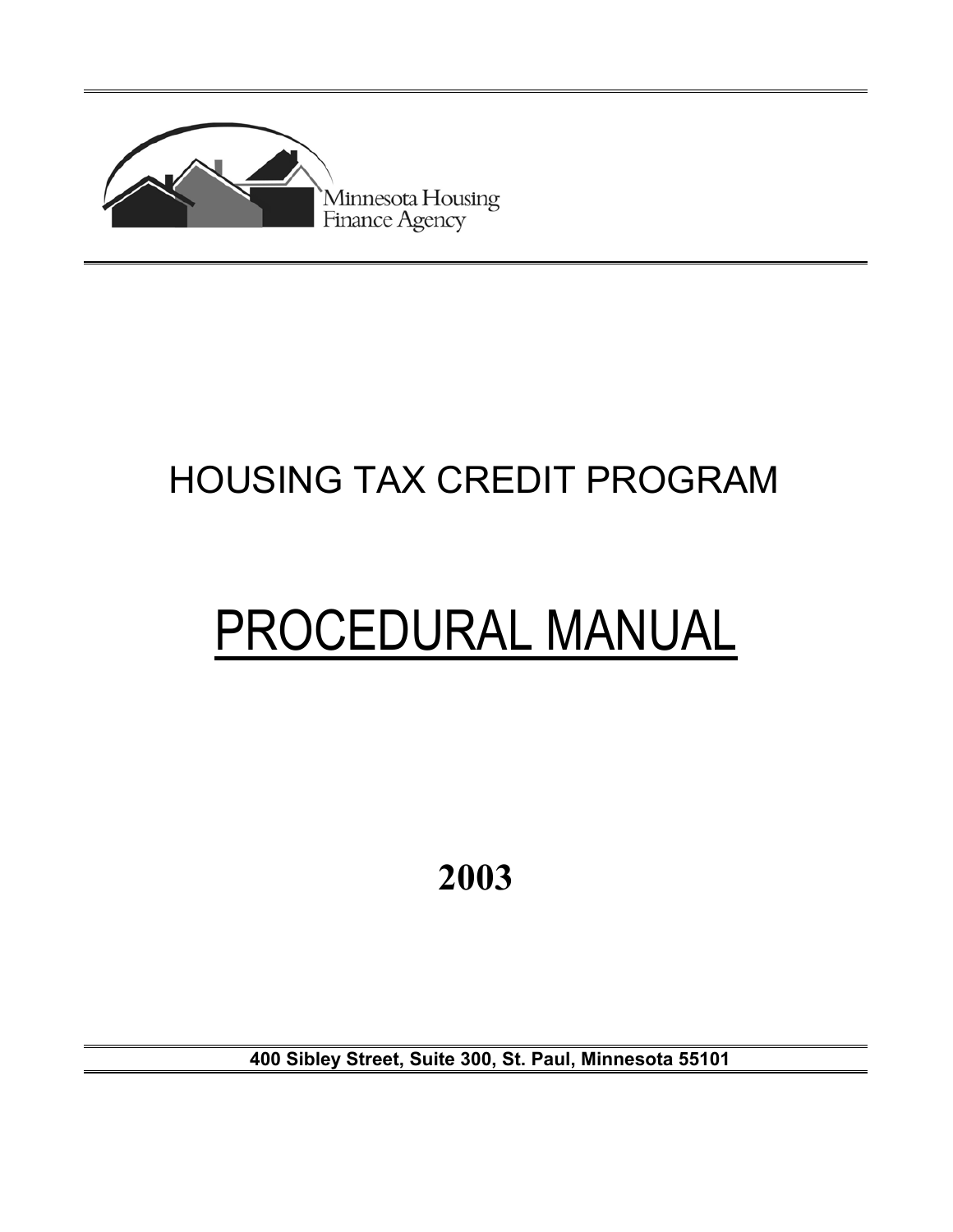Minnesota Housing Finance Agency

# HOUSING TAX CREDIT PROGRAM

# PROCEDURAL MANUAL

**2003**

**400 Sibley Street, Suite 300, St. Paul, Minnesota 55101**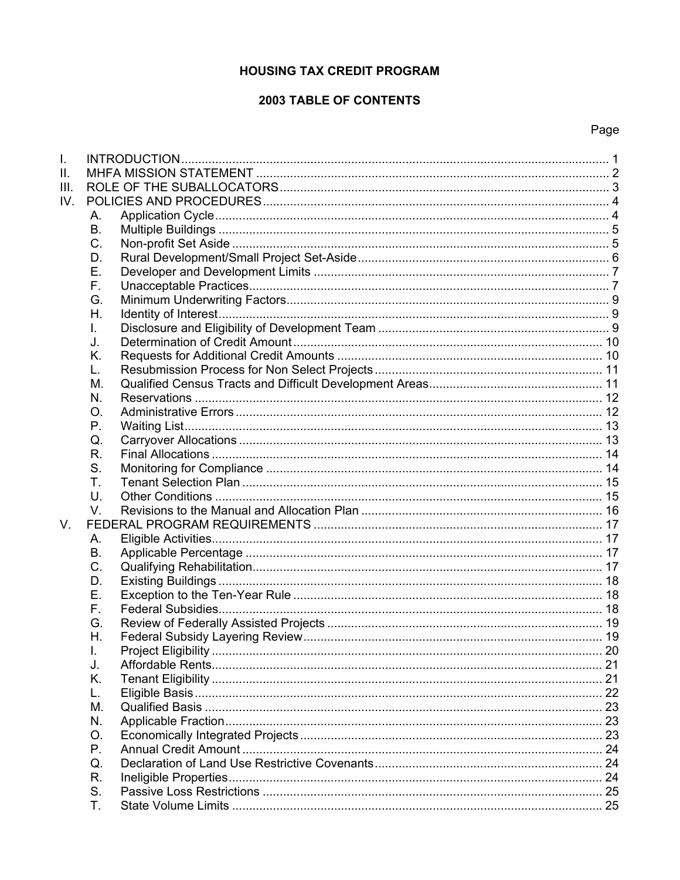# HOUSING TAX CREDIT PROGRAM

## 2003 TABLE OF CONTENTS

| | | | Page |
|---|---|---|---|
| I. | INTRODUCTION | | 1 |
| II. | MHFA MISSION STATEMENT | | 2 |
| III. | ROLE OF THE SUBALLOCATORS | | 3 |
| IV. | POLICIES AND PROCEDURES | | 4 |
| | A. | Application Cycle | 4 |
| | B. | Multiple Buildings | 5 |
| | C. | Non-profit Set Aside | 5 |
| | D. | Rural Development/Small Project Set-Aside | 6 |
| | E. | Developer and Development Limits | 7 |
| | F. | Unacceptable Practices | 7 |
| | G. | Minimum Underwriting Factors | 9 |
| | H. | Identity of Interest | 9 |
| | I. | Disclosure and Eligibility of Development Team | 9 |
| | J. | Determination of Credit Amount | 10 |
| | K. | Requests for Additional Credit Amounts | 10 |
| | L. | Resubmission Process for Non Select Projects | 11 |
| | M. | Qualified Census Tracts and Difficult Development Areas | 11 |
| | N. | Reservations | 12 |
| | O. | Administrative Errors | 12 |
| | P. | Waiting List | 13 |
| | Q. | Carryover Allocations | 13 |
| | R. | Final Allocations | 14 |
| | S. | Monitoring for Compliance | 14 |
| | T. | Tenant Selection Plan | 15 |
| | U. | Other Conditions | 15 |
| | V. | Revisions to the Manual and Allocation Plan | 16 |
| V. | FEDERAL PROGRAM REQUIREMENTS | | 17 |
| | A. | Eligible Activities | 17 |
| | B. | Applicable Percentage | 17 |
| | C. | Qualifying Rehabilitation | 17 |
| | D. | Existing Buildings | 18 |
| | E. | Exception to the Ten-Year Rule | 18 |
| | F. | Federal Subsidies | 18 |
| | G. | Review of Federally Assisted Projects | 19 |
| | H. | Federal Subsidy Layering Review | 19 |
| | I. | Project Eligibility | 20 |
| | J. | Affordable Rents | 21 |
| | K. | Tenant Eligibility | 21 |
| | L. | Eligible Basis | 22 |
| | M. | Qualified Basis | 23 |
| | N. | Applicable Fraction | 23 |
| | O. | Economically Integrated Projects | 23 |
| | P. | Annual Credit Amount | 24 |
| | Q. | Declaration of Land Use Restrictive Covenants | 24 |
| | R. | Ineligible Properties | 24 |
| | S. | Passive Loss Restrictions | 25 |
| | T. | State Volume Limits | 25 |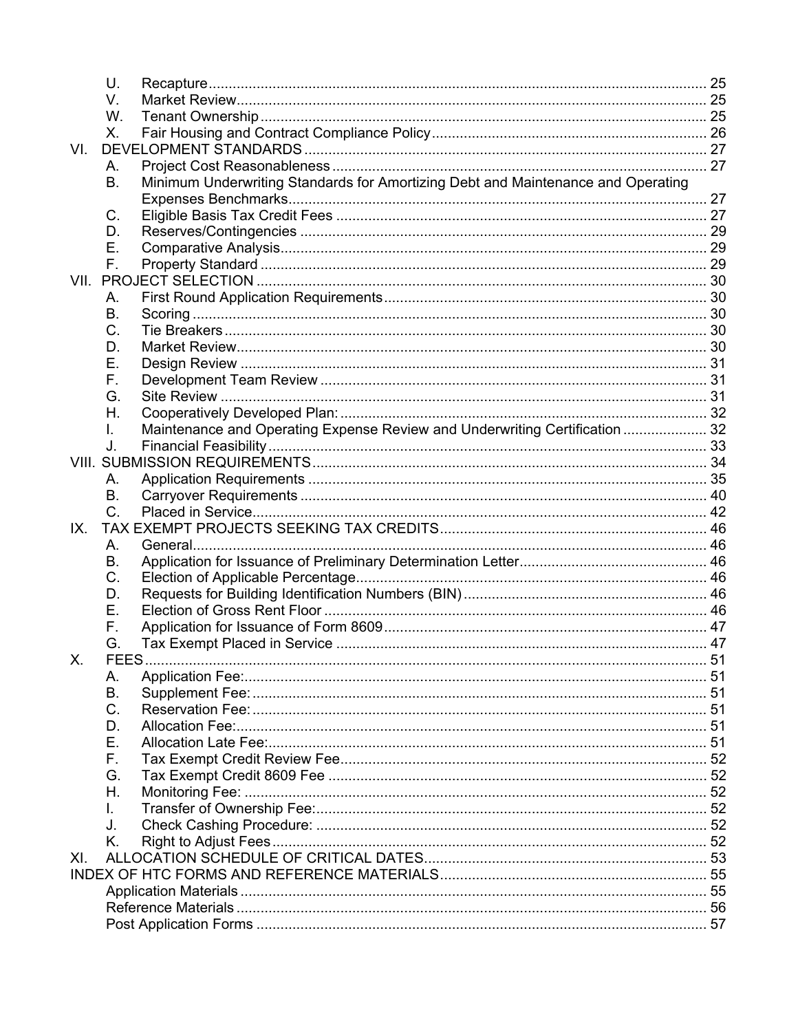- U. Recapture ........ 25
- V. Market Review ........ 25
- W. Tenant Ownership ........ 25
- X. Fair Housing and Contract Compliance Policy ........ 26

VI. DEVELOPMENT STANDARDS ........ 27
- A. Project Cost Reasonableness ........ 27
- B. Minimum Underwriting Standards for Amortizing Debt and Maintenance and Operating Expenses Benchmarks ........ 27
- C. Eligible Basis Tax Credit Fees ........ 27
- D. Reserves/Contingencies ........ 29
- E. Comparative Analysis ........ 29
- F. Property Standard ........ 29

VII. PROJECT SELECTION ........ 30
- A. First Round Application Requirements ........ 30
- B. Scoring ........ 30
- C. Tie Breakers ........ 30
- D. Market Review ........ 30
- E. Design Review ........ 31
- F. Development Team Review ........ 31
- G. Site Review ........ 31
- H. Cooperatively Developed Plan: ........ 32
- I. Maintenance and Operating Expense Review and Underwriting Certification ........ 32
- J. Financial Feasibility ........ 33

VIII. SUBMISSION REQUIREMENTS ........ 34
- A. Application Requirements ........ 35
- B. Carryover Requirements ........ 40
- C. Placed in Service ........ 42

IX. TAX EXEMPT PROJECTS SEEKING TAX CREDITS ........ 46
- A. General ........ 46
- B. Application for Issuance of Preliminary Determination Letter ........ 46
- C. Election of Applicable Percentage ........ 46
- D. Requests for Building Identification Numbers (BIN) ........ 46
- E. Election of Gross Rent Floor ........ 46
- F. Application for Issuance of Form 8609 ........ 47
- G. Tax Exempt Placed in Service ........ 47

X. FEES ........ 51
- A. Application Fee: ........ 51
- B. Supplement Fee: ........ 51
- C. Reservation Fee: ........ 51
- D. Allocation Fee: ........ 51
- E. Allocation Late Fee: ........ 51
- F. Tax Exempt Credit Review Fee ........ 52
- G. Tax Exempt Credit 8609 Fee ........ 52
- H. Monitoring Fee: ........ 52
- I. Transfer of Ownership Fee: ........ 52
- J. Check Cashing Procedure: ........ 52
- K. Right to Adjust Fees ........ 52

XI. ALLOCATION SCHEDULE OF CRITICAL DATES ........ 53

INDEX OF HTC FORMS AND REFERENCE MATERIALS ........ 55
- Application Materials ........ 55
- Reference Materials ........ 56
- Post Application Forms ........ 57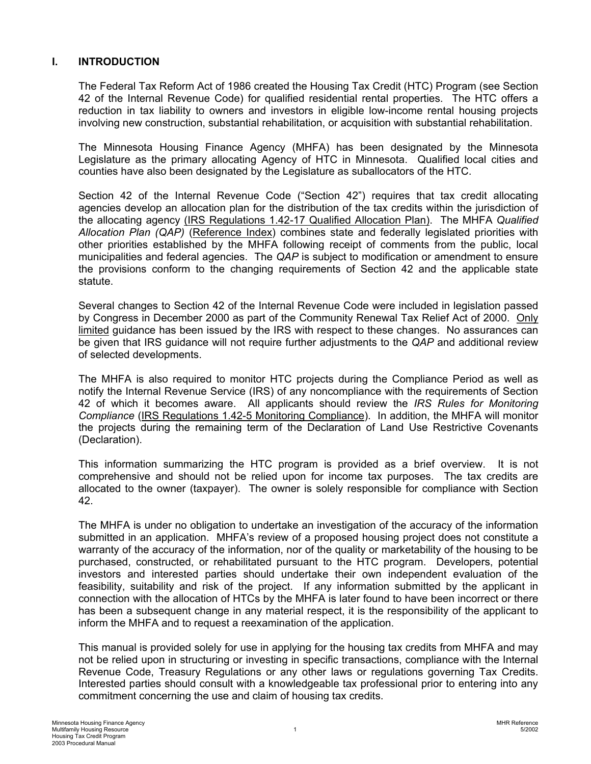# I. INTRODUCTION

The Federal Tax Reform Act of 1986 created the Housing Tax Credit (HTC) Program (see Section 42 of the Internal Revenue Code) for qualified residential rental properties. The HTC offers a reduction in tax liability to owners and investors in eligible low-income rental housing projects involving new construction, substantial rehabilitation, or acquisition with substantial rehabilitation.

The Minnesota Housing Finance Agency (MHFA) has been designated by the Minnesota Legislature as the primary allocating Agency of HTC in Minnesota. Qualified local cities and counties have also been designated by the Legislature as suballocators of the HTC.

Section 42 of the Internal Revenue Code ("Section 42") requires that tax credit allocating agencies develop an allocation plan for the distribution of the tax credits within the jurisdiction of the allocating agency (IRS Regulations 1.42-17 Qualified Allocation Plan). The MHFA *Qualified Allocation Plan (QAP)* (Reference Index) combines state and federally legislated priorities with other priorities established by the MHFA following receipt of comments from the public, local municipalities and federal agencies. The *QAP* is subject to modification or amendment to ensure the provisions conform to the changing requirements of Section 42 and the applicable state statute.

Several changes to Section 42 of the Internal Revenue Code were included in legislation passed by Congress in December 2000 as part of the Community Renewal Tax Relief Act of 2000. Only limited guidance has been issued by the IRS with respect to these changes. No assurances can be given that IRS guidance will not require further adjustments to the *QAP* and additional review of selected developments.

The MHFA is also required to monitor HTC projects during the Compliance Period as well as notify the Internal Revenue Service (IRS) of any noncompliance with the requirements of Section 42 of which it becomes aware. All applicants should review the *IRS Rules for Monitoring Compliance* (IRS Regulations 1.42-5 Monitoring Compliance). In addition, the MHFA will monitor the projects during the remaining term of the Declaration of Land Use Restrictive Covenants (Declaration).

This information summarizing the HTC program is provided as a brief overview. It is not comprehensive and should not be relied upon for income tax purposes. The tax credits are allocated to the owner (taxpayer). The owner is solely responsible for compliance with Section 42.

The MHFA is under no obligation to undertake an investigation of the accuracy of the information submitted in an application. MHFA's review of a proposed housing project does not constitute a warranty of the accuracy of the information, nor of the quality or marketability of the housing to be purchased, constructed, or rehabilitated pursuant to the HTC program. Developers, potential investors and interested parties should undertake their own independent evaluation of the feasibility, suitability and risk of the project. If any information submitted by the applicant in connection with the allocation of HTCs by the MHFA is later found to have been incorrect or there has been a subsequent change in any material respect, it is the responsibility of the applicant to inform the MHFA and to request a reexamination of the application.

This manual is provided solely for use in applying for the housing tax credits from MHFA and may not be relied upon in structuring or investing in specific transactions, compliance with the Internal Revenue Code, Treasury Regulations or any other laws or regulations governing Tax Credits. Interested parties should consult with a knowledgeable tax professional prior to entering into any commitment concerning the use and claim of housing tax credits.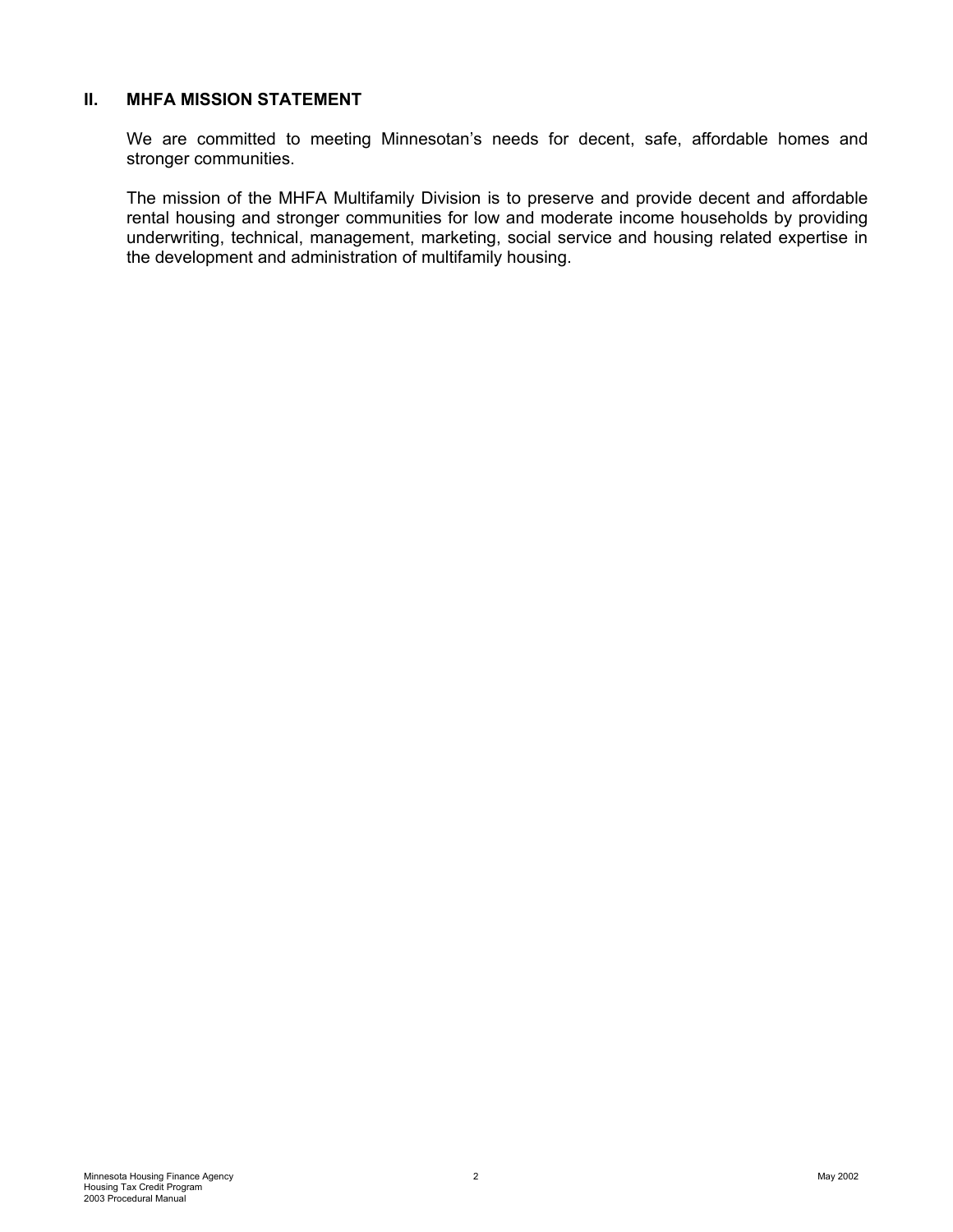## II. MHFA MISSION STATEMENT

We are committed to meeting Minnesotan's needs for decent, safe, affordable homes and stronger communities.

The mission of the MHFA Multifamily Division is to preserve and provide decent and affordable rental housing and stronger communities for low and moderate income households by providing underwriting, technical, management, marketing, social service and housing related expertise in the development and administration of multifamily housing.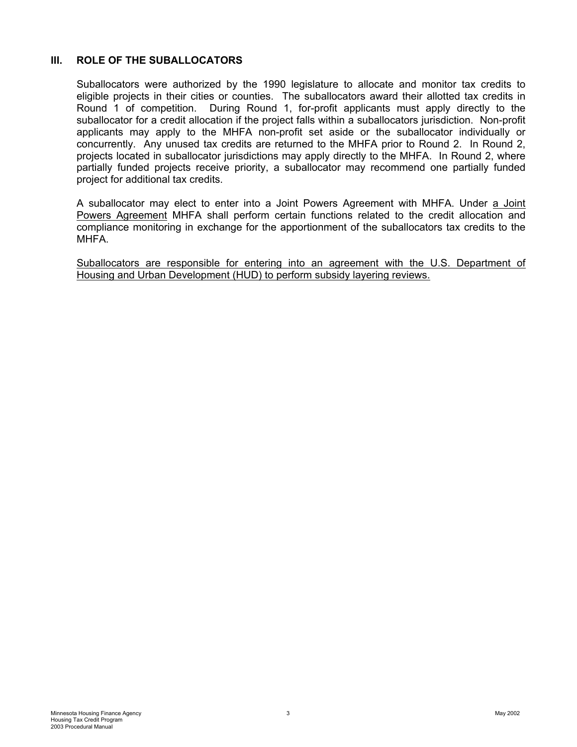## III. ROLE OF THE SUBALLOCATORS

Suballocators were authorized by the 1990 legislature to allocate and monitor tax credits to eligible projects in their cities or counties. The suballocators award their allotted tax credits in Round 1 of competition. During Round 1, for-profit applicants must apply directly to the suballocator for a credit allocation if the project falls within a suballocators jurisdiction. Non-profit applicants may apply to the MHFA non-profit set aside or the suballocator individually or concurrently. Any unused tax credits are returned to the MHFA prior to Round 2. In Round 2, projects located in suballocator jurisdictions may apply directly to the MHFA. In Round 2, where partially funded projects receive priority, a suballocator may recommend one partially funded project for additional tax credits.

A suballocator may elect to enter into a Joint Powers Agreement with MHFA. Under a Joint Powers Agreement MHFA shall perform certain functions related to the credit allocation and compliance monitoring in exchange for the apportionment of the suballocators tax credits to the MHFA.

Suballocators are responsible for entering into an agreement with the U.S. Department of Housing and Urban Development (HUD) to perform subsidy layering reviews.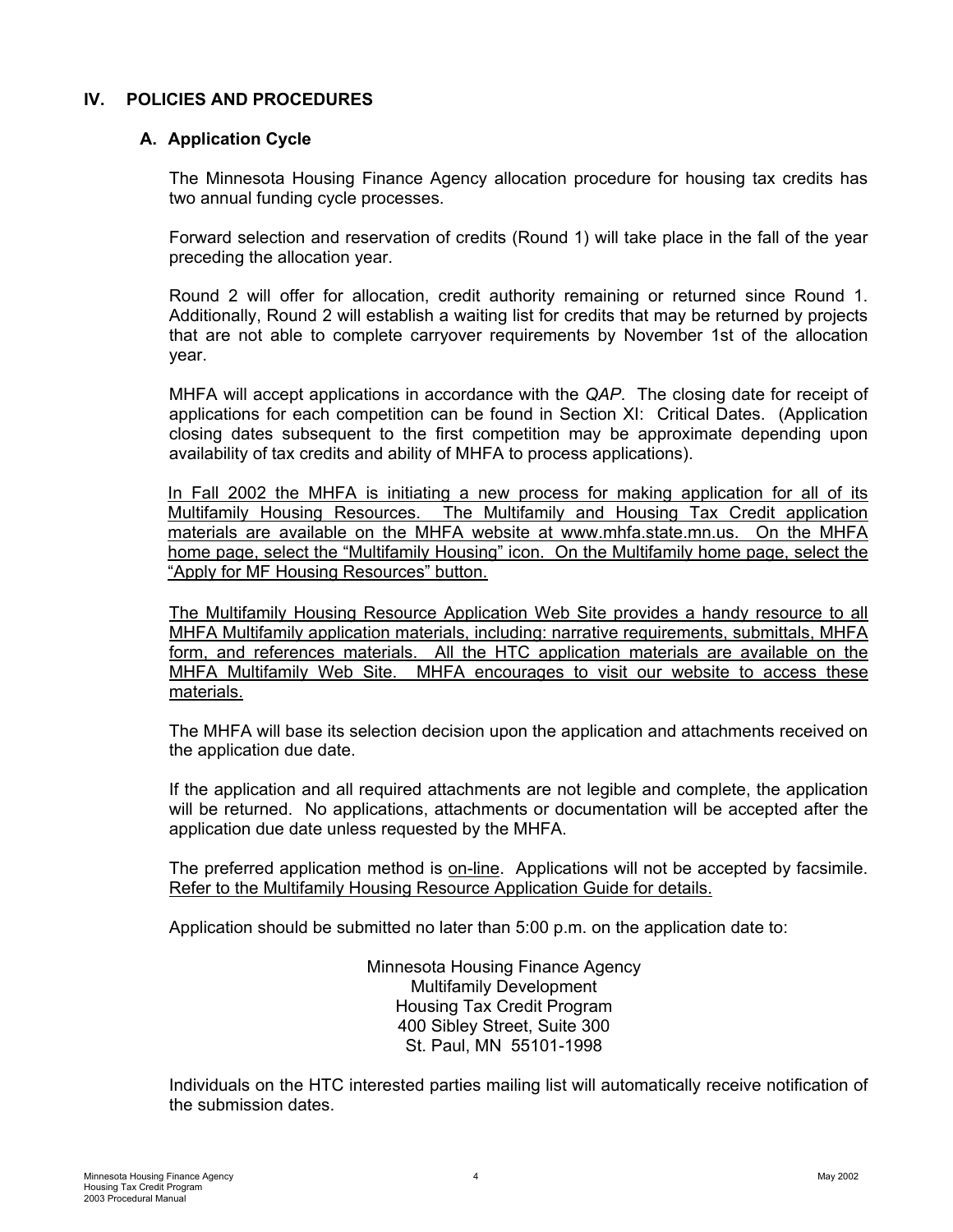## IV. POLICIES AND PROCEDURES

### A. Application Cycle

The Minnesota Housing Finance Agency allocation procedure for housing tax credits has two annual funding cycle processes.

Forward selection and reservation of credits (Round 1) will take place in the fall of the year preceding the allocation year.

Round 2 will offer for allocation, credit authority remaining or returned since Round 1. Additionally, Round 2 will establish a waiting list for credits that may be returned by projects that are not able to complete carryover requirements by November 1st of the allocation year.

MHFA will accept applications in accordance with the *QAP*. The closing date for receipt of applications for each competition can be found in Section XI: Critical Dates. (Application closing dates subsequent to the first competition may be approximate depending upon availability of tax credits and ability of MHFA to process applications).

In Fall 2002 the MHFA is initiating a new process for making application for all of its Multifamily Housing Resources. The Multifamily and Housing Tax Credit application materials are available on the MHFA website at www.mhfa.state.mn.us. On the MHFA home page, select the "Multifamily Housing" icon. On the Multifamily home page, select the "Apply for MF Housing Resources" button.

The Multifamily Housing Resource Application Web Site provides a handy resource to all MHFA Multifamily application materials, including: narrative requirements, submittals, MHFA form, and references materials. All the HTC application materials are available on the MHFA Multifamily Web Site. MHFA encourages to visit our website to access these materials.

The MHFA will base its selection decision upon the application and attachments received on the application due date.

If the application and all required attachments are not legible and complete, the application will be returned. No applications, attachments or documentation will be accepted after the application due date unless requested by the MHFA.

The preferred application method is on-line. Applications will not be accepted by facsimile. Refer to the Multifamily Housing Resource Application Guide for details.

Application should be submitted no later than 5:00 p.m. on the application date to:

Minnesota Housing Finance Agency
Multifamily Development
Housing Tax Credit Program
400 Sibley Street, Suite 300
St. Paul, MN 55101-1998

Individuals on the HTC interested parties mailing list will automatically receive notification of the submission dates.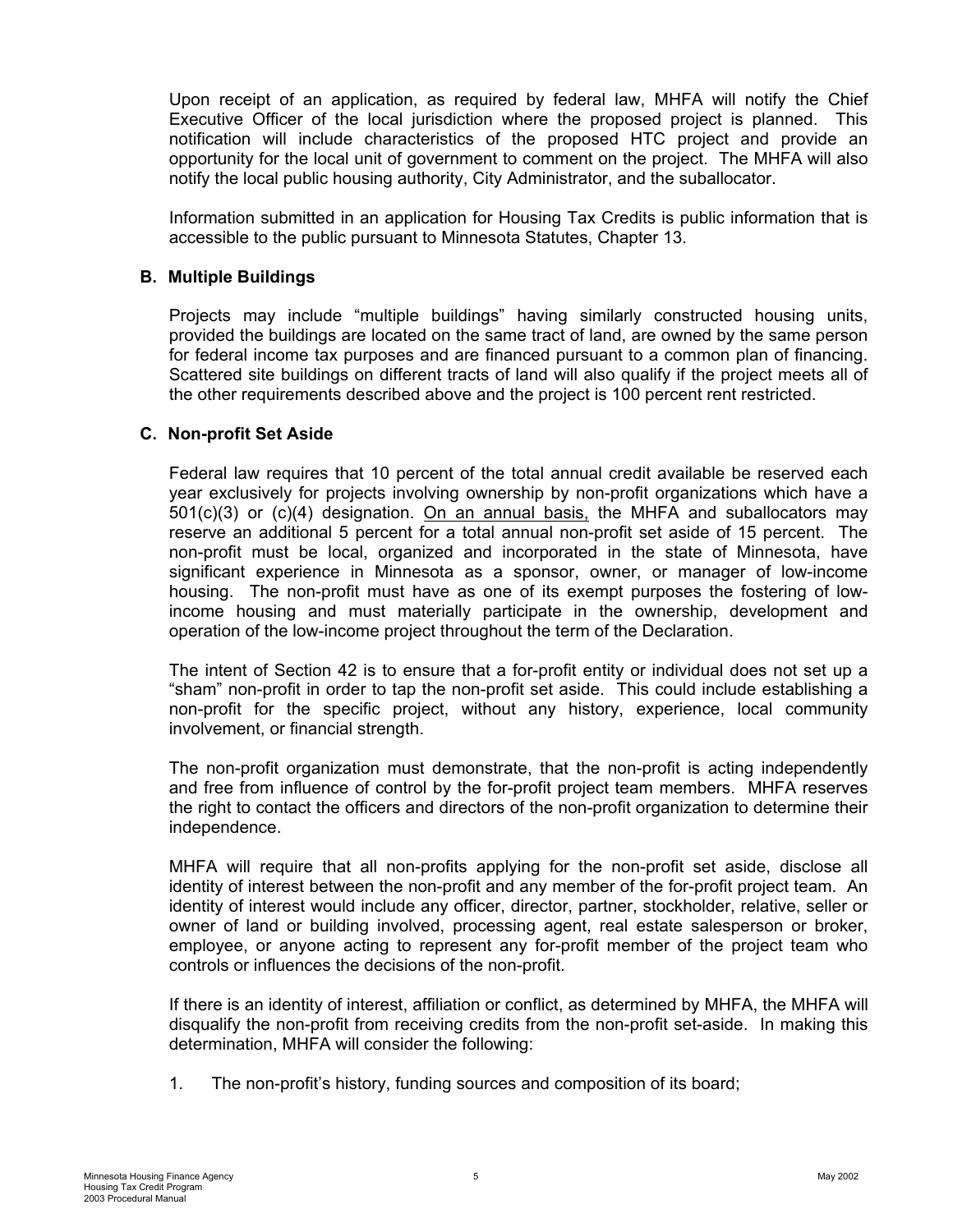Upon receipt of an application, as required by federal law, MHFA will notify the Chief Executive Officer of the local jurisdiction where the proposed project is planned. This notification will include characteristics of the proposed HTC project and provide an opportunity for the local unit of government to comment on the project. The MHFA will also notify the local public housing authority, City Administrator, and the suballocator.

Information submitted in an application for Housing Tax Credits is public information that is accessible to the public pursuant to Minnesota Statutes, Chapter 13.

### B. Multiple Buildings

Projects may include "multiple buildings" having similarly constructed housing units, provided the buildings are located on the same tract of land, are owned by the same person for federal income tax purposes and are financed pursuant to a common plan of financing. Scattered site buildings on different tracts of land will also qualify if the project meets all of the other requirements described above and the project is 100 percent rent restricted.

### C. Non-profit Set Aside

Federal law requires that 10 percent of the total annual credit available be reserved each year exclusively for projects involving ownership by non-profit organizations which have a 501(c)(3) or (c)(4) designation. <u>On an annual basis,</u> the MHFA and suballocators may reserve an additional 5 percent for a total annual non-profit set aside of 15 percent. The non-profit must be local, organized and incorporated in the state of Minnesota, have significant experience in Minnesota as a sponsor, owner, or manager of low-income housing. The non-profit must have as one of its exempt purposes the fostering of low-income housing and must materially participate in the ownership, development and operation of the low-income project throughout the term of the Declaration.

The intent of Section 42 is to ensure that a for-profit entity or individual does not set up a "sham" non-profit in order to tap the non-profit set aside. This could include establishing a non-profit for the specific project, without any history, experience, local community involvement, or financial strength.

The non-profit organization must demonstrate, that the non-profit is acting independently and free from influence of control by the for-profit project team members. MHFA reserves the right to contact the officers and directors of the non-profit organization to determine their independence.

MHFA will require that all non-profits applying for the non-profit set aside, disclose all identity of interest between the non-profit and any member of the for-profit project team. An identity of interest would include any officer, director, partner, stockholder, relative, seller or owner of land or building involved, processing agent, real estate salesperson or broker, employee, or anyone acting to represent any for-profit member of the project team who controls or influences the decisions of the non-profit.

If there is an identity of interest, affiliation or conflict, as determined by MHFA, the MHFA will disqualify the non-profit from receiving credits from the non-profit set-aside. In making this determination, MHFA will consider the following:

1. The non-profit's history, funding sources and composition of its board;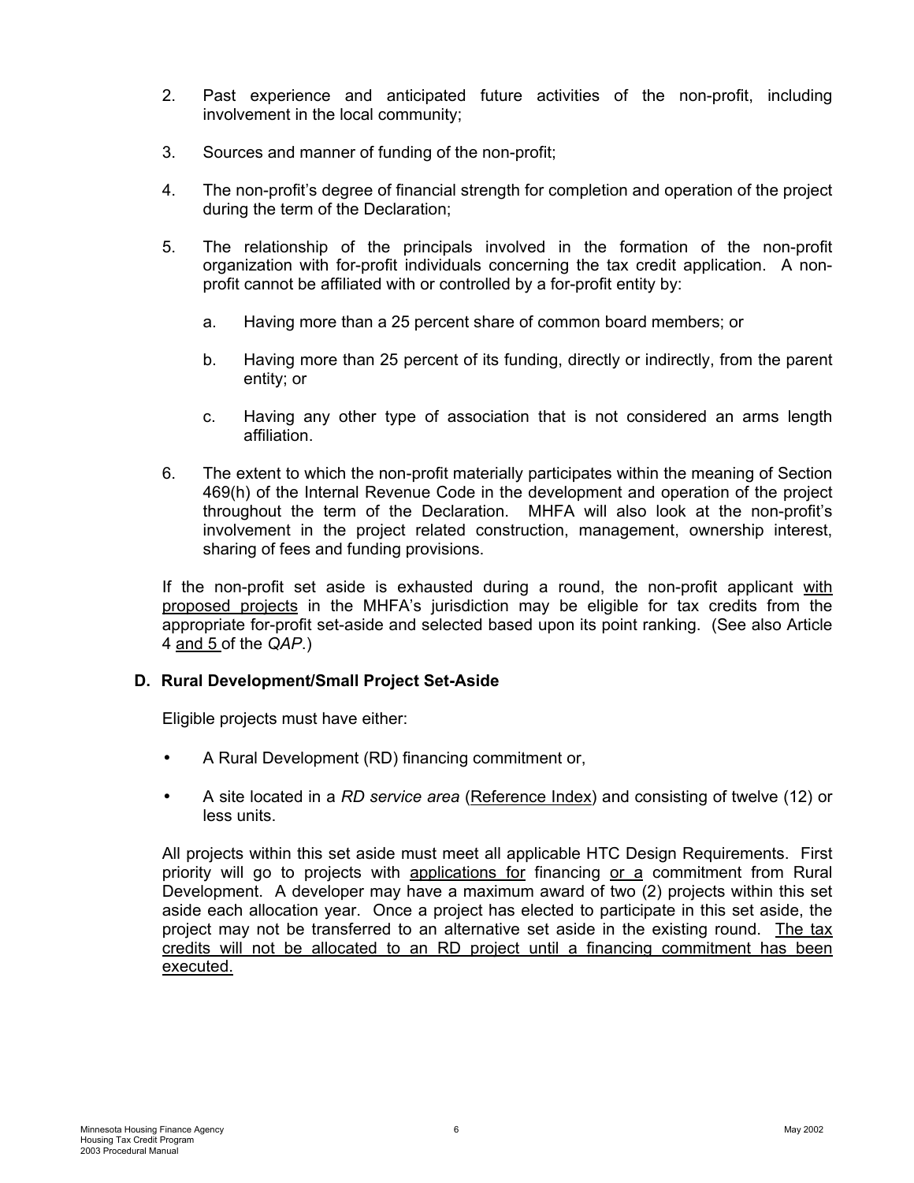2. Past experience and anticipated future activities of the non-profit, including involvement in the local community;

3. Sources and manner of funding of the non-profit;

4. The non-profit's degree of financial strength for completion and operation of the project during the term of the Declaration;

5. The relationship of the principals involved in the formation of the non-profit organization with for-profit individuals concerning the tax credit application. A non-profit cannot be affiliated with or controlled by a for-profit entity by:

   a. Having more than a 25 percent share of common board members; or

   b. Having more than 25 percent of its funding, directly or indirectly, from the parent entity; or

   c. Having any other type of association that is not considered an arms length affiliation.

6. The extent to which the non-profit materially participates within the meaning of Section 469(h) of the Internal Revenue Code in the development and operation of the project throughout the term of the Declaration. MHFA will also look at the non-profit's involvement in the project related construction, management, ownership interest, sharing of fees and funding provisions.

If the non-profit set aside is exhausted during a round, the non-profit applicant with proposed projects in the MHFA's jurisdiction may be eligible for tax credits from the appropriate for-profit set-aside and selected based upon its point ranking. (See also Article 4 and 5 of the *QAP*.)

### D. Rural Development/Small Project Set-Aside

Eligible projects must have either:

- A Rural Development (RD) financing commitment or,
- A site located in a *RD service area* (Reference Index) and consisting of twelve (12) or less units.

All projects within this set aside must meet all applicable HTC Design Requirements. First priority will go to projects with applications for financing or a commitment from Rural Development. A developer may have a maximum award of two (2) projects within this set aside each allocation year. Once a project has elected to participate in this set aside, the project may not be transferred to an alternative set aside in the existing round. The tax credits will not be allocated to an RD project until a financing commitment has been executed.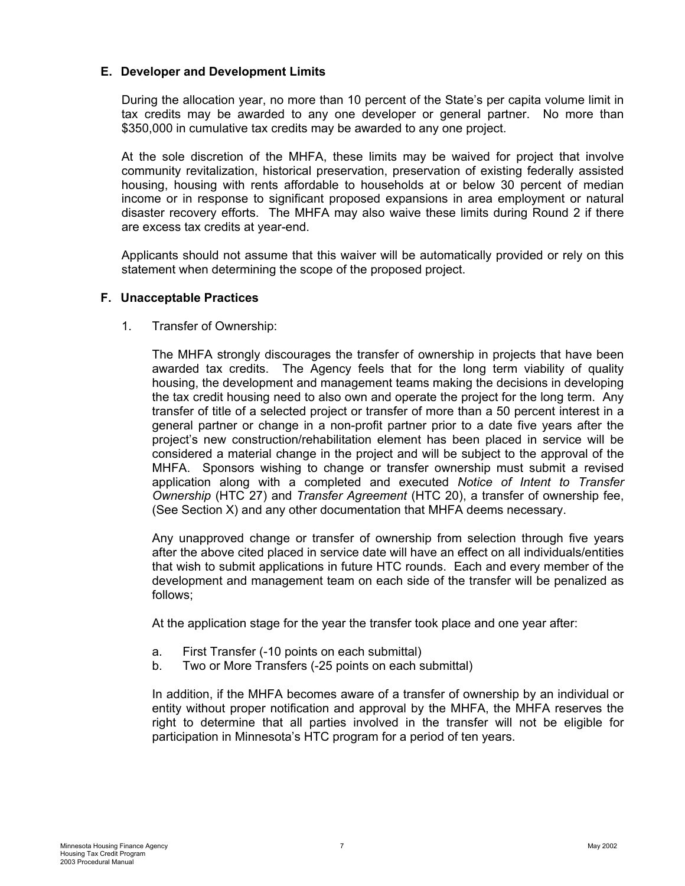### E. Developer and Development Limits

During the allocation year, no more than 10 percent of the State's per capita volume limit in tax credits may be awarded to any one developer or general partner. No more than $350,000 in cumulative tax credits may be awarded to any one project.

At the sole discretion of the MHFA, these limits may be waived for project that involve community revitalization, historical preservation, preservation of existing federally assisted housing, housing with rents affordable to households at or below 30 percent of median income or in response to significant proposed expansions in area employment or natural disaster recovery efforts. The MHFA may also waive these limits during Round 2 if there are excess tax credits at year-end.

Applicants should not assume that this waiver will be automatically provided or rely on this statement when determining the scope of the proposed project.

### F. Unacceptable Practices

1. Transfer of Ownership:

   The MHFA strongly discourages the transfer of ownership in projects that have been awarded tax credits. The Agency feels that for the long term viability of quality housing, the development and management teams making the decisions in developing the tax credit housing need to also own and operate the project for the long term. Any transfer of title of a selected project or transfer of more than a 50 percent interest in a general partner or change in a non-profit partner prior to a date five years after the project's new construction/rehabilitation element has been placed in service will be considered a material change in the project and will be subject to the approval of the MHFA. Sponsors wishing to change or transfer ownership must submit a revised application along with a completed and executed *Notice of Intent to Transfer Ownership* (HTC 27) and *Transfer Agreement* (HTC 20), a transfer of ownership fee, (See Section X) and any other documentation that MHFA deems necessary.

   Any unapproved change or transfer of ownership from selection through five years after the above cited placed in service date will have an effect on all individuals/entities that wish to submit applications in future HTC rounds. Each and every member of the development and management team on each side of the transfer will be penalized as follows;

   At the application stage for the year the transfer took place and one year after:

   a. First Transfer (-10 points on each submittal)
   b. Two or More Transfers (-25 points on each submittal)

   In addition, if the MHFA becomes aware of a transfer of ownership by an individual or entity without proper notification and approval by the MHFA, the MHFA reserves the right to determine that all parties involved in the transfer will not be eligible for participation in Minnesota's HTC program for a period of ten years.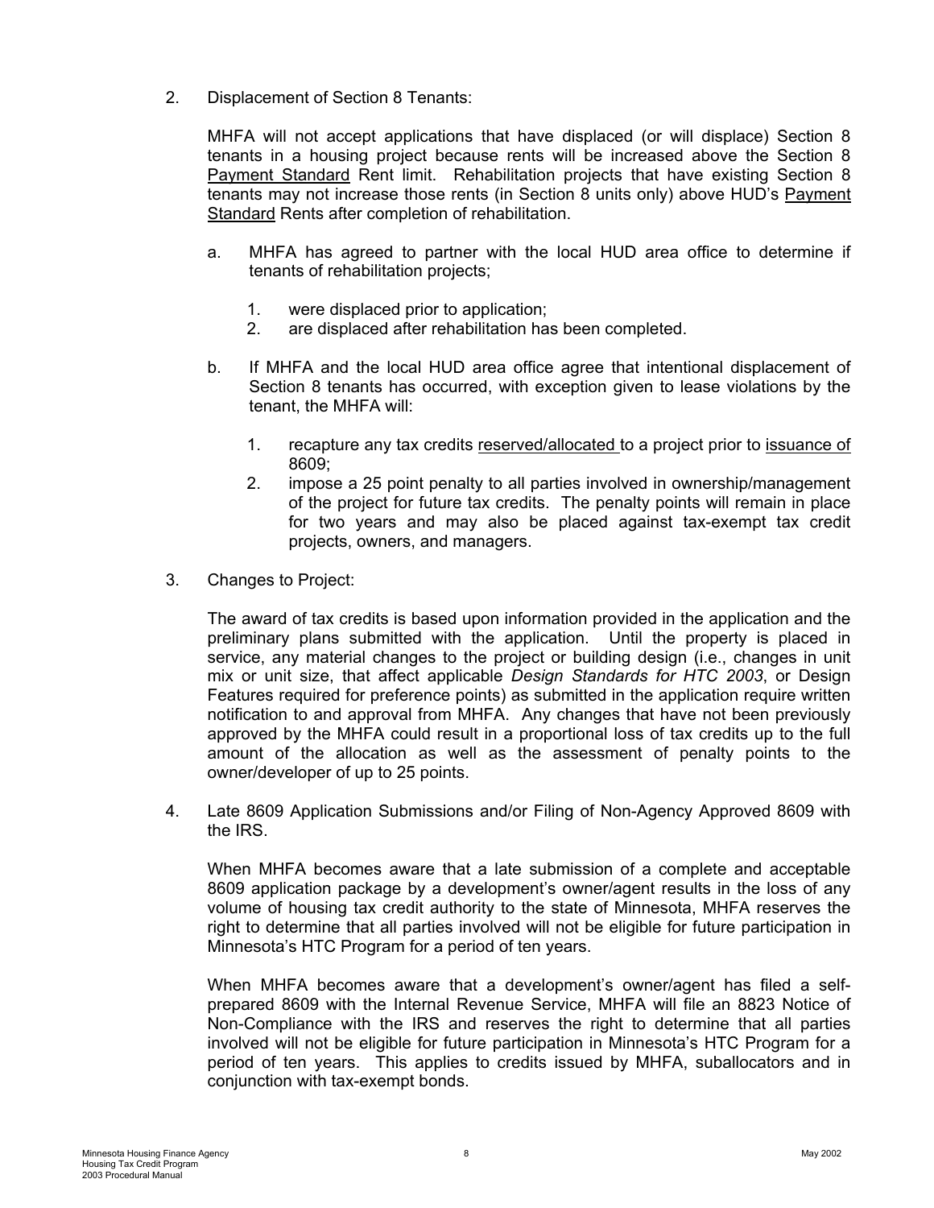2. Displacement of Section 8 Tenants:

   MHFA will not accept applications that have displaced (or will displace) Section 8 tenants in a housing project because rents will be increased above the Section 8 Payment Standard Rent limit. Rehabilitation projects that have existing Section 8 tenants may not increase those rents (in Section 8 units only) above HUD's Payment Standard Rents after completion of rehabilitation.

   a. MHFA has agreed to partner with the local HUD area office to determine if tenants of rehabilitation projects;

      1. were displaced prior to application;
      2. are displaced after rehabilitation has been completed.

   b. If MHFA and the local HUD area office agree that intentional displacement of Section 8 tenants has occurred, with exception given to lease violations by the tenant, the MHFA will:

      1. recapture any tax credits reserved/allocated to a project prior to issuance of 8609;
      2. impose a 25 point penalty to all parties involved in ownership/management of the project for future tax credits. The penalty points will remain in place for two years and may also be placed against tax-exempt tax credit projects, owners, and managers.

3. Changes to Project:

   The award of tax credits is based upon information provided in the application and the preliminary plans submitted with the application. Until the property is placed in service, any material changes to the project or building design (i.e., changes in unit mix or unit size, that affect applicable *Design Standards for HTC 2003*, or Design Features required for preference points) as submitted in the application require written notification to and approval from MHFA. Any changes that have not been previously approved by the MHFA could result in a proportional loss of tax credits up to the full amount of the allocation as well as the assessment of penalty points to the owner/developer of up to 25 points.

4. Late 8609 Application Submissions and/or Filing of Non-Agency Approved 8609 with the IRS.

   When MHFA becomes aware that a late submission of a complete and acceptable 8609 application package by a development's owner/agent results in the loss of any volume of housing tax credit authority to the state of Minnesota, MHFA reserves the right to determine that all parties involved will not be eligible for future participation in Minnesota's HTC Program for a period of ten years.

   When MHFA becomes aware that a development's owner/agent has filed a self-prepared 8609 with the Internal Revenue Service, MHFA will file an 8823 Notice of Non-Compliance with the IRS and reserves the right to determine that all parties involved will not be eligible for future participation in Minnesota's HTC Program for a period of ten years. This applies to credits issued by MHFA, suballocators and in conjunction with tax-exempt bonds.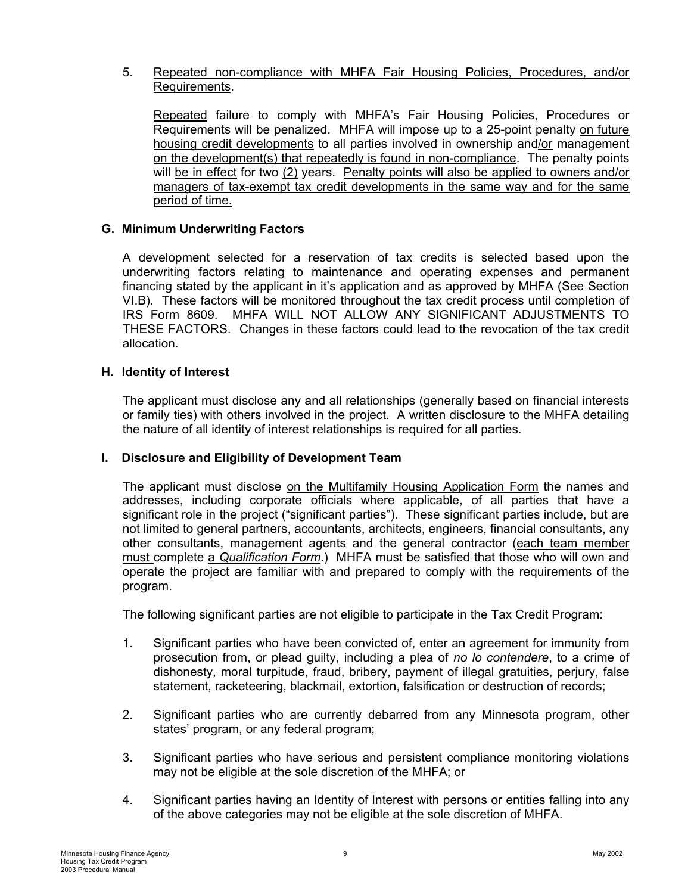5. Repeated non-compliance with MHFA Fair Housing Policies, Procedures, and/or Requirements.

   Repeated failure to comply with MHFA's Fair Housing Policies, Procedures or Requirements will be penalized. MHFA will impose up to a 25-point penalty on future housing credit developments to all parties involved in ownership and/or management on the development(s) that repeatedly is found in non-compliance. The penalty points will be in effect for two (2) years. Penalty points will also be applied to owners and/or managers of tax-exempt tax credit developments in the same way and for the same period of time.

### G. Minimum Underwriting Factors

A development selected for a reservation of tax credits is selected based upon the underwriting factors relating to maintenance and operating expenses and permanent financing stated by the applicant in it's application and as approved by MHFA (See Section VI.B). These factors will be monitored throughout the tax credit process until completion of IRS Form 8609. MHFA WILL NOT ALLOW ANY SIGNIFICANT ADJUSTMENTS TO THESE FACTORS. Changes in these factors could lead to the revocation of the tax credit allocation.

### H. Identity of Interest

The applicant must disclose any and all relationships (generally based on financial interests or family ties) with others involved in the project. A written disclosure to the MHFA detailing the nature of all identity of interest relationships is required for all parties.

### I. Disclosure and Eligibility of Development Team

The applicant must disclose on the Multifamily Housing Application Form the names and addresses, including corporate officials where applicable, of all parties that have a significant role in the project ("significant parties"). These significant parties include, but are not limited to general partners, accountants, architects, engineers, financial consultants, any other consultants, management agents and the general contractor (each team member must complete a *Qualification Form*.) MHFA must be satisfied that those who will own and operate the project are familiar with and prepared to comply with the requirements of the program.

The following significant parties are not eligible to participate in the Tax Credit Program:

1. Significant parties who have been convicted of, enter an agreement for immunity from prosecution from, or plead guilty, including a plea of *no lo contendere*, to a crime of dishonesty, moral turpitude, fraud, bribery, payment of illegal gratuities, perjury, false statement, racketeering, blackmail, extortion, falsification or destruction of records;

2. Significant parties who are currently debarred from any Minnesota program, other states' program, or any federal program;

3. Significant parties who have serious and persistent compliance monitoring violations may not be eligible at the sole discretion of the MHFA; or

4. Significant parties having an Identity of Interest with persons or entities falling into any of the above categories may not be eligible at the sole discretion of MHFA.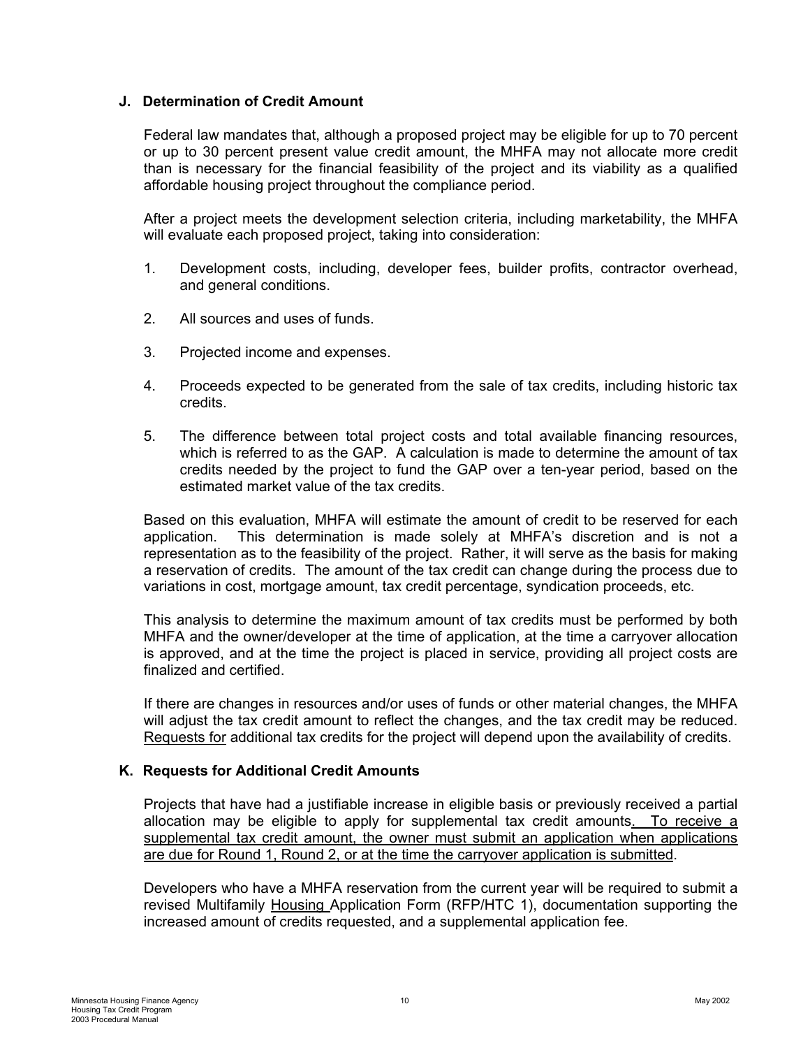### J. Determination of Credit Amount

Federal law mandates that, although a proposed project may be eligible for up to 70 percent or up to 30 percent present value credit amount, the MHFA may not allocate more credit than is necessary for the financial feasibility of the project and its viability as a qualified affordable housing project throughout the compliance period.

After a project meets the development selection criteria, including marketability, the MHFA will evaluate each proposed project, taking into consideration:

1. Development costs, including, developer fees, builder profits, contractor overhead, and general conditions.
2. All sources and uses of funds.
3. Projected income and expenses.
4. Proceeds expected to be generated from the sale of tax credits, including historic tax credits.
5. The difference between total project costs and total available financing resources, which is referred to as the GAP. A calculation is made to determine the amount of tax credits needed by the project to fund the GAP over a ten-year period, based on the estimated market value of the tax credits.

Based on this evaluation, MHFA will estimate the amount of credit to be reserved for each application. This determination is made solely at MHFA's discretion and is not a representation as to the feasibility of the project. Rather, it will serve as the basis for making a reservation of credits. The amount of the tax credit can change during the process due to variations in cost, mortgage amount, tax credit percentage, syndication proceeds, etc.

This analysis to determine the maximum amount of tax credits must be performed by both MHFA and the owner/developer at the time of application, at the time a carryover allocation is approved, and at the time the project is placed in service, providing all project costs are finalized and certified.

If there are changes in resources and/or uses of funds or other material changes, the MHFA will adjust the tax credit amount to reflect the changes, and the tax credit may be reduced. Requests for additional tax credits for the project will depend upon the availability of credits.

### K. Requests for Additional Credit Amounts

Projects that have had a justifiable increase in eligible basis or previously received a partial allocation may be eligible to apply for supplemental tax credit amounts. To receive a supplemental tax credit amount, the owner must submit an application when applications are due for Round 1, Round 2, or at the time the carryover application is submitted.

Developers who have a MHFA reservation from the current year will be required to submit a revised Multifamily Housing Application Form (RFP/HTC 1), documentation supporting the increased amount of credits requested, and a supplemental application fee.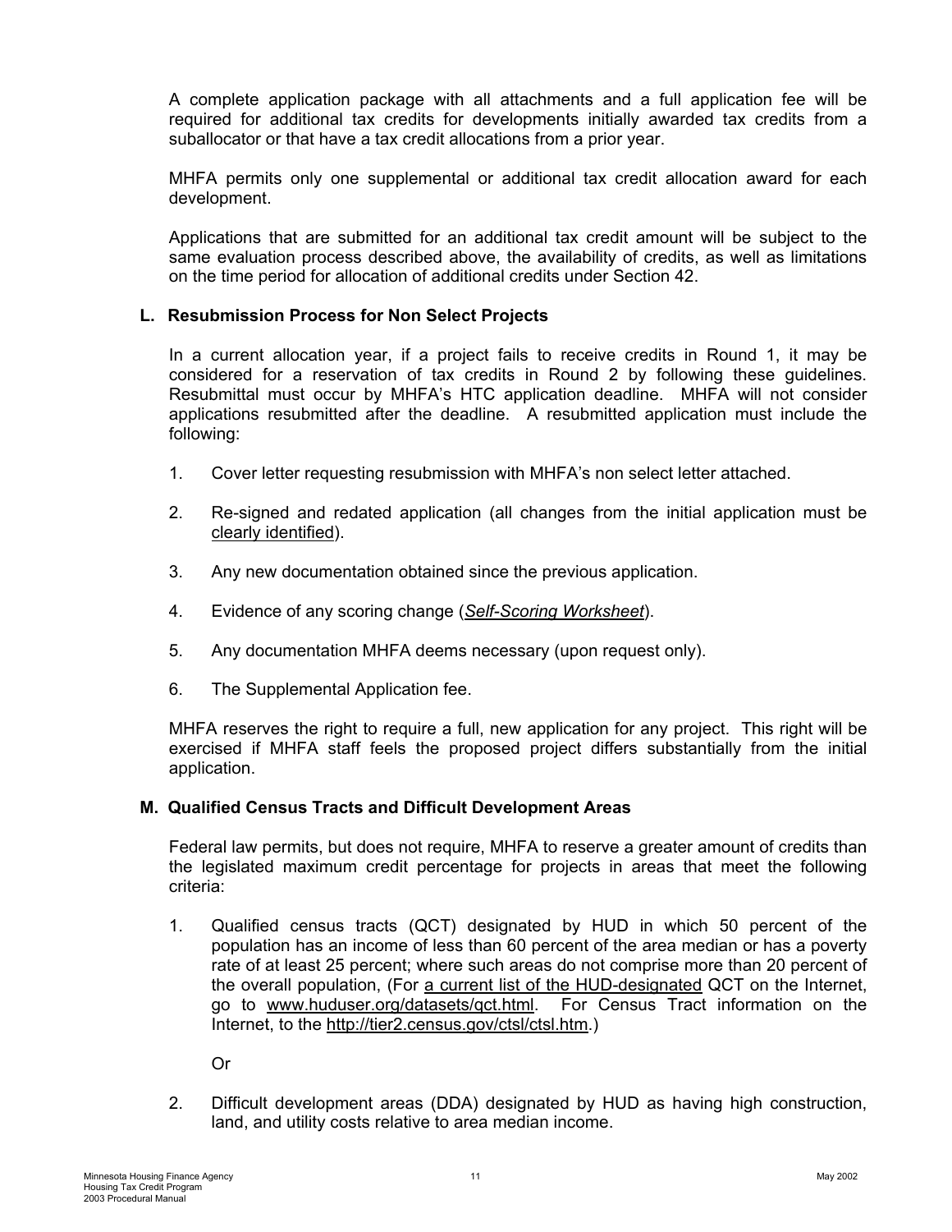A complete application package with all attachments and a full application fee will be required for additional tax credits for developments initially awarded tax credits from a suballocator or that have a tax credit allocations from a prior year.

MHFA permits only one supplemental or additional tax credit allocation award for each development.

Applications that are submitted for an additional tax credit amount will be subject to the same evaluation process described above, the availability of credits, as well as limitations on the time period for allocation of additional credits under Section 42.

### L. Resubmission Process for Non Select Projects

In a current allocation year, if a project fails to receive credits in Round 1, it may be considered for a reservation of tax credits in Round 2 by following these guidelines. Resubmittal must occur by MHFA's HTC application deadline. MHFA will not consider applications resubmitted after the deadline. A resubmitted application must include the following:

1. Cover letter requesting resubmission with MHFA's non select letter attached.
2. Re-signed and redated application (all changes from the initial application must be clearly identified).
3. Any new documentation obtained since the previous application.
4. Evidence of any scoring change (*Self-Scoring Worksheet*).
5. Any documentation MHFA deems necessary (upon request only).
6. The Supplemental Application fee.

MHFA reserves the right to require a full, new application for any project. This right will be exercised if MHFA staff feels the proposed project differs substantially from the initial application.

### M. Qualified Census Tracts and Difficult Development Areas

Federal law permits, but does not require, MHFA to reserve a greater amount of credits than the legislated maximum credit percentage for projects in areas that meet the following criteria:

1. Qualified census tracts (QCT) designated by HUD in which 50 percent of the population has an income of less than 60 percent of the area median or has a poverty rate of at least 25 percent; where such areas do not comprise more than 20 percent of the overall population, (For a current list of the HUD-designated QCT on the Internet, go to www.huduser.org/datasets/qct.html. For Census Tract information on the Internet, to the http://tier2.census.gov/ctsl/ctsl.htm.)

   Or

2. Difficult development areas (DDA) designated by HUD as having high construction, land, and utility costs relative to area median income.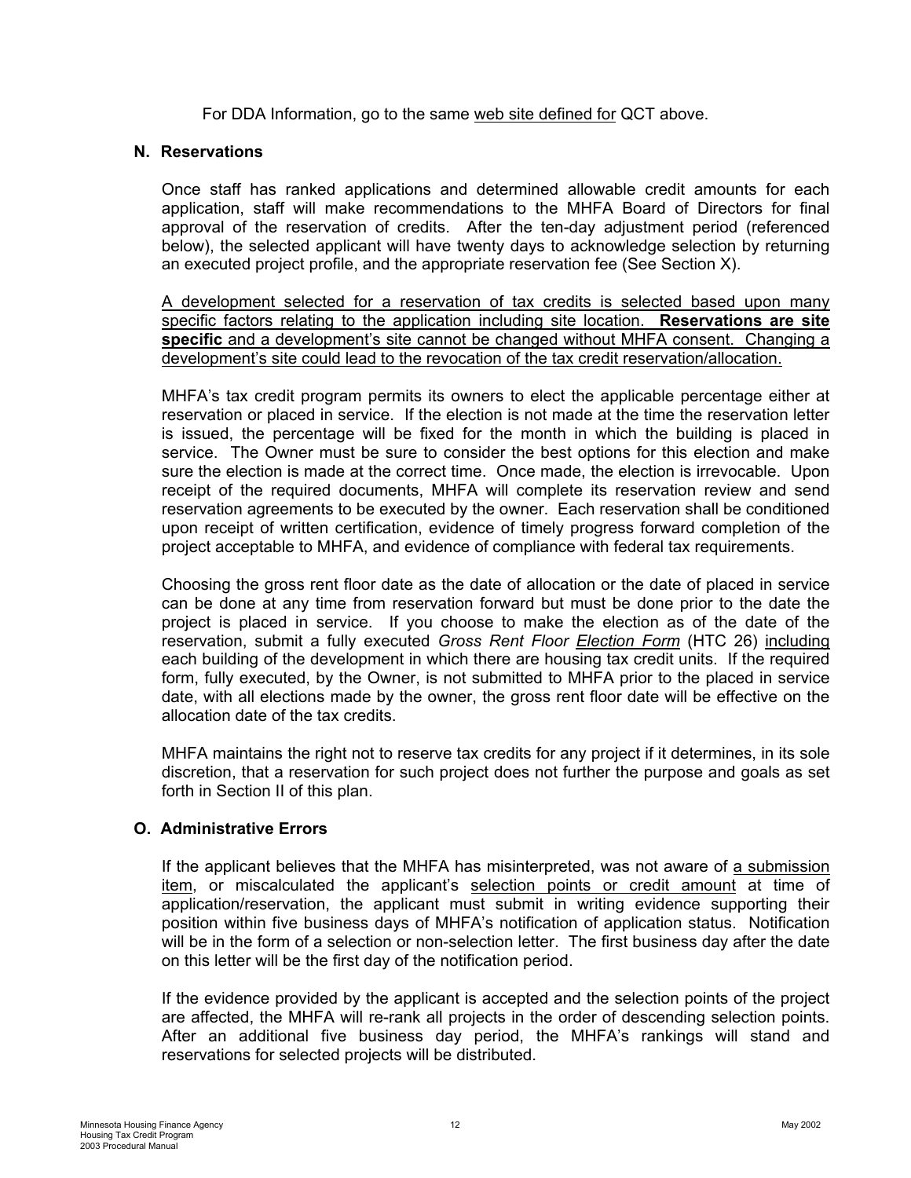For DDA Information, go to the same web site defined for QCT above.

### N. Reservations

Once staff has ranked applications and determined allowable credit amounts for each application, staff will make recommendations to the MHFA Board of Directors for final approval of the reservation of credits. After the ten-day adjustment period (referenced below), the selected applicant will have twenty days to acknowledge selection by returning an executed project profile, and the appropriate reservation fee (See Section X).

A development selected for a reservation of tax credits is selected based upon many specific factors relating to the application including site location. **Reservations are site specific** and a development's site cannot be changed without MHFA consent. Changing a development's site could lead to the revocation of the tax credit reservation/allocation.

MHFA's tax credit program permits its owners to elect the applicable percentage either at reservation or placed in service. If the election is not made at the time the reservation letter is issued, the percentage will be fixed for the month in which the building is placed in service. The Owner must be sure to consider the best options for this election and make sure the election is made at the correct time. Once made, the election is irrevocable. Upon receipt of the required documents, MHFA will complete its reservation review and send reservation agreements to be executed by the owner. Each reservation shall be conditioned upon receipt of written certification, evidence of timely progress forward completion of the project acceptable to MHFA, and evidence of compliance with federal tax requirements.

Choosing the gross rent floor date as the date of allocation or the date of placed in service can be done at any time from reservation forward but must be done prior to the date the project is placed in service. If you choose to make the election as of the date of the reservation, submit a fully executed *Gross Rent Floor Election Form* (HTC 26) including each building of the development in which there are housing tax credit units. If the required form, fully executed, by the Owner, is not submitted to MHFA prior to the placed in service date, with all elections made by the owner, the gross rent floor date will be effective on the allocation date of the tax credits.

MHFA maintains the right not to reserve tax credits for any project if it determines, in its sole discretion, that a reservation for such project does not further the purpose and goals as set forth in Section II of this plan.

### O. Administrative Errors

If the applicant believes that the MHFA has misinterpreted, was not aware of a submission item, or miscalculated the applicant's selection points or credit amount at time of application/reservation, the applicant must submit in writing evidence supporting their position within five business days of MHFA's notification of application status. Notification will be in the form of a selection or non-selection letter. The first business day after the date on this letter will be the first day of the notification period.

If the evidence provided by the applicant is accepted and the selection points of the project are affected, the MHFA will re-rank all projects in the order of descending selection points. After an additional five business day period, the MHFA's rankings will stand and reservations for selected projects will be distributed.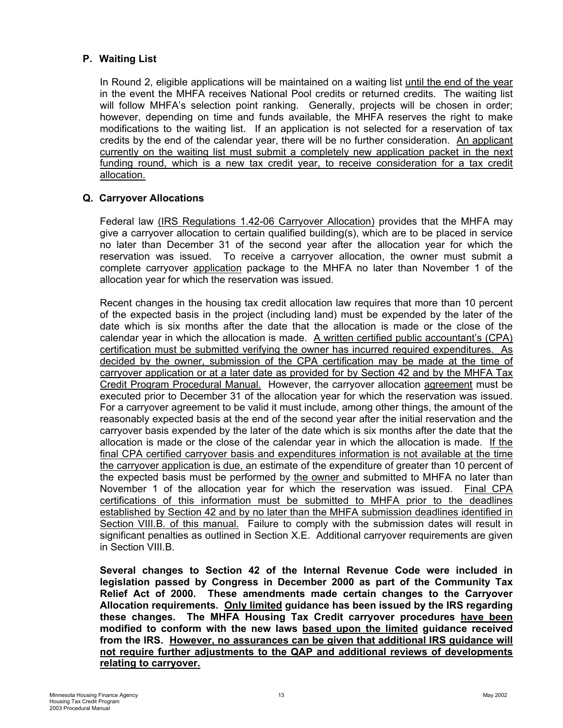### P. Waiting List

In Round 2, eligible applications will be maintained on a waiting list until the end of the year in the event the MHFA receives National Pool credits or returned credits. The waiting list will follow MHFA's selection point ranking. Generally, projects will be chosen in order; however, depending on time and funds available, the MHFA reserves the right to make modifications to the waiting list. If an application is not selected for a reservation of tax credits by the end of the calendar year, there will be no further consideration. An applicant currently on the waiting list must submit a completely new application packet in the next funding round, which is a new tax credit year, to receive consideration for a tax credit allocation.

### Q. Carryover Allocations

Federal law (IRS Regulations 1.42-06 Carryover Allocation) provides that the MHFA may give a carryover allocation to certain qualified building(s), which are to be placed in service no later than December 31 of the second year after the allocation year for which the reservation was issued. To receive a carryover allocation, the owner must submit a complete carryover application package to the MHFA no later than November 1 of the allocation year for which the reservation was issued.

Recent changes in the housing tax credit allocation law requires that more than 10 percent of the expected basis in the project (including land) must be expended by the later of the date which is six months after the date that the allocation is made or the close of the calendar year in which the allocation is made. A written certified public accountant's (CPA) certification must be submitted verifying the owner has incurred required expenditures. As decided by the owner, submission of the CPA certification may be made at the time of carryover application or at a later date as provided for by Section 42 and by the MHFA Tax Credit Program Procedural Manual. However, the carryover allocation agreement must be executed prior to December 31 of the allocation year for which the reservation was issued. For a carryover agreement to be valid it must include, among other things, the amount of the reasonably expected basis at the end of the second year after the initial reservation and the carryover basis expended by the later of the date which is six months after the date that the allocation is made or the close of the calendar year in which the allocation is made. If the final CPA certified carryover basis and expenditures information is not available at the time the carryover application is due, an estimate of the expenditure of greater than 10 percent of the expected basis must be performed by the owner and submitted to MHFA no later than November 1 of the allocation year for which the reservation was issued. Final CPA certifications of this information must be submitted to MHFA prior to the deadlines established by Section 42 and by no later than the MHFA submission deadlines identified in Section VIII.B. of this manual. Failure to comply with the submission dates will result in significant penalties as outlined in Section X.E. Additional carryover requirements are given in Section VIII.B.

**Several changes to Section 42 of the Internal Revenue Code were included in legislation passed by Congress in December 2000 as part of the Community Tax Relief Act of 2000. These amendments made certain changes to the Carryover Allocation requirements. Only limited guidance has been issued by the IRS regarding these changes. The MHFA Housing Tax Credit carryover procedures have been modified to conform with the new laws based upon the limited guidance received from the IRS. However, no assurances can be given that additional IRS guidance will not require further adjustments to the QAP and additional reviews of developments relating to carryover.**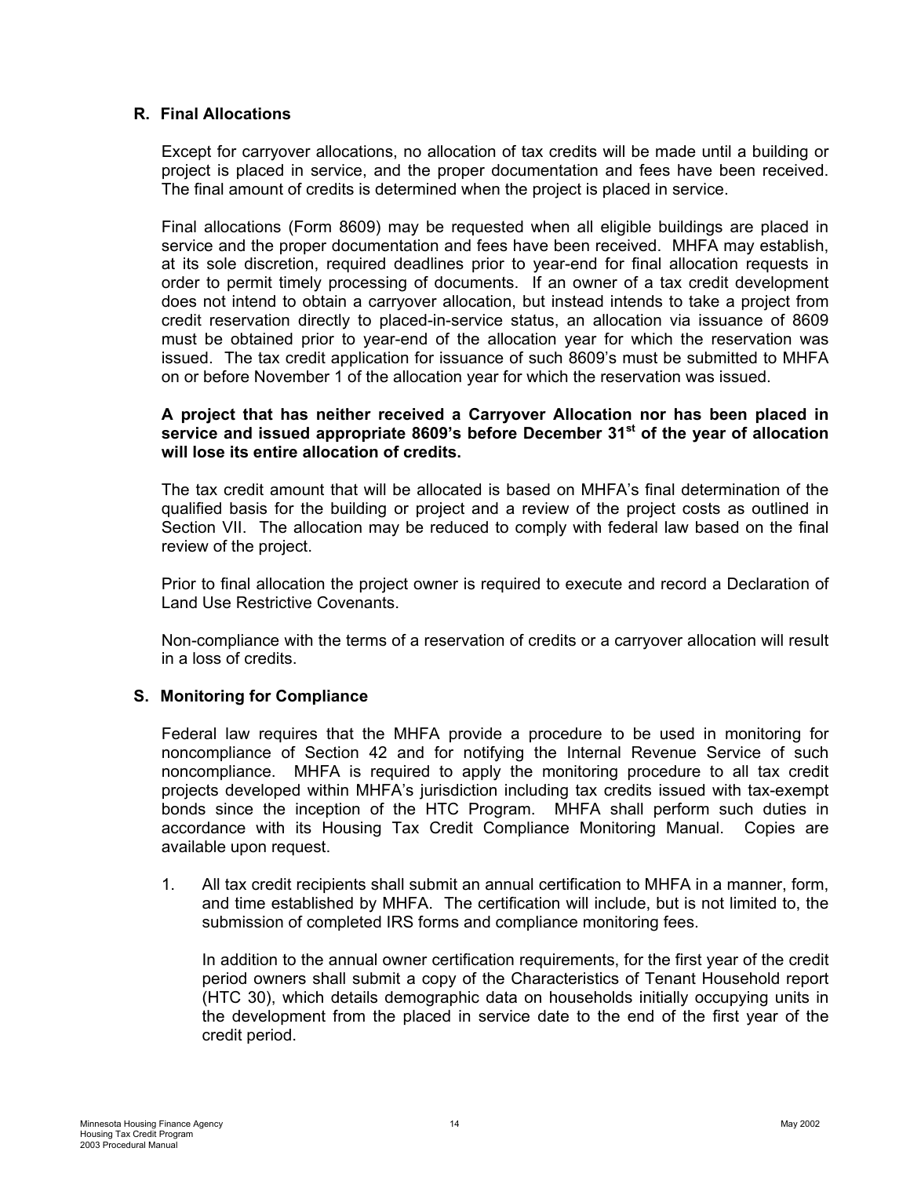### R. Final Allocations

Except for carryover allocations, no allocation of tax credits will be made until a building or project is placed in service, and the proper documentation and fees have been received. The final amount of credits is determined when the project is placed in service.

Final allocations (Form 8609) may be requested when all eligible buildings are placed in service and the proper documentation and fees have been received. MHFA may establish, at its sole discretion, required deadlines prior to year-end for final allocation requests in order to permit timely processing of documents. If an owner of a tax credit development does not intend to obtain a carryover allocation, but instead intends to take a project from credit reservation directly to placed-in-service status, an allocation via issuance of 8609 must be obtained prior to year-end of the allocation year for which the reservation was issued. The tax credit application for issuance of such 8609's must be submitted to MHFA on or before November 1 of the allocation year for which the reservation was issued.

**A project that has neither received a Carryover Allocation nor has been placed in service and issued appropriate 8609's before December 31st of the year of allocation will lose its entire allocation of credits.**

The tax credit amount that will be allocated is based on MHFA's final determination of the qualified basis for the building or project and a review of the project costs as outlined in Section VII. The allocation may be reduced to comply with federal law based on the final review of the project.

Prior to final allocation the project owner is required to execute and record a Declaration of Land Use Restrictive Covenants.

Non-compliance with the terms of a reservation of credits or a carryover allocation will result in a loss of credits.

### S. Monitoring for Compliance

Federal law requires that the MHFA provide a procedure to be used in monitoring for noncompliance of Section 42 and for notifying the Internal Revenue Service of such noncompliance. MHFA is required to apply the monitoring procedure to all tax credit projects developed within MHFA's jurisdiction including tax credits issued with tax-exempt bonds since the inception of the HTC Program. MHFA shall perform such duties in accordance with its Housing Tax Credit Compliance Monitoring Manual. Copies are available upon request.

1. All tax credit recipients shall submit an annual certification to MHFA in a manner, form, and time established by MHFA. The certification will include, but is not limited to, the submission of completed IRS forms and compliance monitoring fees.

   In addition to the annual owner certification requirements, for the first year of the credit period owners shall submit a copy of the Characteristics of Tenant Household report (HTC 30), which details demographic data on households initially occupying units in the development from the placed in service date to the end of the first year of the credit period.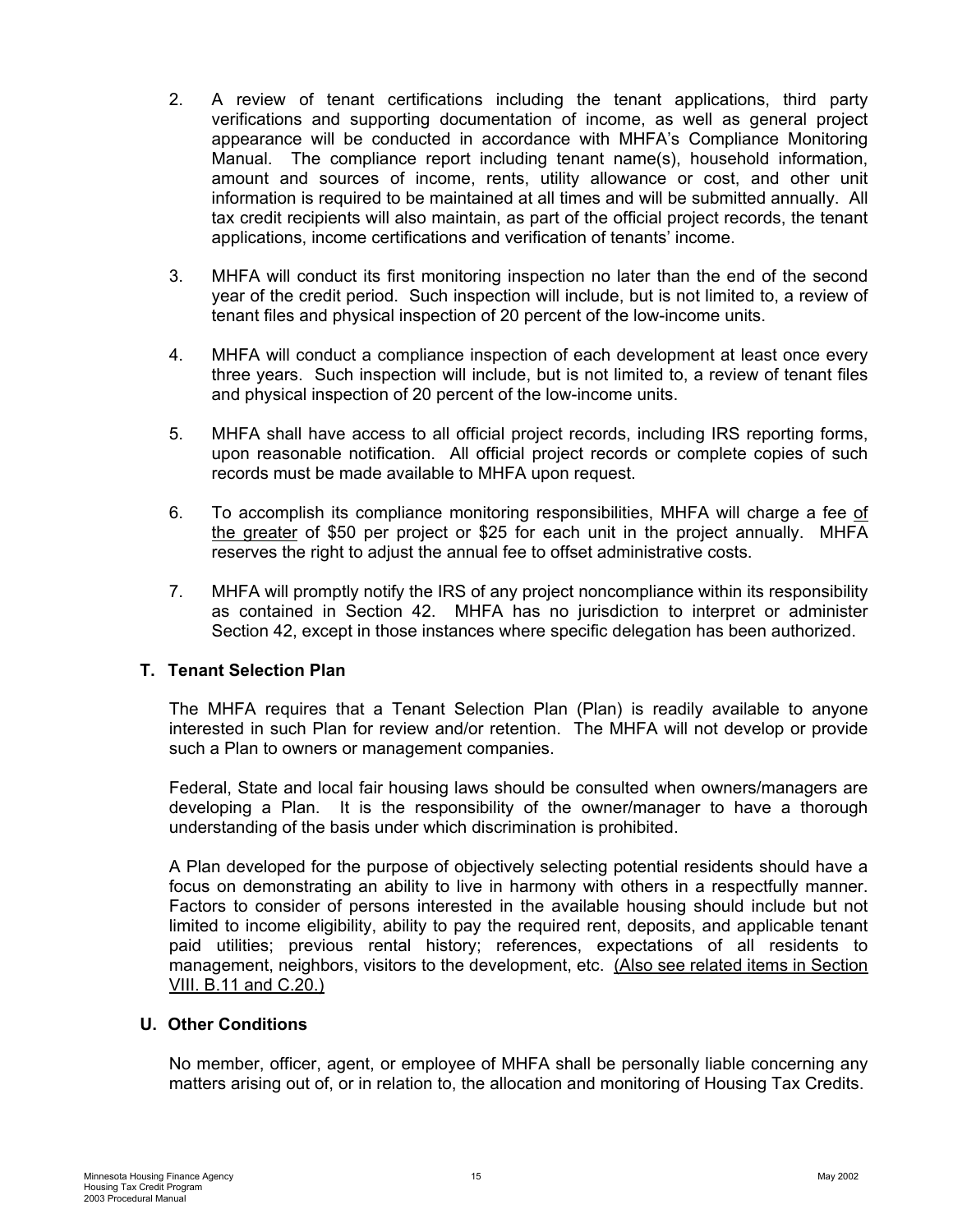2. A review of tenant certifications including the tenant applications, third party verifications and supporting documentation of income, as well as general project appearance will be conducted in accordance with MHFA's Compliance Monitoring Manual. The compliance report including tenant name(s), household information, amount and sources of income, rents, utility allowance or cost, and other unit information is required to be maintained at all times and will be submitted annually. All tax credit recipients will also maintain, as part of the official project records, the tenant applications, income certifications and verification of tenants' income.

3. MHFA will conduct its first monitoring inspection no later than the end of the second year of the credit period. Such inspection will include, but is not limited to, a review of tenant files and physical inspection of 20 percent of the low-income units.

4. MHFA will conduct a compliance inspection of each development at least once every three years. Such inspection will include, but is not limited to, a review of tenant files and physical inspection of 20 percent of the low-income units.

5. MHFA shall have access to all official project records, including IRS reporting forms, upon reasonable notification. All official project records or complete copies of such records must be made available to MHFA upon request.

6. To accomplish its compliance monitoring responsibilities, MHFA will charge a fee <u>of the greater</u> of $50 per project or $25 for each unit in the project annually. MHFA reserves the right to adjust the annual fee to offset administrative costs.

7. MHFA will promptly notify the IRS of any project noncompliance within its responsibility as contained in Section 42. MHFA has no jurisdiction to interpret or administer Section 42, except in those instances where specific delegation has been authorized.

### T. Tenant Selection Plan

The MHFA requires that a Tenant Selection Plan (Plan) is readily available to anyone interested in such Plan for review and/or retention. The MHFA will not develop or provide such a Plan to owners or management companies.

Federal, State and local fair housing laws should be consulted when owners/managers are developing a Plan. It is the responsibility of the owner/manager to have a thorough understanding of the basis under which discrimination is prohibited.

A Plan developed for the purpose of objectively selecting potential residents should have a focus on demonstrating an ability to live in harmony with others in a respectfully manner. Factors to consider of persons interested in the available housing should include but not limited to income eligibility, ability to pay the required rent, deposits, and applicable tenant paid utilities; previous rental history; references, expectations of all residents to management, neighbors, visitors to the development, etc. <u>(Also see related items in Section VIII. B.11 and C.20.)</u>

### U. Other Conditions

No member, officer, agent, or employee of MHFA shall be personally liable concerning any matters arising out of, or in relation to, the allocation and monitoring of Housing Tax Credits.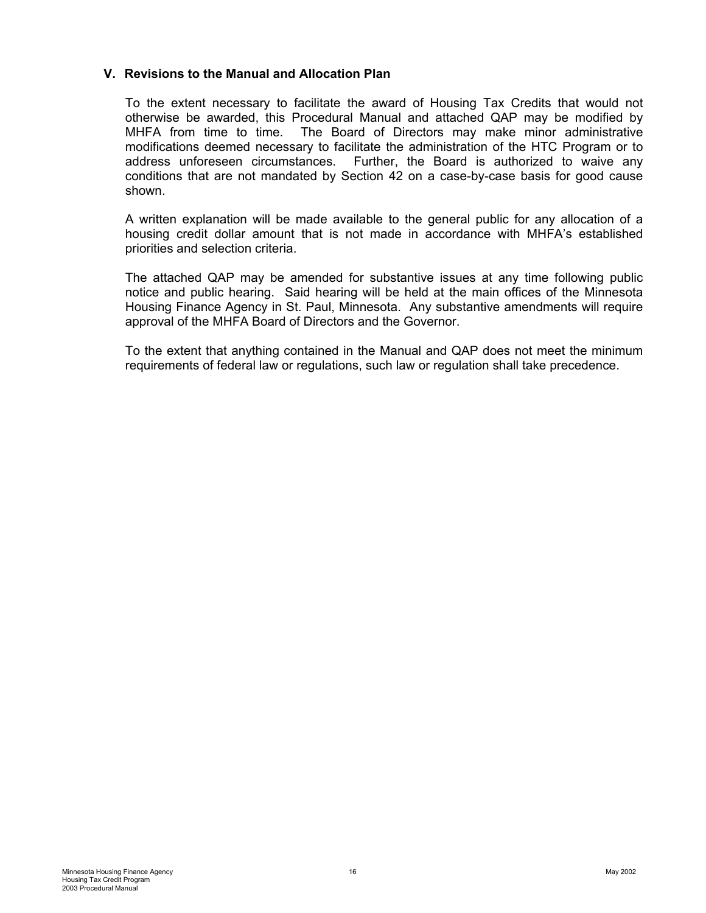## V. Revisions to the Manual and Allocation Plan

To the extent necessary to facilitate the award of Housing Tax Credits that would not otherwise be awarded, this Procedural Manual and attached QAP may be modified by MHFA from time to time. The Board of Directors may make minor administrative modifications deemed necessary to facilitate the administration of the HTC Program or to address unforeseen circumstances. Further, the Board is authorized to waive any conditions that are not mandated by Section 42 on a case-by-case basis for good cause shown.

A written explanation will be made available to the general public for any allocation of a housing credit dollar amount that is not made in accordance with MHFA's established priorities and selection criteria.

The attached QAP may be amended for substantive issues at any time following public notice and public hearing. Said hearing will be held at the main offices of the Minnesota Housing Finance Agency in St. Paul, Minnesota. Any substantive amendments will require approval of the MHFA Board of Directors and the Governor.

To the extent that anything contained in the Manual and QAP does not meet the minimum requirements of federal law or regulations, such law or regulation shall take precedence.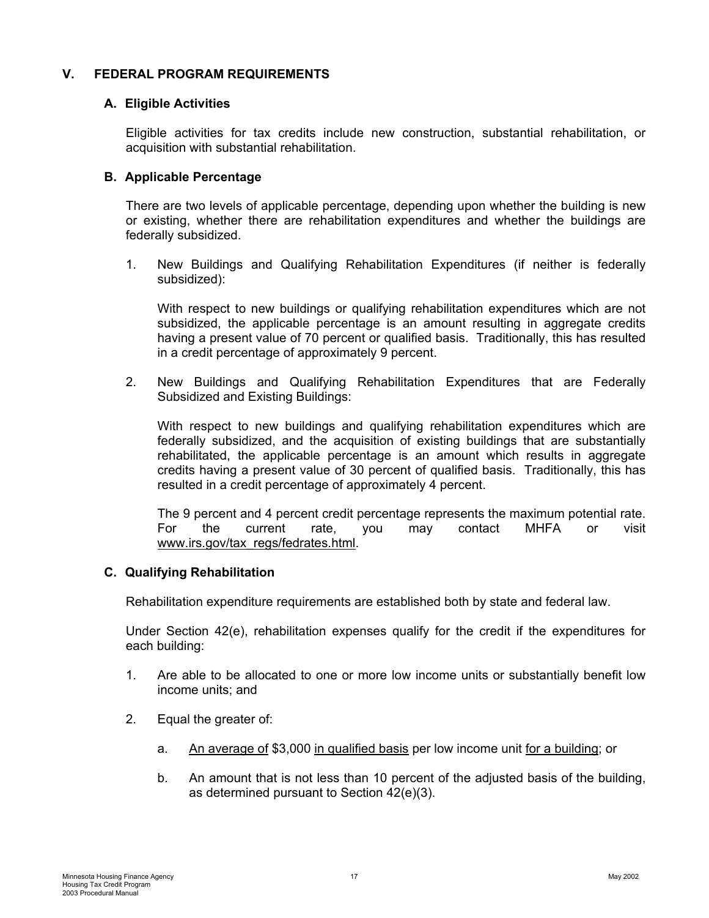## V. FEDERAL PROGRAM REQUIREMENTS

### A. Eligible Activities

Eligible activities for tax credits include new construction, substantial rehabilitation, or acquisition with substantial rehabilitation.

### B. Applicable Percentage

There are two levels of applicable percentage, depending upon whether the building is new or existing, whether there are rehabilitation expenditures and whether the buildings are federally subsidized.

1. New Buildings and Qualifying Rehabilitation Expenditures (if neither is federally subsidized):

   With respect to new buildings or qualifying rehabilitation expenditures which are not subsidized, the applicable percentage is an amount resulting in aggregate credits having a present value of 70 percent or qualified basis. Traditionally, this has resulted in a credit percentage of approximately 9 percent.

2. New Buildings and Qualifying Rehabilitation Expenditures that are Federally Subsidized and Existing Buildings:

   With respect to new buildings and qualifying rehabilitation expenditures which are federally subsidized, and the acquisition of existing buildings that are substantially rehabilitated, the applicable percentage is an amount which results in aggregate credits having a present value of 30 percent of qualified basis. Traditionally, this has resulted in a credit percentage of approximately 4 percent.

   The 9 percent and 4 percent credit percentage represents the maximum potential rate. For the current rate, you may contact MHFA or visit www.irs.gov/tax_regs/fedrates.html.

### C. Qualifying Rehabilitation

Rehabilitation expenditure requirements are established both by state and federal law.

Under Section 42(e), rehabilitation expenses qualify for the credit if the expenditures for each building:

1. Are able to be allocated to one or more low income units or substantially benefit low income units; and

2. Equal the greater of:

   a. An average of $3,000 in qualified basis per low income unit for a building; or

   b. An amount that is not less than 10 percent of the adjusted basis of the building, as determined pursuant to Section 42(e)(3).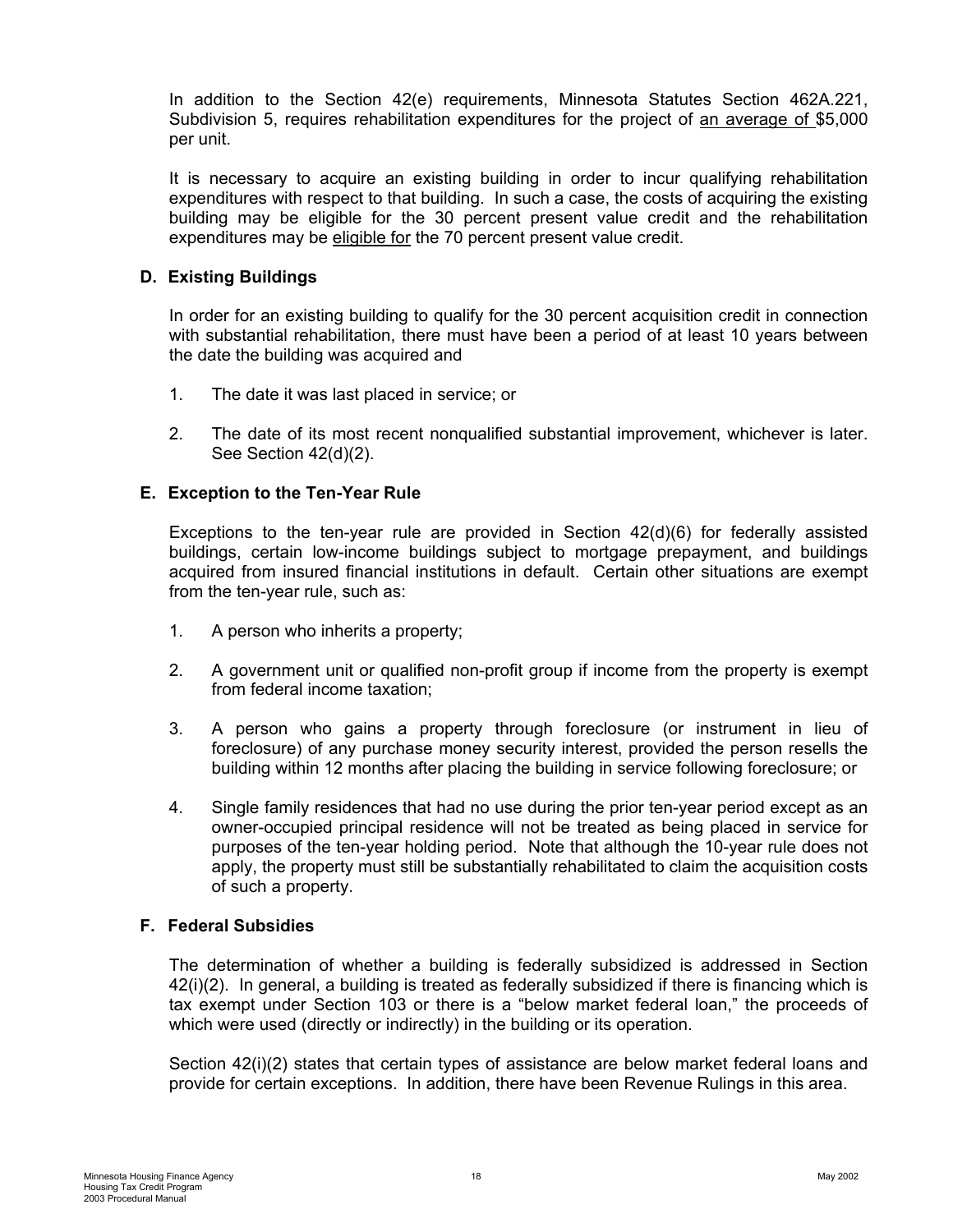In addition to the Section 42(e) requirements, Minnesota Statutes Section 462A.221, Subdivision 5, requires rehabilitation expenditures for the project of <u>an average of</u> $5,000 per unit.

It is necessary to acquire an existing building in order to incur qualifying rehabilitation expenditures with respect to that building. In such a case, the costs of acquiring the existing building may be eligible for the 30 percent present value credit and the rehabilitation expenditures may be <u>eligible for</u> the 70 percent present value credit.

### D. Existing Buildings

In order for an existing building to qualify for the 30 percent acquisition credit in connection with substantial rehabilitation, there must have been a period of at least 10 years between the date the building was acquired and

1. The date it was last placed in service; or
2. The date of its most recent nonqualified substantial improvement, whichever is later. See Section 42(d)(2).

### E. Exception to the Ten-Year Rule

Exceptions to the ten-year rule are provided in Section 42(d)(6) for federally assisted buildings, certain low-income buildings subject to mortgage prepayment, and buildings acquired from insured financial institutions in default. Certain other situations are exempt from the ten-year rule, such as:

1. A person who inherits a property;
2. A government unit or qualified non-profit group if income from the property is exempt from federal income taxation;
3. A person who gains a property through foreclosure (or instrument in lieu of foreclosure) of any purchase money security interest, provided the person resells the building within 12 months after placing the building in service following foreclosure; or
4. Single family residences that had no use during the prior ten-year period except as an owner-occupied principal residence will not be treated as being placed in service for purposes of the ten-year holding period. Note that although the 10-year rule does not apply, the property must still be substantially rehabilitated to claim the acquisition costs of such a property.

### F. Federal Subsidies

The determination of whether a building is federally subsidized is addressed in Section 42(i)(2). In general, a building is treated as federally subsidized if there is financing which is tax exempt under Section 103 or there is a "below market federal loan," the proceeds of which were used (directly or indirectly) in the building or its operation.

Section 42(i)(2) states that certain types of assistance are below market federal loans and provide for certain exceptions. In addition, there have been Revenue Rulings in this area.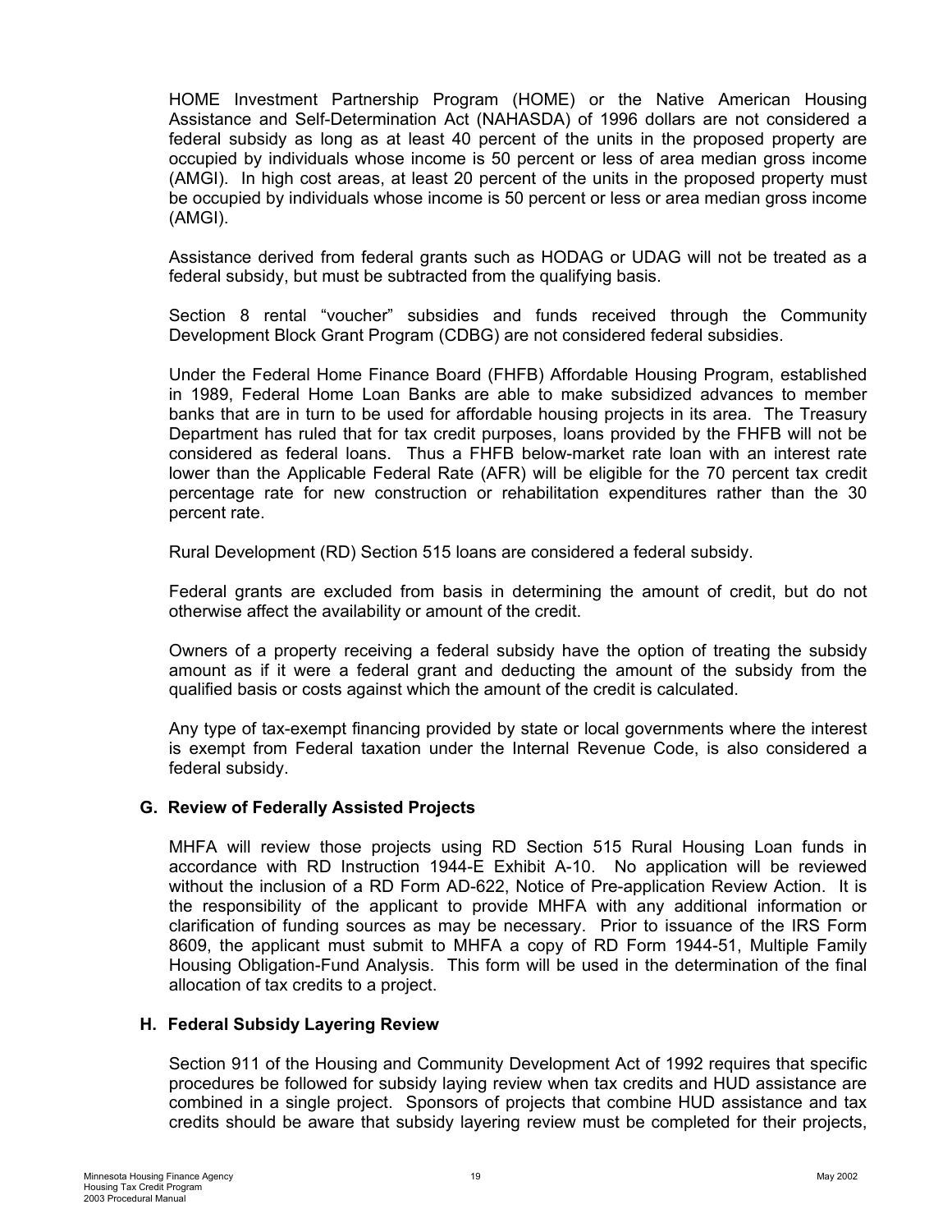HOME Investment Partnership Program (HOME) or the Native American Housing Assistance and Self-Determination Act (NAHASDA) of 1996 dollars are not considered a federal subsidy as long as at least 40 percent of the units in the proposed property are occupied by individuals whose income is 50 percent or less of area median gross income (AMGI). In high cost areas, at least 20 percent of the units in the proposed property must be occupied by individuals whose income is 50 percent or less or area median gross income (AMGI).

Assistance derived from federal grants such as HODAG or UDAG will not be treated as a federal subsidy, but must be subtracted from the qualifying basis.

Section 8 rental "voucher" subsidies and funds received through the Community Development Block Grant Program (CDBG) are not considered federal subsidies.

Under the Federal Home Finance Board (FHFB) Affordable Housing Program, established in 1989, Federal Home Loan Banks are able to make subsidized advances to member banks that are in turn to be used for affordable housing projects in its area. The Treasury Department has ruled that for tax credit purposes, loans provided by the FHFB will not be considered as federal loans. Thus a FHFB below-market rate loan with an interest rate lower than the Applicable Federal Rate (AFR) will be eligible for the 70 percent tax credit percentage rate for new construction or rehabilitation expenditures rather than the 30 percent rate.

Rural Development (RD) Section 515 loans are considered a federal subsidy.

Federal grants are excluded from basis in determining the amount of credit, but do not otherwise affect the availability or amount of the credit.

Owners of a property receiving a federal subsidy have the option of treating the subsidy amount as if it were a federal grant and deducting the amount of the subsidy from the qualified basis or costs against which the amount of the credit is calculated.

Any type of tax-exempt financing provided by state or local governments where the interest is exempt from Federal taxation under the Internal Revenue Code, is also considered a federal subsidy.

### G. Review of Federally Assisted Projects

MHFA will review those projects using RD Section 515 Rural Housing Loan funds in accordance with RD Instruction 1944-E Exhibit A-10. No application will be reviewed without the inclusion of a RD Form AD-622, Notice of Pre-application Review Action. It is the responsibility of the applicant to provide MHFA with any additional information or clarification of funding sources as may be necessary. Prior to issuance of the IRS Form 8609, the applicant must submit to MHFA a copy of RD Form 1944-51, Multiple Family Housing Obligation-Fund Analysis. This form will be used in the determination of the final allocation of tax credits to a project.

### H. Federal Subsidy Layering Review

Section 911 of the Housing and Community Development Act of 1992 requires that specific procedures be followed for subsidy laying review when tax credits and HUD assistance are combined in a single project. Sponsors of projects that combine HUD assistance and tax credits should be aware that subsidy layering review must be completed for their projects,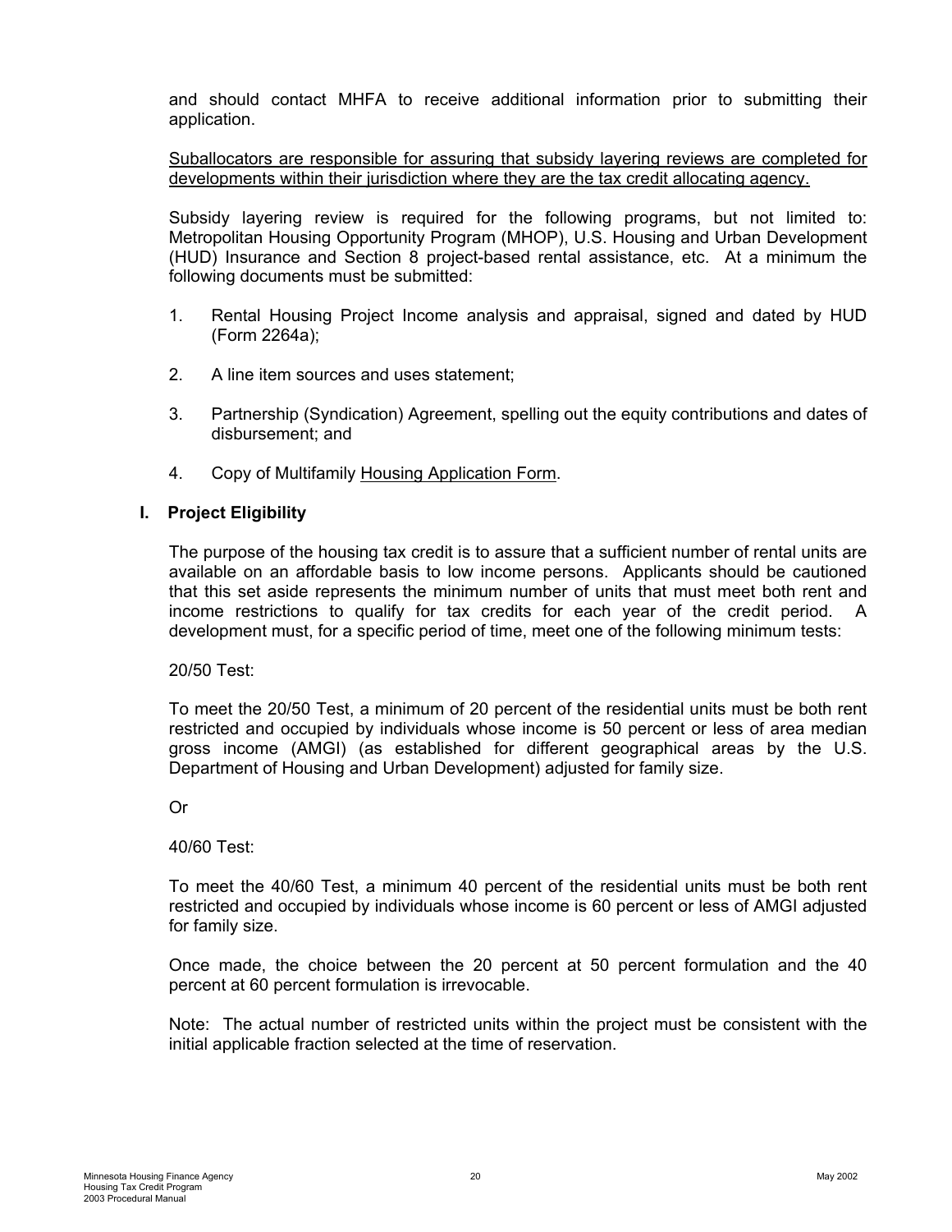and should contact MHFA to receive additional information prior to submitting their application.

<u>Suballocators are responsible for assuring that subsidy layering reviews are completed for developments within their jurisdiction where they are the tax credit allocating agency.</u>

Subsidy layering review is required for the following programs, but not limited to: Metropolitan Housing Opportunity Program (MHOP), U.S. Housing and Urban Development (HUD) Insurance and Section 8 project-based rental assistance, etc. At a minimum the following documents must be submitted:

1. Rental Housing Project Income analysis and appraisal, signed and dated by HUD (Form 2264a);

2. A line item sources and uses statement;

3. Partnership (Syndication) Agreement, spelling out the equity contributions and dates of disbursement; and

4. Copy of Multifamily <u>Housing Application Form</u>.

## I. Project Eligibility

The purpose of the housing tax credit is to assure that a sufficient number of rental units are available on an affordable basis to low income persons. Applicants should be cautioned that this set aside represents the minimum number of units that must meet both rent and income restrictions to qualify for tax credits for each year of the credit period. A development must, for a specific period of time, meet one of the following minimum tests:

20/50 Test:

To meet the 20/50 Test, a minimum of 20 percent of the residential units must be both rent restricted and occupied by individuals whose income is 50 percent or less of area median gross income (AMGI) (as established for different geographical areas by the U.S. Department of Housing and Urban Development) adjusted for family size.

Or

40/60 Test:

To meet the 40/60 Test, a minimum 40 percent of the residential units must be both rent restricted and occupied by individuals whose income is 60 percent or less of AMGI adjusted for family size.

Once made, the choice between the 20 percent at 50 percent formulation and the 40 percent at 60 percent formulation is irrevocable.

Note: The actual number of restricted units within the project must be consistent with the initial applicable fraction selected at the time of reservation.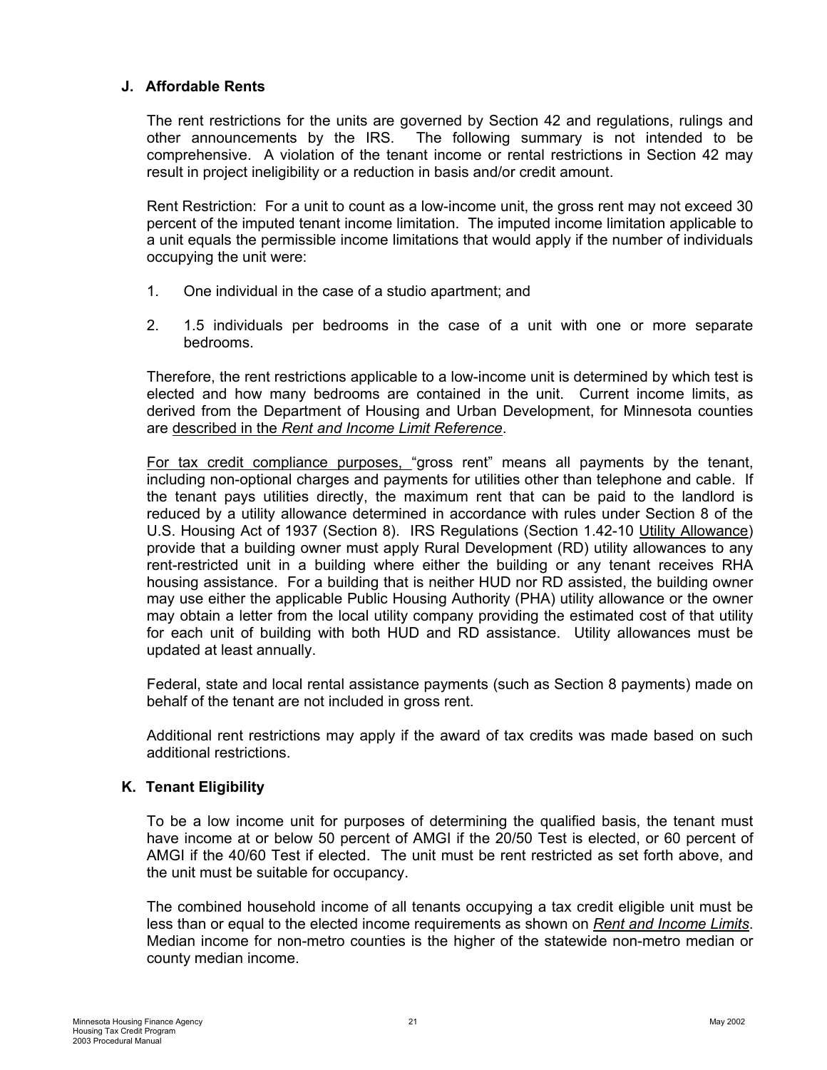### J. Affordable Rents

The rent restrictions for the units are governed by Section 42 and regulations, rulings and other announcements by the IRS. The following summary is not intended to be comprehensive. A violation of the tenant income or rental restrictions in Section 42 may result in project ineligibility or a reduction in basis and/or credit amount.

Rent Restriction: For a unit to count as a low-income unit, the gross rent may not exceed 30 percent of the imputed tenant income limitation. The imputed income limitation applicable to a unit equals the permissible income limitations that would apply if the number of individuals occupying the unit were:

1. One individual in the case of a studio apartment; and
2. 1.5 individuals per bedrooms in the case of a unit with one or more separate bedrooms.

Therefore, the rent restrictions applicable to a low-income unit is determined by which test is elected and how many bedrooms are contained in the unit. Current income limits, as derived from the Department of Housing and Urban Development, for Minnesota counties are described in the *Rent and Income Limit Reference*.

For tax credit compliance purposes, "gross rent" means all payments by the tenant, including non-optional charges and payments for utilities other than telephone and cable. If the tenant pays utilities directly, the maximum rent that can be paid to the landlord is reduced by a utility allowance determined in accordance with rules under Section 8 of the U.S. Housing Act of 1937 (Section 8). IRS Regulations (Section 1.42-10 Utility Allowance) provide that a building owner must apply Rural Development (RD) utility allowances to any rent-restricted unit in a building where either the building or any tenant receives RHA housing assistance. For a building that is neither HUD nor RD assisted, the building owner may use either the applicable Public Housing Authority (PHA) utility allowance or the owner may obtain a letter from the local utility company providing the estimated cost of that utility for each unit of building with both HUD and RD assistance. Utility allowances must be updated at least annually.

Federal, state and local rental assistance payments (such as Section 8 payments) made on behalf of the tenant are not included in gross rent.

Additional rent restrictions may apply if the award of tax credits was made based on such additional restrictions.

### K. Tenant Eligibility

To be a low income unit for purposes of determining the qualified basis, the tenant must have income at or below 50 percent of AMGI if the 20/50 Test is elected, or 60 percent of AMGI if the 40/60 Test if elected. The unit must be rent restricted as set forth above, and the unit must be suitable for occupancy.

The combined household income of all tenants occupying a tax credit eligible unit must be less than or equal to the elected income requirements as shown on *Rent and Income Limits*. Median income for non-metro counties is the higher of the statewide non-metro median or county median income.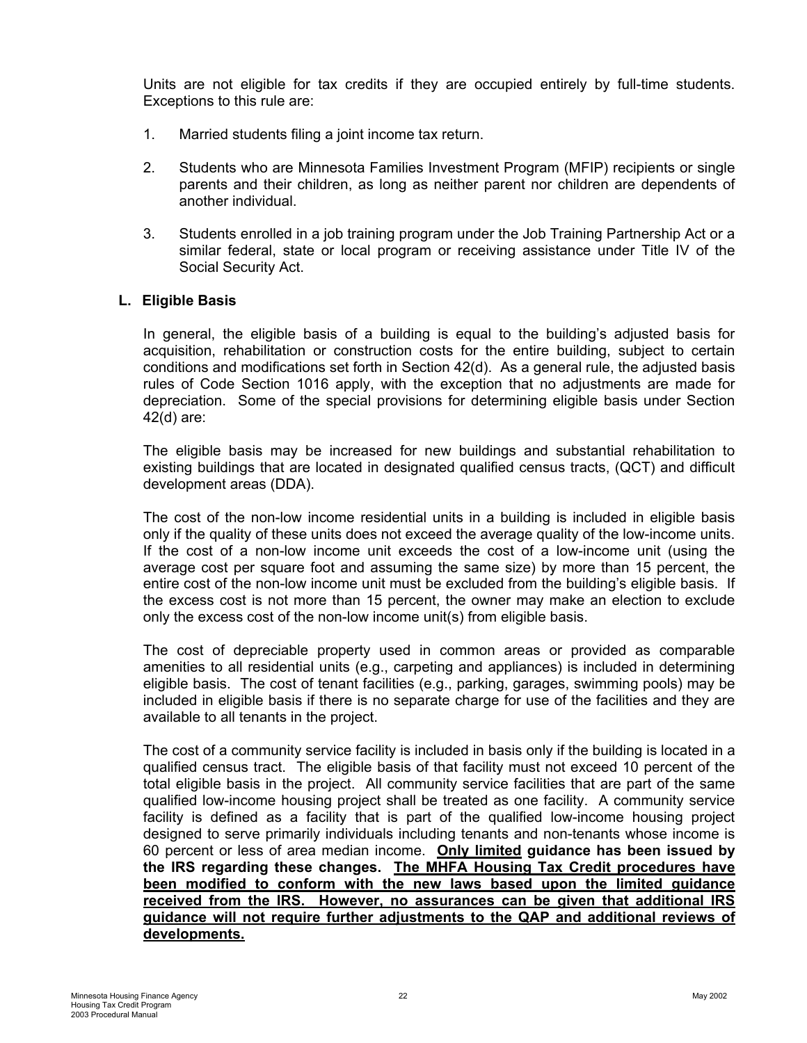Units are not eligible for tax credits if they are occupied entirely by full-time students. Exceptions to this rule are:

1. Married students filing a joint income tax return.

2. Students who are Minnesota Families Investment Program (MFIP) recipients or single parents and their children, as long as neither parent nor children are dependents of another individual.

3. Students enrolled in a job training program under the Job Training Partnership Act or a similar federal, state or local program or receiving assistance under Title IV of the Social Security Act.

### L. Eligible Basis

In general, the eligible basis of a building is equal to the building's adjusted basis for acquisition, rehabilitation or construction costs for the entire building, subject to certain conditions and modifications set forth in Section 42(d). As a general rule, the adjusted basis rules of Code Section 1016 apply, with the exception that no adjustments are made for depreciation. Some of the special provisions for determining eligible basis under Section 42(d) are:

The eligible basis may be increased for new buildings and substantial rehabilitation to existing buildings that are located in designated qualified census tracts, (QCT) and difficult development areas (DDA).

The cost of the non-low income residential units in a building is included in eligible basis only if the quality of these units does not exceed the average quality of the low-income units. If the cost of a non-low income unit exceeds the cost of a low-income unit (using the average cost per square foot and assuming the same size) by more than 15 percent, the entire cost of the non-low income unit must be excluded from the building's eligible basis. If the excess cost is not more than 15 percent, the owner may make an election to exclude only the excess cost of the non-low income unit(s) from eligible basis.

The cost of depreciable property used in common areas or provided as comparable amenities to all residential units (e.g., carpeting and appliances) is included in determining eligible basis. The cost of tenant facilities (e.g., parking, garages, swimming pools) may be included in eligible basis if there is no separate charge for use of the facilities and they are available to all tenants in the project.

The cost of a community service facility is included in basis only if the building is located in a qualified census tract. The eligible basis of that facility must not exceed 10 percent of the total eligible basis in the project. All community service facilities that are part of the same qualified low-income housing project shall be treated as one facility. A community service facility is defined as a facility that is part of the qualified low-income housing project designed to serve primarily individuals including tenants and non-tenants whose income is 60 percent or less of area median income. **Only limited guidance has been issued by the IRS regarding these changes. The MHFA Housing Tax Credit procedures have been modified to conform with the new laws based upon the limited guidance received from the IRS. However, no assurances can be given that additional IRS guidance will not require further adjustments to the QAP and additional reviews of developments.**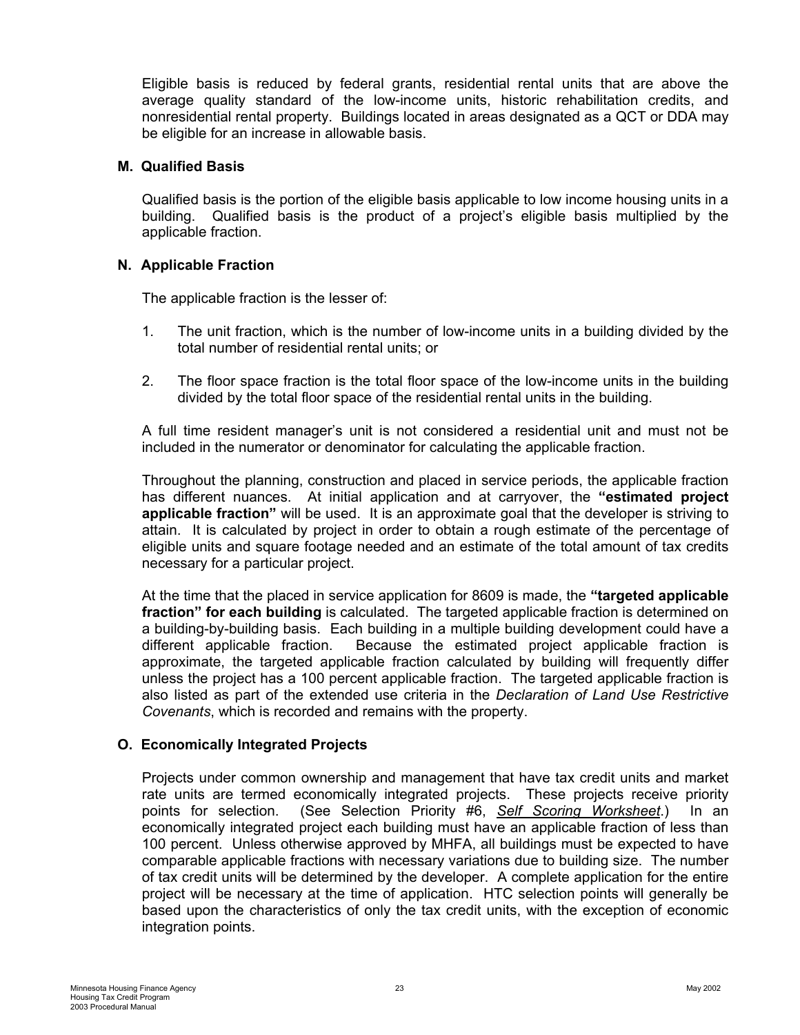Eligible basis is reduced by federal grants, residential rental units that are above the average quality standard of the low-income units, historic rehabilitation credits, and nonresidential rental property. Buildings located in areas designated as a QCT or DDA may be eligible for an increase in allowable basis.

### M. Qualified Basis

Qualified basis is the portion of the eligible basis applicable to low income housing units in a building. Qualified basis is the product of a project's eligible basis multiplied by the applicable fraction.

### N. Applicable Fraction

The applicable fraction is the lesser of:

1. The unit fraction, which is the number of low-income units in a building divided by the total number of residential rental units; or

2. The floor space fraction is the total floor space of the low-income units in the building divided by the total floor space of the residential rental units in the building.

A full time resident manager's unit is not considered a residential unit and must not be included in the numerator or denominator for calculating the applicable fraction.

Throughout the planning, construction and placed in service periods, the applicable fraction has different nuances. At initial application and at carryover, the **"estimated project applicable fraction"** will be used. It is an approximate goal that the developer is striving to attain. It is calculated by project in order to obtain a rough estimate of the percentage of eligible units and square footage needed and an estimate of the total amount of tax credits necessary for a particular project.

At the time that the placed in service application for 8609 is made, the **"targeted applicable fraction" for each building** is calculated. The targeted applicable fraction is determined on a building-by-building basis. Each building in a multiple building development could have a different applicable fraction. Because the estimated project applicable fraction is approximate, the targeted applicable fraction calculated by building will frequently differ unless the project has a 100 percent applicable fraction. The targeted applicable fraction is also listed as part of the extended use criteria in the *Declaration of Land Use Restrictive Covenants*, which is recorded and remains with the property.

### O. Economically Integrated Projects

Projects under common ownership and management that have tax credit units and market rate units are termed economically integrated projects. These projects receive priority points for selection. (See Selection Priority #6, *Self Scoring Worksheet*.) In an economically integrated project each building must have an applicable fraction of less than 100 percent. Unless otherwise approved by MHFA, all buildings must be expected to have comparable applicable fractions with necessary variations due to building size. The number of tax credit units will be determined by the developer. A complete application for the entire project will be necessary at the time of application. HTC selection points will generally be based upon the characteristics of only the tax credit units, with the exception of economic integration points.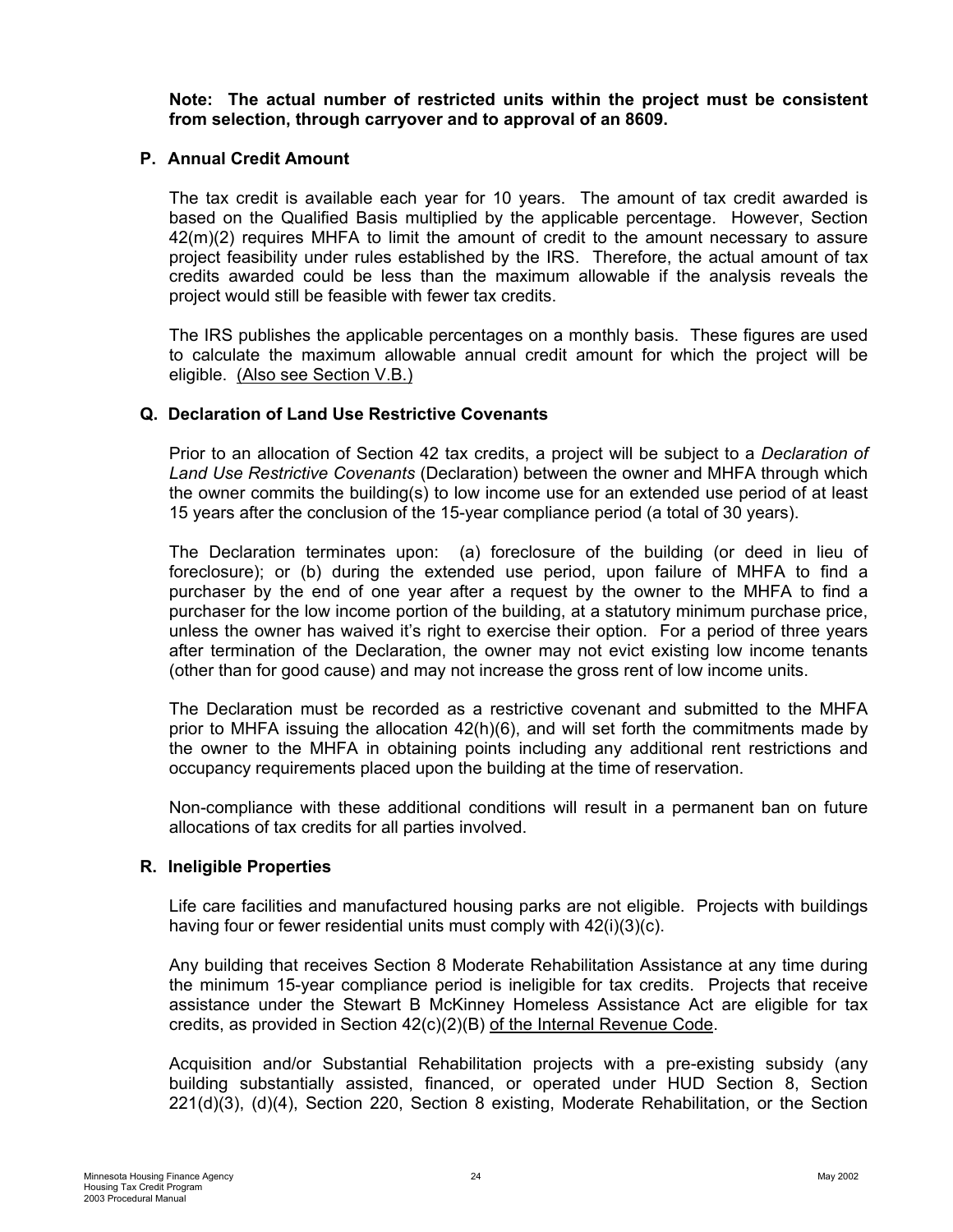**Note: The actual number of restricted units within the project must be consistent from selection, through carryover and to approval of an 8609.**

### P. Annual Credit Amount

The tax credit is available each year for 10 years. The amount of tax credit awarded is based on the Qualified Basis multiplied by the applicable percentage. However, Section 42(m)(2) requires MHFA to limit the amount of credit to the amount necessary to assure project feasibility under rules established by the IRS. Therefore, the actual amount of tax credits awarded could be less than the maximum allowable if the analysis reveals the project would still be feasible with fewer tax credits.

The IRS publishes the applicable percentages on a monthly basis. These figures are used to calculate the maximum allowable annual credit amount for which the project will be eligible. (Also see Section V.B.)

### Q. Declaration of Land Use Restrictive Covenants

Prior to an allocation of Section 42 tax credits, a project will be subject to a *Declaration of Land Use Restrictive Covenants* (Declaration) between the owner and MHFA through which the owner commits the building(s) to low income use for an extended use period of at least 15 years after the conclusion of the 15-year compliance period (a total of 30 years).

The Declaration terminates upon: (a) foreclosure of the building (or deed in lieu of foreclosure); or (b) during the extended use period, upon failure of MHFA to find a purchaser by the end of one year after a request by the owner to the MHFA to find a purchaser for the low income portion of the building, at a statutory minimum purchase price, unless the owner has waived it's right to exercise their option. For a period of three years after termination of the Declaration, the owner may not evict existing low income tenants (other than for good cause) and may not increase the gross rent of low income units.

The Declaration must be recorded as a restrictive covenant and submitted to the MHFA prior to MHFA issuing the allocation 42(h)(6), and will set forth the commitments made by the owner to the MHFA in obtaining points including any additional rent restrictions and occupancy requirements placed upon the building at the time of reservation.

Non-compliance with these additional conditions will result in a permanent ban on future allocations of tax credits for all parties involved.

### R. Ineligible Properties

Life care facilities and manufactured housing parks are not eligible. Projects with buildings having four or fewer residential units must comply with 42(i)(3)(c).

Any building that receives Section 8 Moderate Rehabilitation Assistance at any time during the minimum 15-year compliance period is ineligible for tax credits. Projects that receive assistance under the Stewart B McKinney Homeless Assistance Act are eligible for tax credits, as provided in Section 42(c)(2)(B) of the Internal Revenue Code.

Acquisition and/or Substantial Rehabilitation projects with a pre-existing subsidy (any building substantially assisted, financed, or operated under HUD Section 8, Section 221(d)(3), (d)(4), Section 220, Section 8 existing, Moderate Rehabilitation, or the Section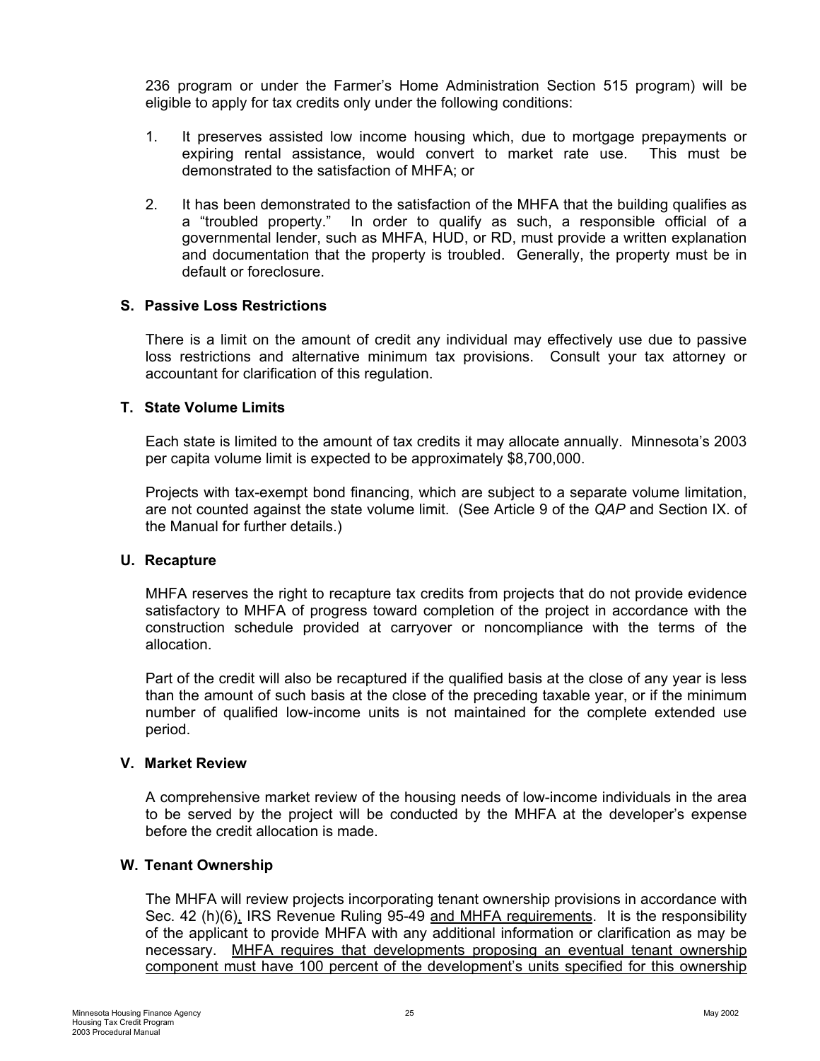236 program or under the Farmer's Home Administration Section 515 program) will be eligible to apply for tax credits only under the following conditions:

1. It preserves assisted low income housing which, due to mortgage prepayments or expiring rental assistance, would convert to market rate use. This must be demonstrated to the satisfaction of MHFA; or

2. It has been demonstrated to the satisfaction of the MHFA that the building qualifies as a "troubled property." In order to qualify as such, a responsible official of a governmental lender, such as MHFA, HUD, or RD, must provide a written explanation and documentation that the property is troubled. Generally, the property must be in default or foreclosure.

### S. Passive Loss Restrictions

There is a limit on the amount of credit any individual may effectively use due to passive loss restrictions and alternative minimum tax provisions. Consult your tax attorney or accountant for clarification of this regulation.

### T. State Volume Limits

Each state is limited to the amount of tax credits it may allocate annually. Minnesota's 2003 per capita volume limit is expected to be approximately $8,700,000.

Projects with tax-exempt bond financing, which are subject to a separate volume limitation, are not counted against the state volume limit. (See Article 9 of the *QAP* and Section IX. of the Manual for further details.)

### U. Recapture

MHFA reserves the right to recapture tax credits from projects that do not provide evidence satisfactory to MHFA of progress toward completion of the project in accordance with the construction schedule provided at carryover or noncompliance with the terms of the allocation.

Part of the credit will also be recaptured if the qualified basis at the close of any year is less than the amount of such basis at the close of the preceding taxable year, or if the minimum number of qualified low-income units is not maintained for the complete extended use period.

### V. Market Review

A comprehensive market review of the housing needs of low-income individuals in the area to be served by the project will be conducted by the MHFA at the developer's expense before the credit allocation is made.

### W. Tenant Ownership

The MHFA will review projects incorporating tenant ownership provisions in accordance with Sec. 42 (h)(6), IRS Revenue Ruling 95-49 and MHFA requirements. It is the responsibility of the applicant to provide MHFA with any additional information or clarification as may be necessary. MHFA requires that developments proposing an eventual tenant ownership component must have 100 percent of the development's units specified for this ownership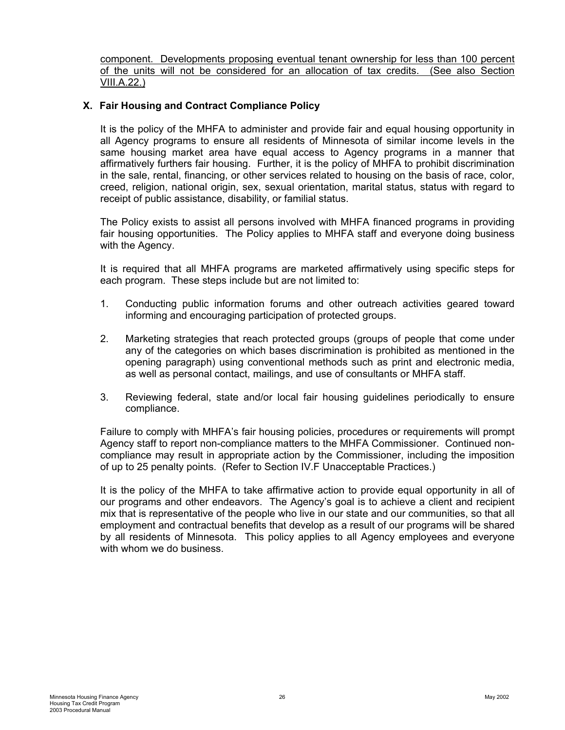<u>component. Developments proposing eventual tenant ownership for less than 100 percent of the units will not be considered for an allocation of tax credits. (See also Section VIII.A.22.)</u>

## X. Fair Housing and Contract Compliance Policy

It is the policy of the MHFA to administer and provide fair and equal housing opportunity in all Agency programs to ensure all residents of Minnesota of similar income levels in the same housing market area have equal access to Agency programs in a manner that affirmatively furthers fair housing. Further, it is the policy of MHFA to prohibit discrimination in the sale, rental, financing, or other services related to housing on the basis of race, color, creed, religion, national origin, sex, sexual orientation, marital status, status with regard to receipt of public assistance, disability, or familial status.

The Policy exists to assist all persons involved with MHFA financed programs in providing fair housing opportunities. The Policy applies to MHFA staff and everyone doing business with the Agency.

It is required that all MHFA programs are marketed affirmatively using specific steps for each program. These steps include but are not limited to:

1. Conducting public information forums and other outreach activities geared toward informing and encouraging participation of protected groups.

2. Marketing strategies that reach protected groups (groups of people that come under any of the categories on which bases discrimination is prohibited as mentioned in the opening paragraph) using conventional methods such as print and electronic media, as well as personal contact, mailings, and use of consultants or MHFA staff.

3. Reviewing federal, state and/or local fair housing guidelines periodically to ensure compliance.

Failure to comply with MHFA's fair housing policies, procedures or requirements will prompt Agency staff to report non-compliance matters to the MHFA Commissioner. Continued non-compliance may result in appropriate action by the Commissioner, including the imposition of up to 25 penalty points. (Refer to Section IV.F Unacceptable Practices.)

It is the policy of the MHFA to take affirmative action to provide equal opportunity in all of our programs and other endeavors. The Agency's goal is to achieve a client and recipient mix that is representative of the people who live in our state and our communities, so that all employment and contractual benefits that develop as a result of our programs will be shared by all residents of Minnesota. This policy applies to all Agency employees and everyone with whom we do business.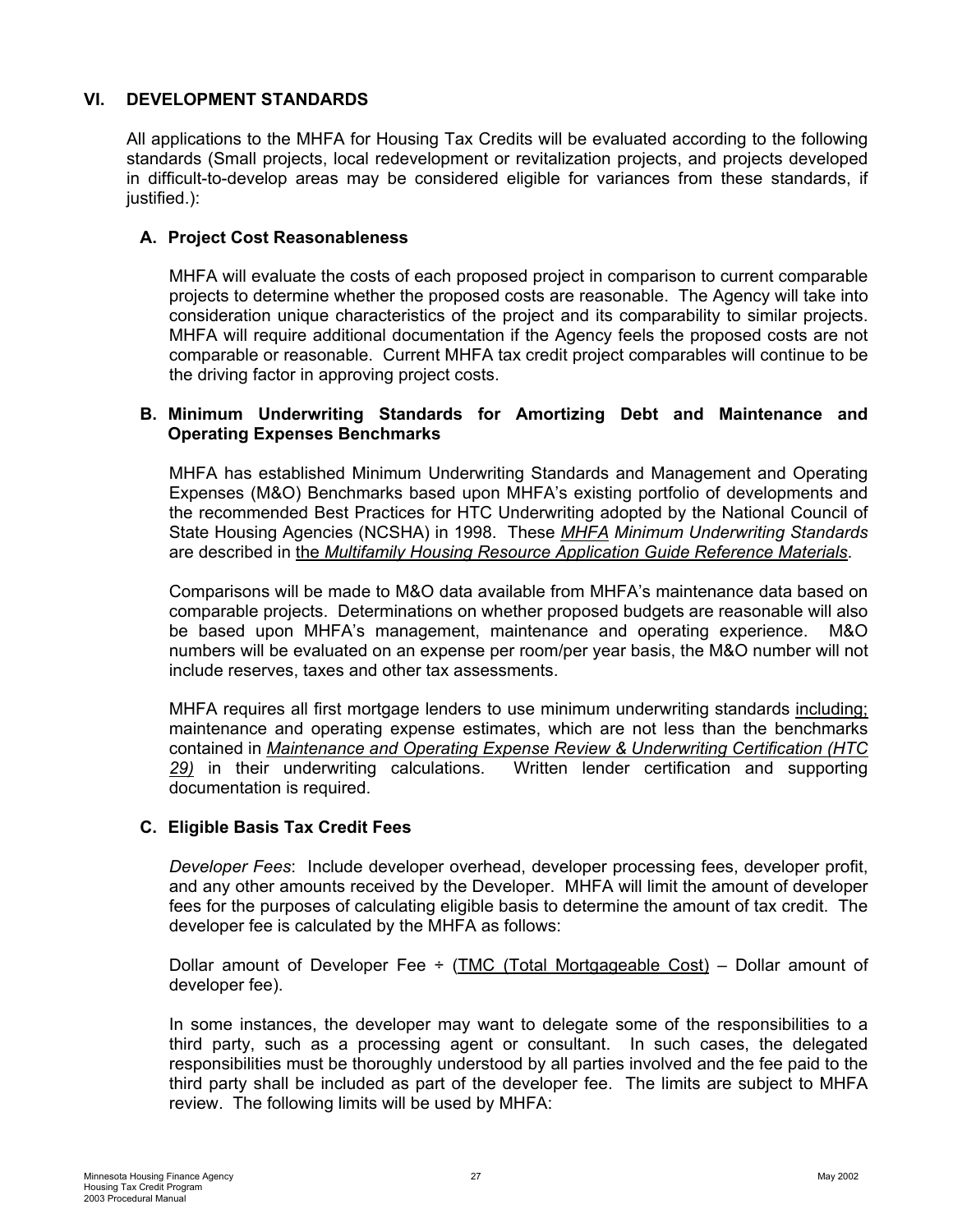## VI. DEVELOPMENT STANDARDS

All applications to the MHFA for Housing Tax Credits will be evaluated according to the following standards (Small projects, local redevelopment or revitalization projects, and projects developed in difficult-to-develop areas may be considered eligible for variances from these standards, if justified.):

### A. Project Cost Reasonableness

MHFA will evaluate the costs of each proposed project in comparison to current comparable projects to determine whether the proposed costs are reasonable. The Agency will take into consideration unique characteristics of the project and its comparability to similar projects. MHFA will require additional documentation if the Agency feels the proposed costs are not comparable or reasonable. Current MHFA tax credit project comparables will continue to be the driving factor in approving project costs.

### B. Minimum Underwriting Standards for Amortizing Debt and Maintenance and Operating Expenses Benchmarks

MHFA has established Minimum Underwriting Standards and Management and Operating Expenses (M&O) Benchmarks based upon MHFA's existing portfolio of developments and the recommended Best Practices for HTC Underwriting adopted by the National Council of State Housing Agencies (NCSHA) in 1998. These *MHFA Minimum Underwriting Standards* are described in the *Multifamily Housing Resource Application Guide Reference Materials*.

Comparisons will be made to M&O data available from MHFA's maintenance data based on comparable projects. Determinations on whether proposed budgets are reasonable will also be based upon MHFA's management, maintenance and operating experience. M&O numbers will be evaluated on an expense per room/per year basis, the M&O number will not include reserves, taxes and other tax assessments.

MHFA requires all first mortgage lenders to use minimum underwriting standards including; maintenance and operating expense estimates, which are not less than the benchmarks contained in *Maintenance and Operating Expense Review & Underwriting Certification (HTC 29)* in their underwriting calculations. Written lender certification and supporting documentation is required.

### C. Eligible Basis Tax Credit Fees

*Developer Fees*: Include developer overhead, developer processing fees, developer profit, and any other amounts received by the Developer. MHFA will limit the amount of developer fees for the purposes of calculating eligible basis to determine the amount of tax credit. The developer fee is calculated by the MHFA as follows:

Dollar amount of Developer Fee ÷ (TMC (Total Mortgageable Cost) – Dollar amount of developer fee).

In some instances, the developer may want to delegate some of the responsibilities to a third party, such as a processing agent or consultant. In such cases, the delegated responsibilities must be thoroughly understood by all parties involved and the fee paid to the third party shall be included as part of the developer fee. The limits are subject to MHFA review. The following limits will be used by MHFA: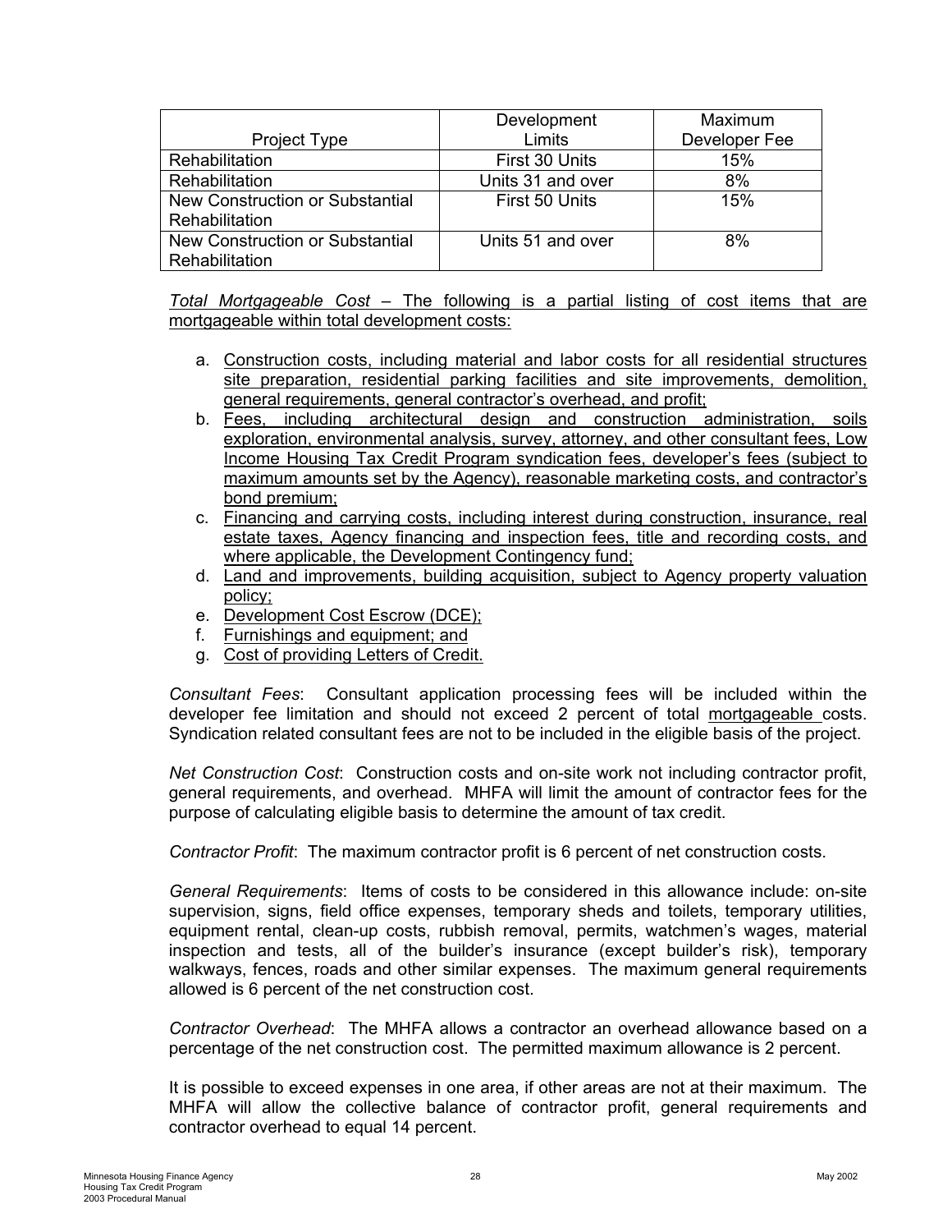| Project Type | Development Limits | Maximum Developer Fee |
|---|---|---|
| Rehabilitation | First 30 Units | 15% |
| Rehabilitation | Units 31 and over | 8% |
| New Construction or Substantial Rehabilitation | First 50 Units | 15% |
| New Construction or Substantial Rehabilitation | Units 51 and over | 8% |

*Total Mortgageable Cost* – The following is a partial listing of cost items that are mortgageable within total development costs:

a. Construction costs, including material and labor costs for all residential structures site preparation, residential parking facilities and site improvements, demolition, general requirements, general contractor's overhead, and profit;
b. Fees, including architectural design and construction administration, soils exploration, environmental analysis, survey, attorney, and other consultant fees, Low Income Housing Tax Credit Program syndication fees, developer's fees (subject to maximum amounts set by the Agency), reasonable marketing costs, and contractor's bond premium;
c. Financing and carrying costs, including interest during construction, insurance, real estate taxes, Agency financing and inspection fees, title and recording costs, and where applicable, the Development Contingency fund;
d. Land and improvements, building acquisition, subject to Agency property valuation policy;
e. Development Cost Escrow (DCE);
f. Furnishings and equipment; and
g. Cost of providing Letters of Credit.

*Consultant Fees*: Consultant application processing fees will be included within the developer fee limitation and should not exceed 2 percent of total mortgageable costs. Syndication related consultant fees are not to be included in the eligible basis of the project.

*Net Construction Cost*: Construction costs and on-site work not including contractor profit, general requirements, and overhead. MHFA will limit the amount of contractor fees for the purpose of calculating eligible basis to determine the amount of tax credit.

*Contractor Profit*: The maximum contractor profit is 6 percent of net construction costs.

*General Requirements*: Items of costs to be considered in this allowance include: on-site supervision, signs, field office expenses, temporary sheds and toilets, temporary utilities, equipment rental, clean-up costs, rubbish removal, permits, watchmen's wages, material inspection and tests, all of the builder's insurance (except builder's risk), temporary walkways, fences, roads and other similar expenses. The maximum general requirements allowed is 6 percent of the net construction cost.

*Contractor Overhead*: The MHFA allows a contractor an overhead allowance based on a percentage of the net construction cost. The permitted maximum allowance is 2 percent.

It is possible to exceed expenses in one area, if other areas are not at their maximum. The MHFA will allow the collective balance of contractor profit, general requirements and contractor overhead to equal 14 percent.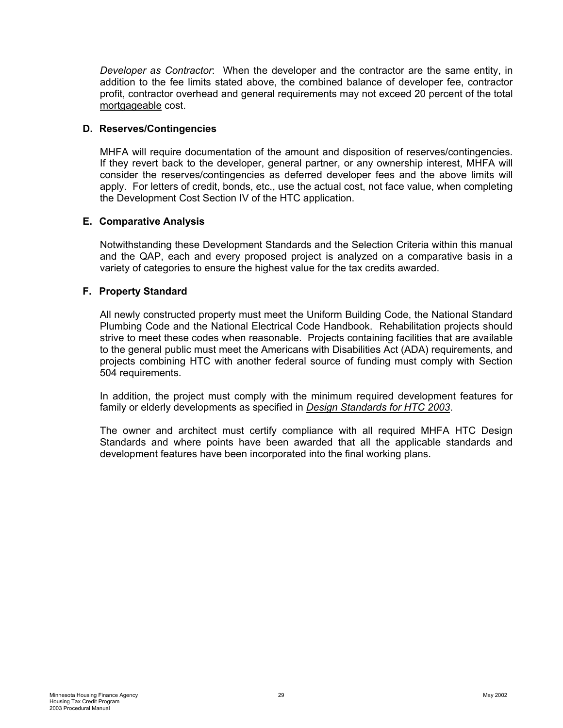*Developer as Contractor*: When the developer and the contractor are the same entity, in addition to the fee limits stated above, the combined balance of developer fee, contractor profit, contractor overhead and general requirements may not exceed 20 percent of the total <u>mortgageable</u> cost.

### D. Reserves/Contingencies

MHFA will require documentation of the amount and disposition of reserves/contingencies. If they revert back to the developer, general partner, or any ownership interest, MHFA will consider the reserves/contingencies as deferred developer fees and the above limits will apply. For letters of credit, bonds, etc., use the actual cost, not face value, when completing the Development Cost Section IV of the HTC application.

### E. Comparative Analysis

Notwithstanding these Development Standards and the Selection Criteria within this manual and the QAP, each and every proposed project is analyzed on a comparative basis in a variety of categories to ensure the highest value for the tax credits awarded.

### F. Property Standard

All newly constructed property must meet the Uniform Building Code, the National Standard Plumbing Code and the National Electrical Code Handbook. Rehabilitation projects should strive to meet these codes when reasonable. Projects containing facilities that are available to the general public must meet the Americans with Disabilities Act (ADA) requirements, and projects combining HTC with another federal source of funding must comply with Section 504 requirements.

In addition, the project must comply with the minimum required development features for family or elderly developments as specified in ***<u>Design Standards for HTC 2003</u>***.

The owner and architect must certify compliance with all required MHFA HTC Design Standards and where points have been awarded that all the applicable standards and development features have been incorporated into the final working plans.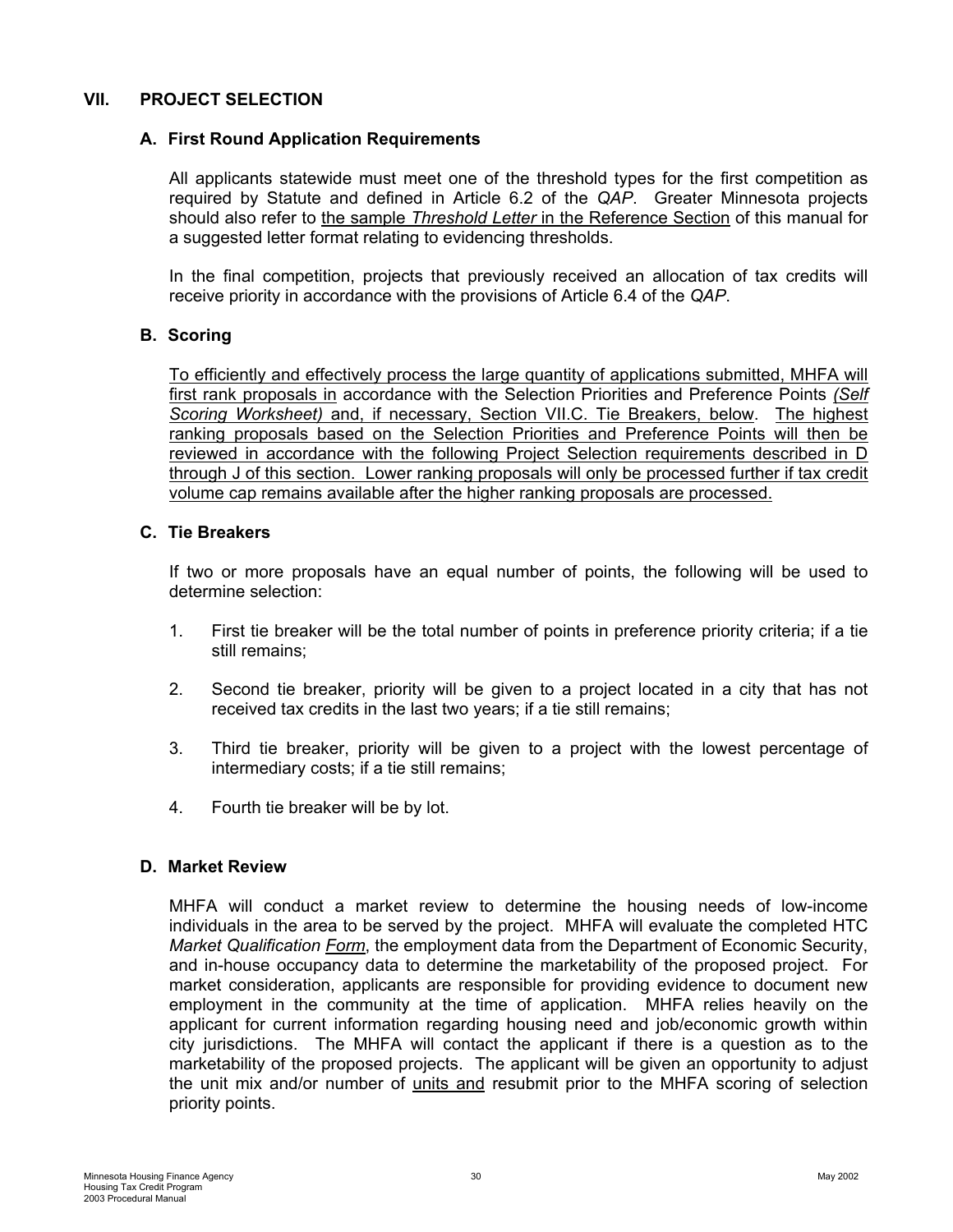## VII. PROJECT SELECTION

### A. First Round Application Requirements

All applicants statewide must meet one of the threshold types for the first competition as required by Statute and defined in Article 6.2 of the *QAP*. Greater Minnesota projects should also refer to <u>the sample *Threshold Letter* in the Reference Section</u> of this manual for a suggested letter format relating to evidencing thresholds.

In the final competition, projects that previously received an allocation of tax credits will receive priority in accordance with the provisions of Article 6.4 of the *QAP*.

### B. Scoring

<u>To efficiently and effectively process the large quantity of applications submitted, MHFA will first rank proposals in</u> accordance with the Selection Priorities and Preference Points <u>*(Self Scoring Worksheet)*</u> and, if necessary, <u>Section VII.C. Tie Breakers, below</u>. <u>The highest ranking proposals based on the Selection Priorities and Preference Points will then be reviewed in accordance with the following Project Selection requirements described in D through J of this section. Lower ranking proposals will only be processed further if tax credit volume cap remains available after the higher ranking proposals are processed.</u>

### C. Tie Breakers

If two or more proposals have an equal number of points, the following will be used to determine selection:

1. First tie breaker will be the total number of points in preference priority criteria; if a tie still remains;
2. Second tie breaker, priority will be given to a project located in a city that has not received tax credits in the last two years; if a tie still remains;
3. Third tie breaker, priority will be given to a project with the lowest percentage of intermediary costs; if a tie still remains;
4. Fourth tie breaker will be by lot.

### D. Market Review

MHFA will conduct a market review to determine the housing needs of low-income individuals in the area to be served by the project. MHFA will evaluate the completed HTC *Market Qualification* <u>*Form*</u>, the employment data from the Department of Economic Security, and in-house occupancy data to determine the marketability of the proposed project. For market consideration, applicants are responsible for providing evidence to document new employment in the community at the time of application. MHFA relies heavily on the applicant for current information regarding housing need and job/economic growth within city jurisdictions. The MHFA will contact the applicant if there is a question as to the marketability of the proposed projects. The applicant will be given an opportunity to adjust the unit mix and/or number of <u>units and</u> resubmit prior to the MHFA scoring of selection priority points.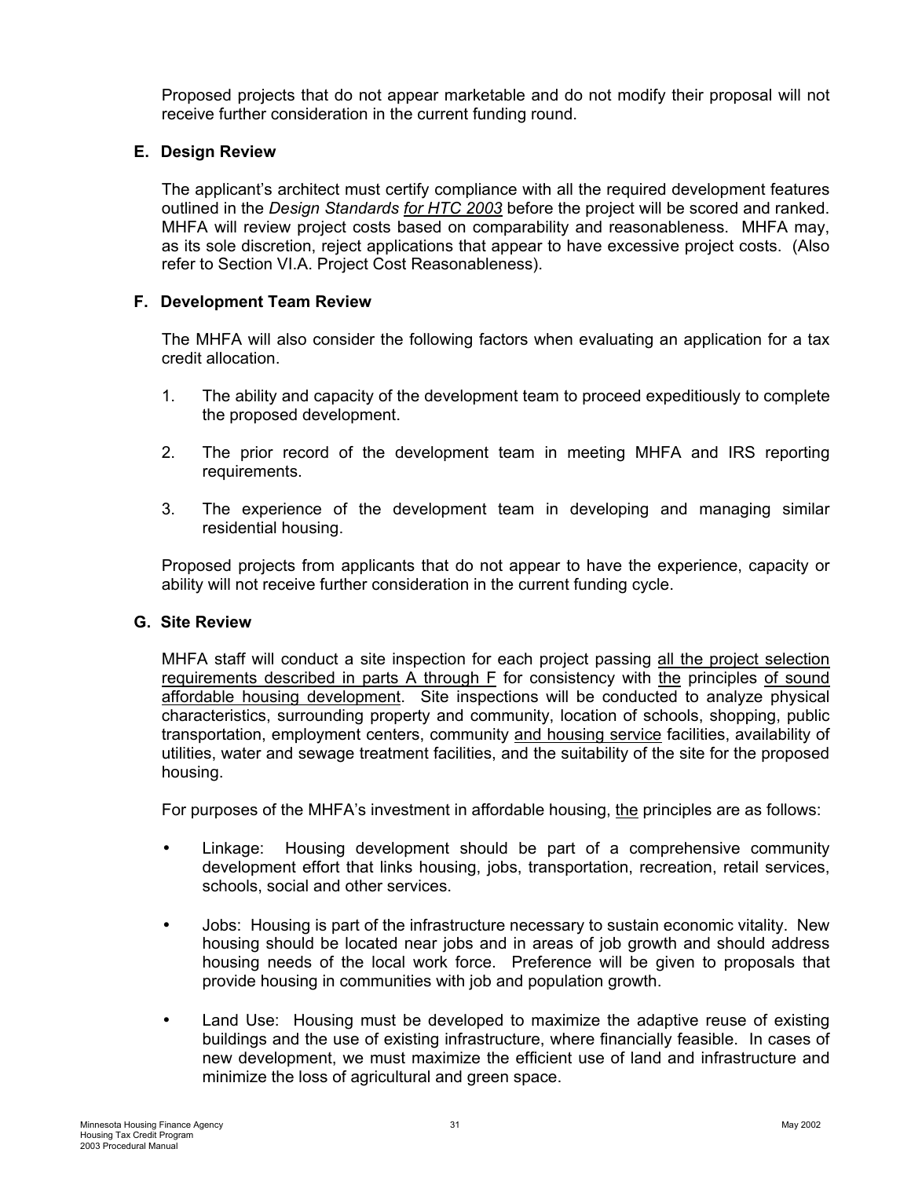Proposed projects that do not appear marketable and do not modify their proposal will not receive further consideration in the current funding round.

### E. Design Review

The applicant's architect must certify compliance with all the required development features outlined in the *Design Standards for HTC 2003* before the project will be scored and ranked. MHFA will review project costs based on comparability and reasonableness. MHFA may, as its sole discretion, reject applications that appear to have excessive project costs. (Also refer to Section VI.A. Project Cost Reasonableness).

### F. Development Team Review

The MHFA will also consider the following factors when evaluating an application for a tax credit allocation.

1. The ability and capacity of the development team to proceed expeditiously to complete the proposed development.

2. The prior record of the development team in meeting MHFA and IRS reporting requirements.

3. The experience of the development team in developing and managing similar residential housing.

Proposed projects from applicants that do not appear to have the experience, capacity or ability will not receive further consideration in the current funding cycle.

### G. Site Review

MHFA staff will conduct a site inspection for each project passing all the project selection requirements described in parts A through F for consistency with the principles of sound affordable housing development. Site inspections will be conducted to analyze physical characteristics, surrounding property and community, location of schools, shopping, public transportation, employment centers, community and housing service facilities, availability of utilities, water and sewage treatment facilities, and the suitability of the site for the proposed housing.

For purposes of the MHFA's investment in affordable housing, the principles are as follows:

- Linkage: Housing development should be part of a comprehensive community development effort that links housing, jobs, transportation, recreation, retail services, schools, social and other services.

- Jobs: Housing is part of the infrastructure necessary to sustain economic vitality. New housing should be located near jobs and in areas of job growth and should address housing needs of the local work force. Preference will be given to proposals that provide housing in communities with job and population growth.

- Land Use: Housing must be developed to maximize the adaptive reuse of existing buildings and the use of existing infrastructure, where financially feasible. In cases of new development, we must maximize the efficient use of land and infrastructure and minimize the loss of agricultural and green space.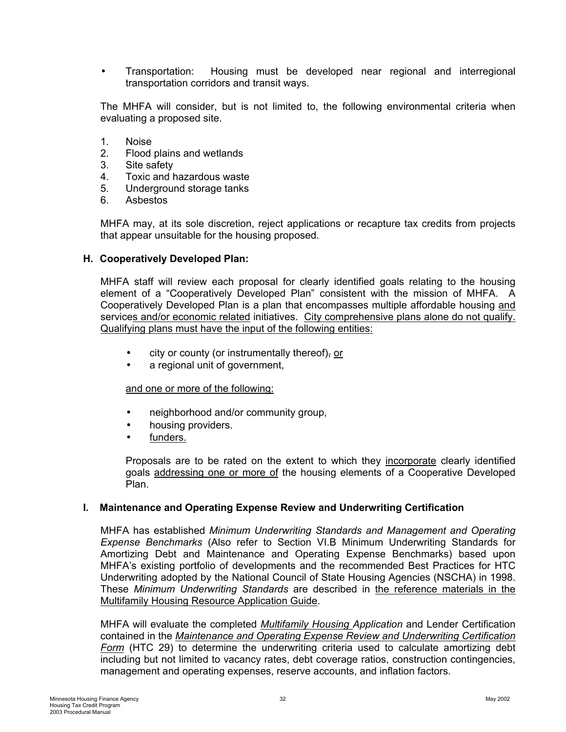- Transportation: Housing must be developed near regional and interregional transportation corridors and transit ways.

The MHFA will consider, but is not limited to, the following environmental criteria when evaluating a proposed site.

1. Noise
2. Flood plains and wetlands
3. Site safety
4. Toxic and hazardous waste
5. Underground storage tanks
6. Asbestos

MHFA may, at its sole discretion, reject applications or recapture tax credits from projects that appear unsuitable for the housing proposed.

### H. Cooperatively Developed Plan:

MHFA staff will review each proposal for clearly identified goals relating to the housing element of a "Cooperatively Developed Plan" consistent with the mission of MHFA. A Cooperatively Developed Plan is a plan that encompasses multiple affordable housing and services and/or economic related initiatives. City comprehensive plans alone do not qualify. Qualifying plans must have the input of the following entities:

- city or county (or instrumentally thereof), or
- a regional unit of government,

and one or more of the following:

- neighborhood and/or community group,
- housing providers.
- funders.

Proposals are to be rated on the extent to which they incorporate clearly identified goals addressing one or more of the housing elements of a Cooperative Developed Plan.

### I. Maintenance and Operating Expense Review and Underwriting Certification

MHFA has established *Minimum Underwriting Standards and Management and Operating Expense Benchmarks* (Also refer to Section VI.B Minimum Underwriting Standards for Amortizing Debt and Maintenance and Operating Expense Benchmarks) based upon MHFA's existing portfolio of developments and the recommended Best Practices for HTC Underwriting adopted by the National Council of State Housing Agencies (NSCHA) in 1998. These *Minimum Underwriting Standards* are described in the reference materials in the Multifamily Housing Resource Application Guide.

MHFA will evaluate the completed *Multifamily Housing Application* and Lender Certification contained in the *Maintenance and Operating Expense Review and Underwriting Certification Form* (HTC 29) to determine the underwriting criteria used to calculate amortizing debt including but not limited to vacancy rates, debt coverage ratios, construction contingencies, management and operating expenses, reserve accounts, and inflation factors.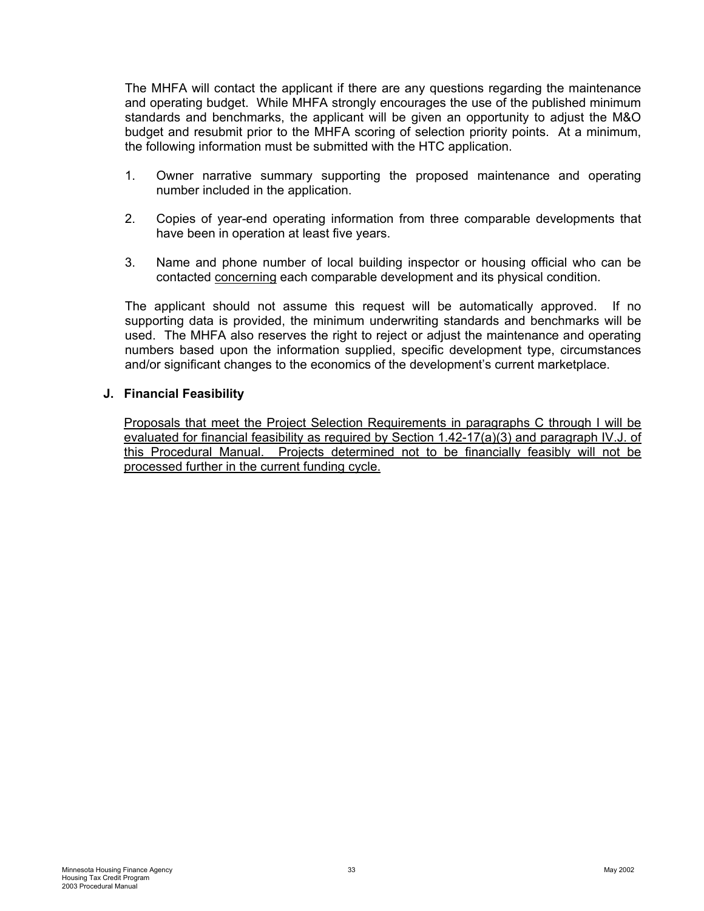The MHFA will contact the applicant if there are any questions regarding the maintenance and operating budget. While MHFA strongly encourages the use of the published minimum standards and benchmarks, the applicant will be given an opportunity to adjust the M&O budget and resubmit prior to the MHFA scoring of selection priority points. At a minimum, the following information must be submitted with the HTC application.

1. Owner narrative summary supporting the proposed maintenance and operating number included in the application.

2. Copies of year-end operating information from three comparable developments that have been in operation at least five years.

3. Name and phone number of local building inspector or housing official who can be contacted <u>concerning</u> each comparable development and its physical condition.

The applicant should not assume this request will be automatically approved. If no supporting data is provided, the minimum underwriting standards and benchmarks will be used. The MHFA also reserves the right to reject or adjust the maintenance and operating numbers based upon the information supplied, specific development type, circumstances and/or significant changes to the economics of the development's current marketplace.

### J. Financial Feasibility

<u>Proposals that meet the Project Selection Requirements in paragraphs C through I will be evaluated for financial feasibility as required by Section 1.42-17(a)(3) and paragraph IV.J. of this Procedural Manual. Projects determined not to be financially feasibly will not be processed further in the current funding cycle.</u>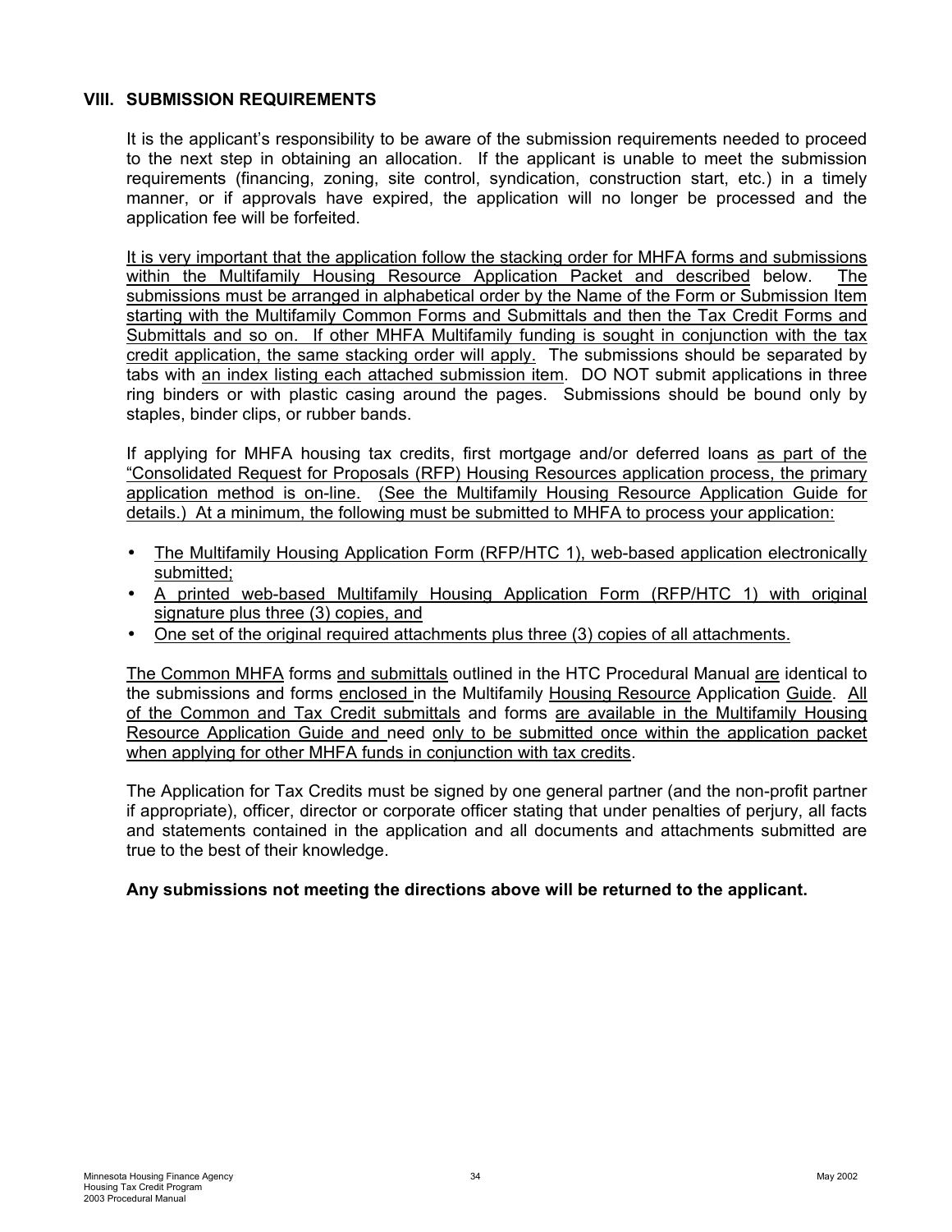## VIII. SUBMISSION REQUIREMENTS

It is the applicant's responsibility to be aware of the submission requirements needed to proceed to the next step in obtaining an allocation. If the applicant is unable to meet the submission requirements (financing, zoning, site control, syndication, construction start, etc.) in a timely manner, or if approvals have expired, the application will no longer be processed and the application fee will be forfeited.

It is very important that the application follow the stacking order for MHFA forms and submissions within the Multifamily Housing Resource Application Packet and described below. The submissions must be arranged in alphabetical order by the Name of the Form or Submission Item starting with the Multifamily Common Forms and Submittals and then the Tax Credit Forms and Submittals and so on. If other MHFA Multifamily funding is sought in conjunction with the tax credit application, the same stacking order will apply. The submissions should be separated by tabs with an index listing each attached submission item. DO NOT submit applications in three ring binders or with plastic casing around the pages. Submissions should be bound only by staples, binder clips, or rubber bands.

If applying for MHFA housing tax credits, first mortgage and/or deferred loans as part of the "Consolidated Request for Proposals (RFP) Housing Resources application process, the primary application method is on-line. (See the Multifamily Housing Resource Application Guide for details.) At a minimum, the following must be submitted to MHFA to process your application:

- The Multifamily Housing Application Form (RFP/HTC 1), web-based application electronically submitted;
- A printed web-based Multifamily Housing Application Form (RFP/HTC 1) with original signature plus three (3) copies, and
- One set of the original required attachments plus three (3) copies of all attachments.

The Common MHFA forms and submittals outlined in the HTC Procedural Manual are identical to the submissions and forms enclosed in the Multifamily Housing Resource Application Guide. All of the Common and Tax Credit submittals and forms are available in the Multifamily Housing Resource Application Guide and need only to be submitted once within the application packet when applying for other MHFA funds in conjunction with tax credits.

The Application for Tax Credits must be signed by one general partner (and the non-profit partner if appropriate), officer, director or corporate officer stating that under penalties of perjury, all facts and statements contained in the application and all documents and attachments submitted are true to the best of their knowledge.

**Any submissions not meeting the directions above will be returned to the applicant.**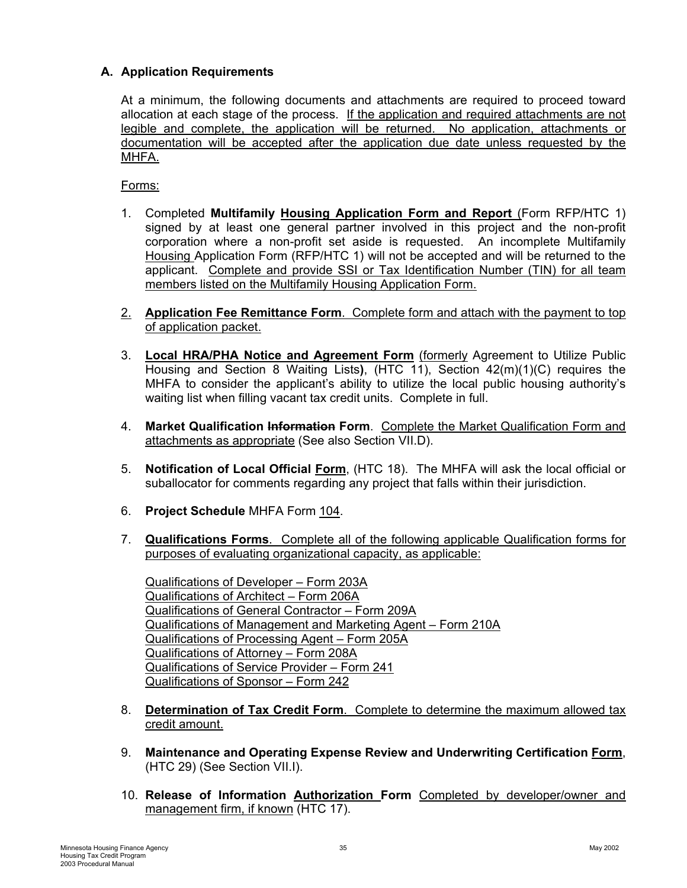### A. Application Requirements

At a minimum, the following documents and attachments are required to proceed toward allocation at each stage of the process. If the application and required attachments are not legible and complete, the application will be returned. No application, attachments or documentation will be accepted after the application due date unless requested by the MHFA.

Forms:

1. Completed **Multifamily Housing Application Form and Report** (Form RFP/HTC 1) signed by at least one general partner involved in this project and the non-profit corporation where a non-profit set aside is requested. An incomplete Multifamily Housing Application Form (RFP/HTC 1) will not be accepted and will be returned to the applicant. Complete and provide SSI or Tax Identification Number (TIN) for all team members listed on the Multifamily Housing Application Form.

2. **Application Fee Remittance Form**. Complete form and attach with the payment to top of application packet.

3. **Local HRA/PHA Notice and Agreement Form** (formerly Agreement to Utilize Public Housing and Section 8 Waiting Lists), (HTC 11), Section 42(m)(1)(C) requires the MHFA to consider the applicant's ability to utilize the local public housing authority's waiting list when filling vacant tax credit units. Complete in full.

4. **Market Qualification ~~Information~~ Form**. Complete the Market Qualification Form and attachments as appropriate (See also Section VII.D).

5. **Notification of Local Official Form**, (HTC 18). The MHFA will ask the local official or suballocator for comments regarding any project that falls within their jurisdiction.

6. **Project Schedule** MHFA Form 104.

7. **Qualifications Forms**. Complete all of the following applicable Qualification forms for purposes of evaluating organizational capacity, as applicable:

   Qualifications of Developer – Form 203A
   Qualifications of Architect – Form 206A
   Qualifications of General Contractor – Form 209A
   Qualifications of Management and Marketing Agent – Form 210A
   Qualifications of Processing Agent – Form 205A
   Qualifications of Attorney – Form 208A
   Qualifications of Service Provider – Form 241
   Qualifications of Sponsor – Form 242

8. **Determination of Tax Credit Form**. Complete to determine the maximum allowed tax credit amount.

9. **Maintenance and Operating Expense Review and Underwriting Certification Form**, (HTC 29) (See Section VII.I).

10. **Release of Information Authorization Form** Completed by developer/owner and management firm, if known (HTC 17).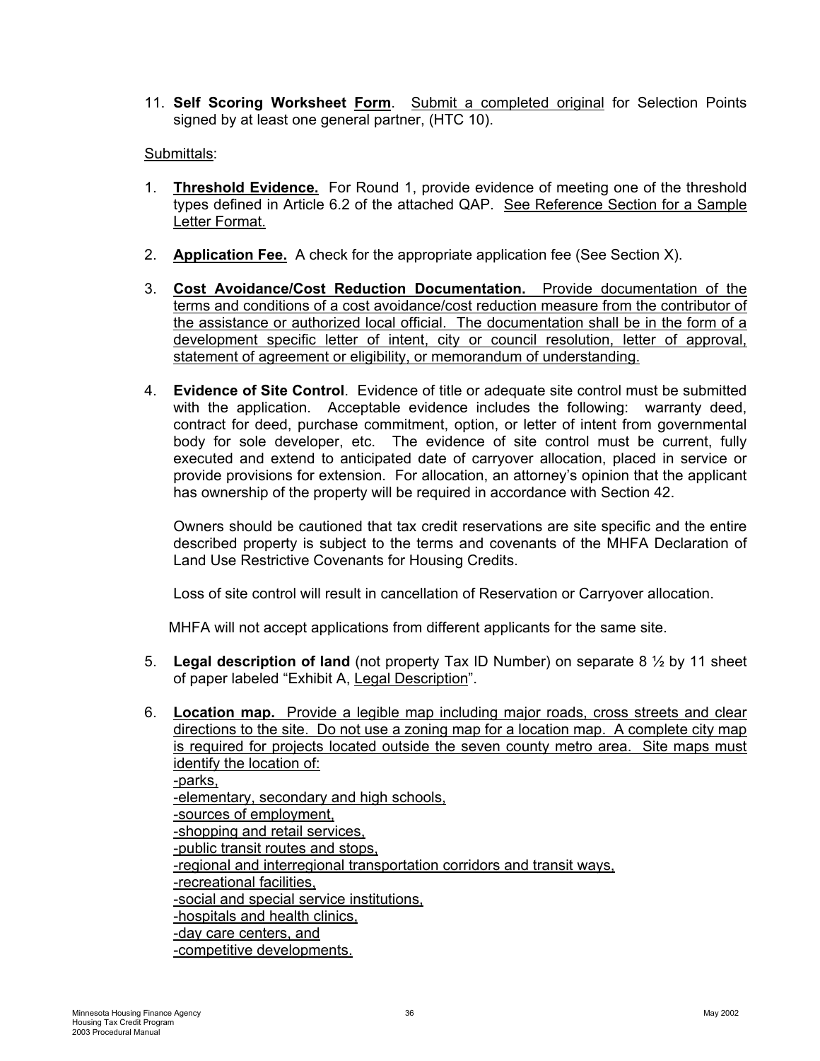11. **Self Scoring Worksheet Form**. Submit a completed original for Selection Points signed by at least one general partner, (HTC 10).

Submittals:

1. **Threshold Evidence.** For Round 1, provide evidence of meeting one of the threshold types defined in Article 6.2 of the attached QAP. See Reference Section for a Sample Letter Format.

2. **Application Fee.** A check for the appropriate application fee (See Section X).

3. **Cost Avoidance/Cost Reduction Documentation.** Provide documentation of the terms and conditions of a cost avoidance/cost reduction measure from the contributor of the assistance or authorized local official. The documentation shall be in the form of a development specific letter of intent, city or council resolution, letter of approval, statement of agreement or eligibility, or memorandum of understanding.

4. **Evidence of Site Control**. Evidence of title or adequate site control must be submitted with the application. Acceptable evidence includes the following: warranty deed, contract for deed, purchase commitment, option, or letter of intent from governmental body for sole developer, etc. The evidence of site control must be current, fully executed and extend to anticipated date of carryover allocation, placed in service or provide provisions for extension. For allocation, an attorney's opinion that the applicant has ownership of the property will be required in accordance with Section 42.

   Owners should be cautioned that tax credit reservations are site specific and the entire described property is subject to the terms and covenants of the MHFA Declaration of Land Use Restrictive Covenants for Housing Credits.

   Loss of site control will result in cancellation of Reservation or Carryover allocation.

   MHFA will not accept applications from different applicants for the same site.

5. **Legal description of land** (not property Tax ID Number) on separate 8 ½ by 11 sheet of paper labeled "Exhibit A, Legal Description".

6. **Location map.** Provide a legible map including major roads, cross streets and clear directions to the site. Do not use a zoning map for a location map. A complete city map is required for projects located outside the seven county metro area. Site maps must identify the location of:
   -parks,
   -elementary, secondary and high schools,
   -sources of employment,
   -shopping and retail services,
   -public transit routes and stops,
   -regional and interregional transportation corridors and transit ways,
   -recreational facilities,
   -social and special service institutions,
   -hospitals and health clinics,
   -day care centers, and
   -competitive developments.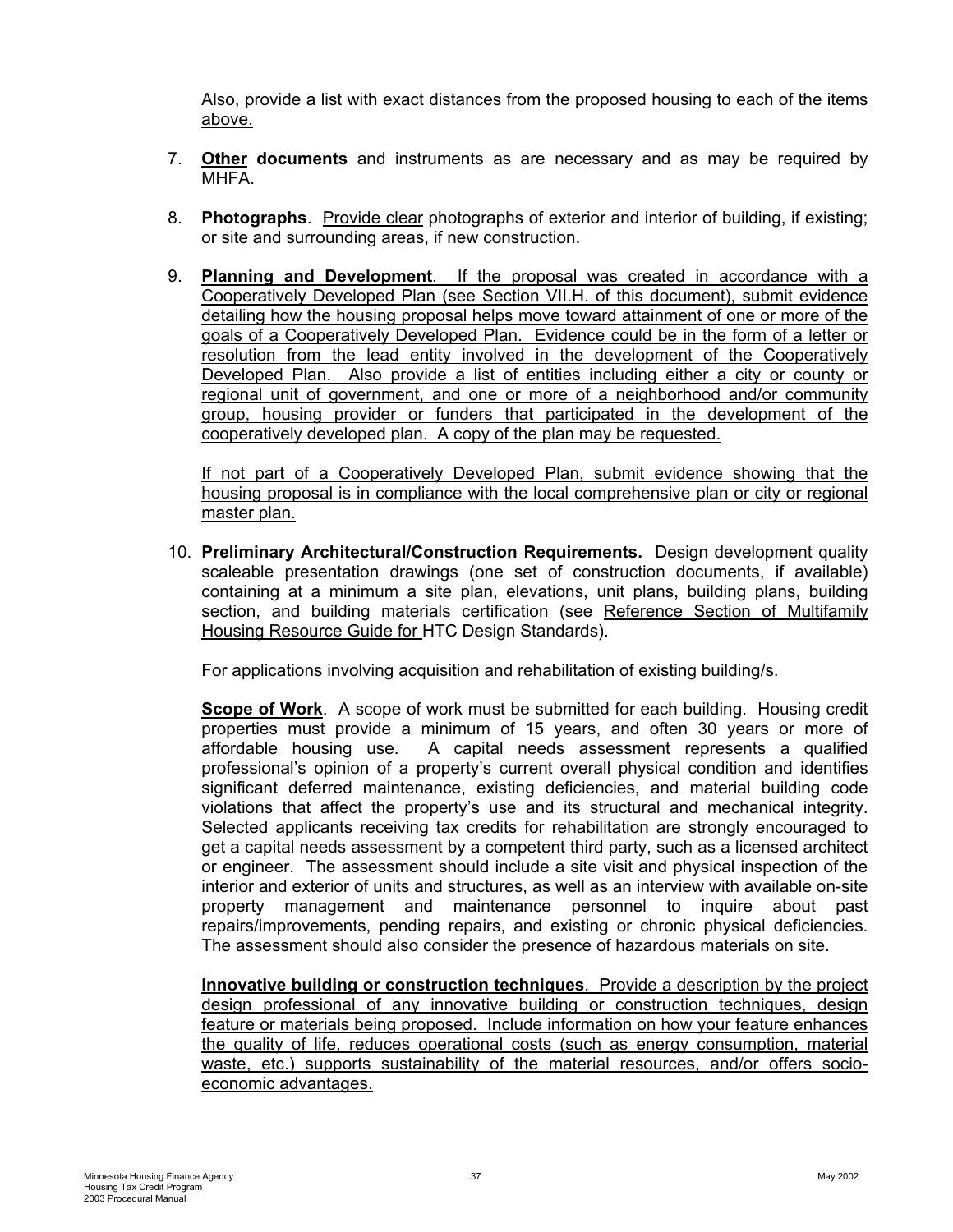Also, provide a list with exact distances from the proposed housing to each of the items above.

7. **Other documents** and instruments as are necessary and as may be required by MHFA.

8. **Photographs**. Provide clear photographs of exterior and interior of building, if existing; or site and surrounding areas, if new construction.

9. **Planning and Development**. If the proposal was created in accordance with a Cooperatively Developed Plan (see Section VII.H. of this document), submit evidence detailing how the housing proposal helps move toward attainment of one or more of the goals of a Cooperatively Developed Plan. Evidence could be in the form of a letter or resolution from the lead entity involved in the development of the Cooperatively Developed Plan. Also provide a list of entities including either a city or county or regional unit of government, and one or more of a neighborhood and/or community group, housing provider or funders that participated in the development of the cooperatively developed plan. A copy of the plan may be requested.

   If not part of a Cooperatively Developed Plan, submit evidence showing that the housing proposal is in compliance with the local comprehensive plan or city or regional master plan.

10. **Preliminary Architectural/Construction Requirements.** Design development quality scaleable presentation drawings (one set of construction documents, if available) containing at a minimum a site plan, elevations, unit plans, building plans, building section, and building materials certification (see Reference Section of Multifamily Housing Resource Guide for HTC Design Standards).

    For applications involving acquisition and rehabilitation of existing building/s.

    **Scope of Work**. A scope of work must be submitted for each building. Housing credit properties must provide a minimum of 15 years, and often 30 years or more of affordable housing use. A capital needs assessment represents a qualified professional's opinion of a property's current overall physical condition and identifies significant deferred maintenance, existing deficiencies, and material building code violations that affect the property's use and its structural and mechanical integrity. Selected applicants receiving tax credits for rehabilitation are strongly encouraged to get a capital needs assessment by a competent third party, such as a licensed architect or engineer. The assessment should include a site visit and physical inspection of the interior and exterior of units and structures, as well as an interview with available on-site property management and maintenance personnel to inquire about past repairs/improvements, pending repairs, and existing or chronic physical deficiencies. The assessment should also consider the presence of hazardous materials on site.

    **Innovative building or construction techniques**. Provide a description by the project design professional of any innovative building or construction techniques, design feature or materials being proposed. Include information on how your feature enhances the quality of life, reduces operational costs (such as energy consumption, material waste, etc.) supports sustainability of the material resources, and/or offers socio-economic advantages.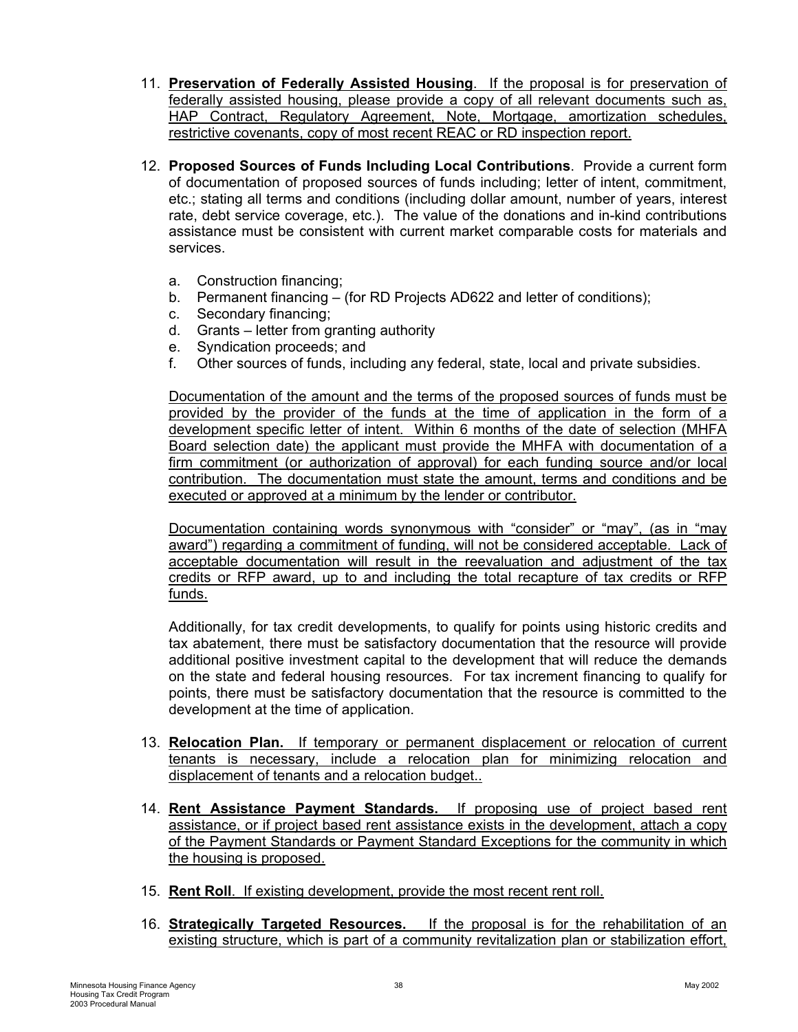11. **Preservation of Federally Assisted Housing**. If the proposal is for preservation of federally assisted housing, please provide a copy of all relevant documents such as, HAP Contract, Regulatory Agreement, Note, Mortgage, amortization schedules, restrictive covenants, copy of most recent REAC or RD inspection report.

12. **Proposed Sources of Funds Including Local Contributions**. Provide a current form of documentation of proposed sources of funds including; letter of intent, commitment, etc.; stating all terms and conditions (including dollar amount, number of years, interest rate, debt service coverage, etc.). The value of the donations and in-kind contributions assistance must be consistent with current market comparable costs for materials and services.

    a. Construction financing;
    b. Permanent financing – (for RD Projects AD622 and letter of conditions);
    c. Secondary financing;
    d. Grants – letter from granting authority
    e. Syndication proceeds; and
    f. Other sources of funds, including any federal, state, local and private subsidies.

    Documentation of the amount and the terms of the proposed sources of funds must be provided by the provider of the funds at the time of application in the form of a development specific letter of intent. Within 6 months of the date of selection (MHFA Board selection date) the applicant must provide the MHFA with documentation of a firm commitment (or authorization of approval) for each funding source and/or local contribution. The documentation must state the amount, terms and conditions and be executed or approved at a minimum by the lender or contributor.

    Documentation containing words synonymous with "consider" or "may", (as in "may award") regarding a commitment of funding, will not be considered acceptable. Lack of acceptable documentation will result in the reevaluation and adjustment of the tax credits or RFP award, up to and including the total recapture of tax credits or RFP funds.

    Additionally, for tax credit developments, to qualify for points using historic credits and tax abatement, there must be satisfactory documentation that the resource will provide additional positive investment capital to the development that will reduce the demands on the state and federal housing resources. For tax increment financing to qualify for points, there must be satisfactory documentation that the resource is committed to the development at the time of application.

13. **Relocation Plan.** If temporary or permanent displacement or relocation of current tenants is necessary, include a relocation plan for minimizing relocation and displacement of tenants and a relocation budget..

14. **Rent Assistance Payment Standards.** If proposing use of project based rent assistance, or if project based rent assistance exists in the development, attach a copy of the Payment Standards or Payment Standard Exceptions for the community in which the housing is proposed.

15. **Rent Roll**. If existing development, provide the most recent rent roll.

16. **Strategically Targeted Resources.** If the proposal is for the rehabilitation of an existing structure, which is part of a community revitalization plan or stabilization effort,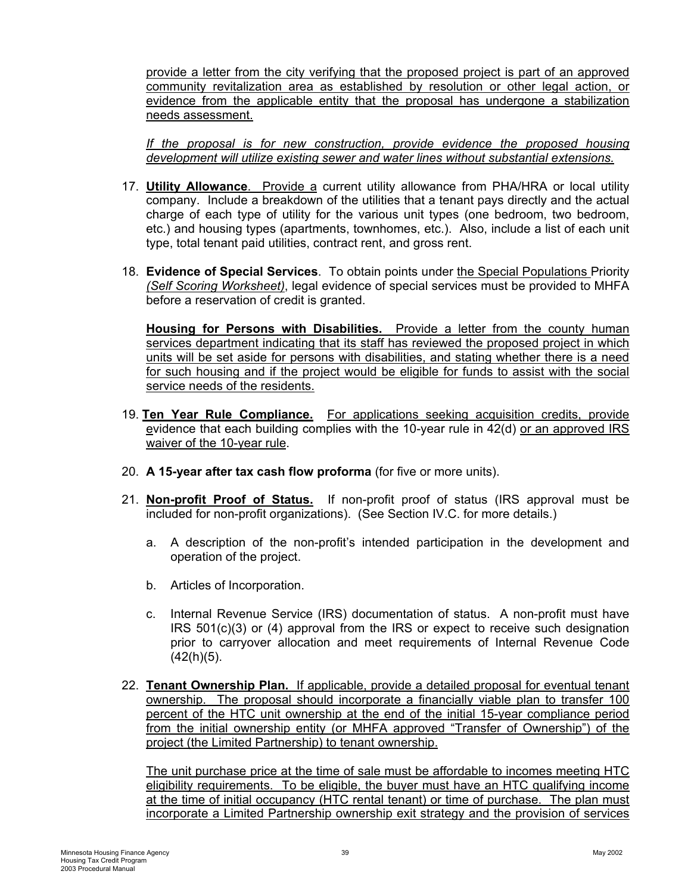provide a letter from the city verifying that the proposed project is part of an approved community revitalization area as established by resolution or other legal action, or evidence from the applicable entity that the proposal has undergone a stabilization needs assessment.

*If the proposal is for new construction, provide evidence the proposed housing development will utilize existing sewer and water lines without substantial extensions.*

17. **Utility Allowance**. Provide a current utility allowance from PHA/HRA or local utility company. Include a breakdown of the utilities that a tenant pays directly and the actual charge of each type of utility for the various unit types (one bedroom, two bedroom, etc.) and housing types (apartments, townhomes, etc.). Also, include a list of each unit type, total tenant paid utilities, contract rent, and gross rent.

18. **Evidence of Special Services**. To obtain points under the Special Populations Priority *(Self Scoring Worksheet)*, legal evidence of special services must be provided to MHFA before a reservation of credit is granted.

    **Housing for Persons with Disabilities.** Provide a letter from the county human services department indicating that its staff has reviewed the proposed project in which units will be set aside for persons with disabilities, and stating whether there is a need for such housing and if the project would be eligible for funds to assist with the social service needs of the residents.

19. **Ten Year Rule Compliance.** For applications seeking acquisition credits, provide evidence that each building complies with the 10-year rule in 42(d) or an approved IRS waiver of the 10-year rule.

20. **A 15-year after tax cash flow proforma** (for five or more units).

21. **Non-profit Proof of Status.** If non-profit proof of status (IRS approval must be included for non-profit organizations). (See Section IV.C. for more details.)

    a. A description of the non-profit's intended participation in the development and operation of the project.

    b. Articles of Incorporation.

    c. Internal Revenue Service (IRS) documentation of status. A non-profit must have IRS 501(c)(3) or (4) approval from the IRS or expect to receive such designation prior to carryover allocation and meet requirements of Internal Revenue Code (42(h)(5).

22. **Tenant Ownership Plan.** If applicable, provide a detailed proposal for eventual tenant ownership. The proposal should incorporate a financially viable plan to transfer 100 percent of the HTC unit ownership at the end of the initial 15-year compliance period from the initial ownership entity (or MHFA approved "Transfer of Ownership") of the project (the Limited Partnership) to tenant ownership.

    The unit purchase price at the time of sale must be affordable to incomes meeting HTC eligibility requirements. To be eligible, the buyer must have an HTC qualifying income at the time of initial occupancy (HTC rental tenant) or time of purchase. The plan must incorporate a Limited Partnership ownership exit strategy and the provision of services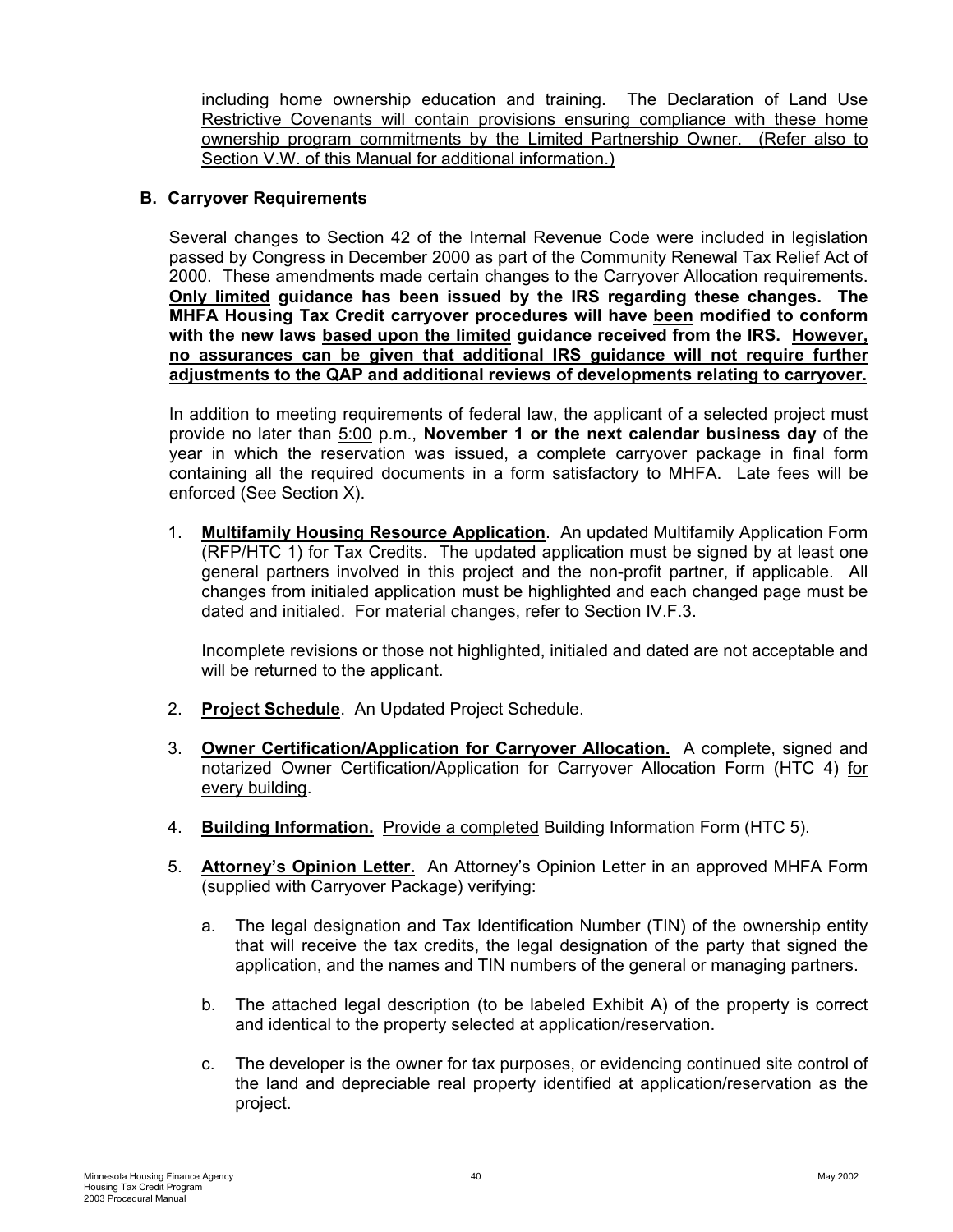<u>including home ownership education and training. The Declaration of Land Use Restrictive Covenants will contain provisions ensuring compliance with these home ownership program commitments by the Limited Partnership Owner. (Refer also to Section V.W. of this Manual for additional information.)</u>

## B. Carryover Requirements

Several changes to Section 42 of the Internal Revenue Code were included in legislation passed by Congress in December 2000 as part of the Community Renewal Tax Relief Act of 2000. These amendments made certain changes to the Carryover Allocation requirements. **<u>Only limited</u> guidance has been issued by the IRS regarding these changes. The MHFA Housing Tax Credit carryover procedures will have <u>been</u> modified to conform with the new laws <u>based upon the limited</u> guidance received from the IRS. <u>However, no assurances can be given that additional IRS guidance will not require further adjustments to the QAP and additional reviews of developments relating to carryover.</u>**

In addition to meeting requirements of federal law, the applicant of a selected project must provide no later than <u>5:00</u> p.m., **November 1 or the next calendar business day** of the year in which the reservation was issued, a complete carryover package in final form containing all the required documents in a form satisfactory to MHFA. Late fees will be enforced (See Section X).

1. **<u>Multifamily Housing Resource Application</u>**. An updated Multifamily Application Form (RFP/HTC 1) for Tax Credits. The updated application must be signed by at least one general partners involved in this project and the non-profit partner, if applicable. All changes from initialed application must be highlighted and each changed page must be dated and initialed. For material changes, refer to Section IV.F.3.

   Incomplete revisions or those not highlighted, initialed and dated are not acceptable and will be returned to the applicant.

2. **<u>Project Schedule</u>**. An Updated Project Schedule.

3. **<u>Owner Certification/Application for Carryover Allocation.</u>** A complete, signed and notarized Owner Certification/Application for Carryover Allocation Form (HTC 4) <u>for every building</u>.

4. **<u>Building Information.</u>** <u>Provide a completed</u> Building Information Form (HTC 5).

5. **<u>Attorney's Opinion Letter.</u>** An Attorney's Opinion Letter in an approved MHFA Form (supplied with Carryover Package) verifying:

   a. The legal designation and Tax Identification Number (TIN) of the ownership entity that will receive the tax credits, the legal designation of the party that signed the application, and the names and TIN numbers of the general or managing partners.

   b. The attached legal description (to be labeled Exhibit A) of the property is correct and identical to the property selected at application/reservation.

   c. The developer is the owner for tax purposes, or evidencing continued site control of the land and depreciable real property identified at application/reservation as the project.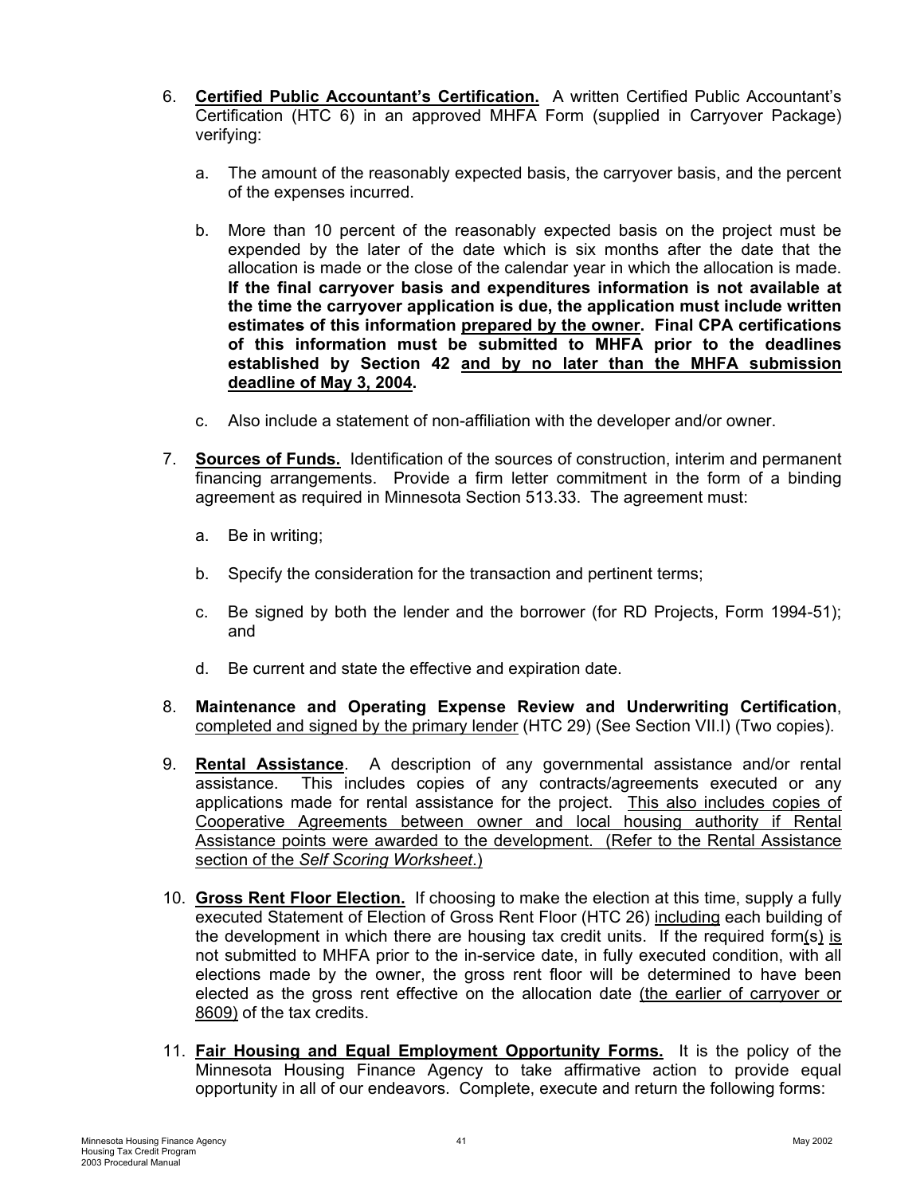6. **Certified Public Accountant's Certification.** A written Certified Public Accountant's Certification (HTC 6) in an approved MHFA Form (supplied in Carryover Package) verifying:

   a. The amount of the reasonably expected basis, the carryover basis, and the percent of the expenses incurred.

   b. More than 10 percent of the reasonably expected basis on the project must be expended by the later of the date which is six months after the date that the allocation is made or the close of the calendar year in which the allocation is made. **If the final carryover basis and expenditures information is not available at the time the carryover application is due, the application must include written estimates of this information <u>prepared by the owner</u>. Final CPA certifications of this information must be submitted to MHFA prior to the deadlines established by Section 42 <u>and by no later than the MHFA submission deadline of May 3, 2004</u>.**

   c. Also include a statement of non-affiliation with the developer and/or owner.

7. **Sources of Funds.** Identification of the sources of construction, interim and permanent financing arrangements. Provide a firm letter commitment in the form of a binding agreement as required in Minnesota Section 513.33. The agreement must:

   a. Be in writing;

   b. Specify the consideration for the transaction and pertinent terms;

   c. Be signed by both the lender and the borrower (for RD Projects, Form 1994-51); and

   d. Be current and state the effective and expiration date.

8. **Maintenance and Operating Expense Review and Underwriting Certification**, <u>completed and signed by the primary lender</u> (HTC 29) (See Section VII.I) (Two copies).

9. **Rental Assistance**. A description of any governmental assistance and/or rental assistance. This includes copies of any contracts/agreements executed or any applications made for rental assistance for the project. <u>This also includes copies of Cooperative Agreements between owner and local housing authority if Rental Assistance points were awarded to the development. (Refer to the Rental Assistance section of the *Self Scoring Worksheet*.)</u>

10. **Gross Rent Floor Election.** If choosing to make the election at this time, supply a fully executed Statement of Election of Gross Rent Floor (HTC 26) <u>including</u> each building of the development in which there are housing tax credit units. If the required form<u>(s)</u> <u>is</u> not submitted to MHFA prior to the in-service date, in fully executed condition, with all elections made by the owner, the gross rent floor will be determined to have been elected as the gross rent effective on the allocation date <u>(the earlier of carryover or 8609)</u> of the tax credits.

11. **Fair Housing and Equal Employment Opportunity Forms.** It is the policy of the Minnesota Housing Finance Agency to take affirmative action to provide equal opportunity in all of our endeavors. Complete, execute and return the following forms: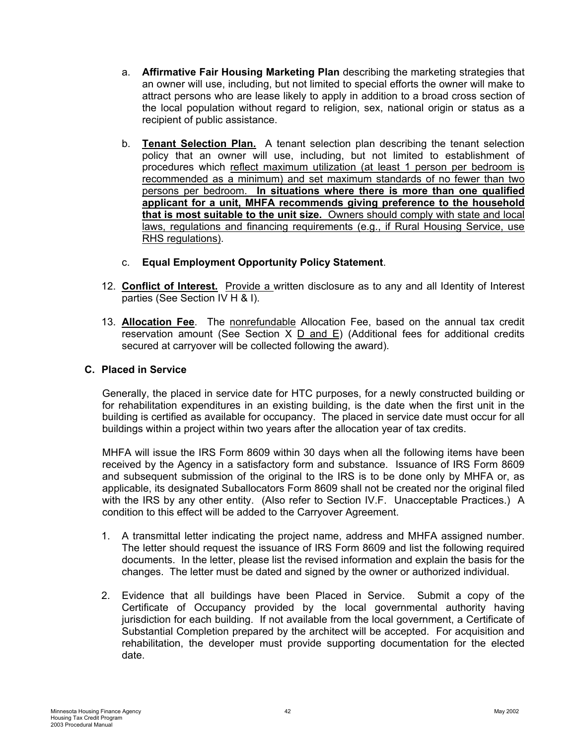a. **Affirmative Fair Housing Marketing Plan** describing the marketing strategies that an owner will use, including, but not limited to special efforts the owner will make to attract persons who are lease likely to apply in addition to a broad cross section of the local population without regard to religion, sex, national origin or status as a recipient of public assistance.

b. **Tenant Selection Plan.** A tenant selection plan describing the tenant selection policy that an owner will use, including, but not limited to establishment of procedures which reflect maximum utilization (at least 1 person per bedroom is recommended as a minimum) and set maximum standards of no fewer than two persons per bedroom. **In situations where there is more than one qualified applicant for a unit, MHFA recommends giving preference to the household that is most suitable to the unit size.** Owners should comply with state and local laws, regulations and financing requirements (e.g., if Rural Housing Service, use RHS regulations).

c. **Equal Employment Opportunity Policy Statement**.

12. **Conflict of Interest.** Provide a written disclosure as to any and all Identity of Interest parties (See Section IV H & I).

13. **Allocation Fee**. The nonrefundable Allocation Fee, based on the annual tax credit reservation amount (See Section X D and E) (Additional fees for additional credits secured at carryover will be collected following the award).

### C. Placed in Service

Generally, the placed in service date for HTC purposes, for a newly constructed building or for rehabilitation expenditures in an existing building, is the date when the first unit in the building is certified as available for occupancy. The placed in service date must occur for all buildings within a project within two years after the allocation year of tax credits.

MHFA will issue the IRS Form 8609 within 30 days when all the following items have been received by the Agency in a satisfactory form and substance. Issuance of IRS Form 8609 and subsequent submission of the original to the IRS is to be done only by MHFA or, as applicable, its designated Suballocators Form 8609 shall not be created nor the original filed with the IRS by any other entity. (Also refer to Section IV.F. Unacceptable Practices.) A condition to this effect will be added to the Carryover Agreement.

1. A transmittal letter indicating the project name, address and MHFA assigned number. The letter should request the issuance of IRS Form 8609 and list the following required documents. In the letter, please list the revised information and explain the basis for the changes. The letter must be dated and signed by the owner or authorized individual.

2. Evidence that all buildings have been Placed in Service. Submit a copy of the Certificate of Occupancy provided by the local governmental authority having jurisdiction for each building. If not available from the local government, a Certificate of Substantial Completion prepared by the architect will be accepted. For acquisition and rehabilitation, the developer must provide supporting documentation for the elected date.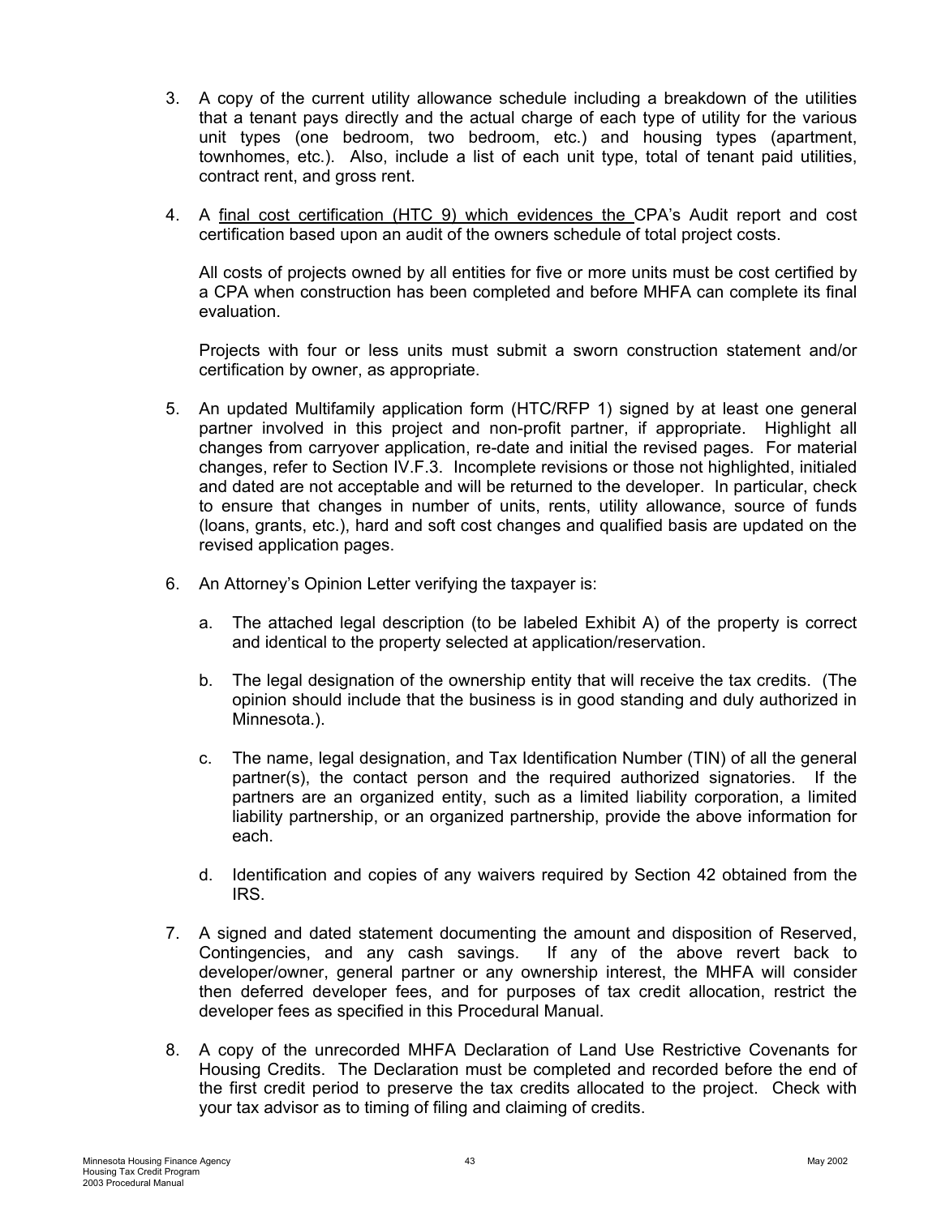3. A copy of the current utility allowance schedule including a breakdown of the utilities that a tenant pays directly and the actual charge of each type of utility for the various unit types (one bedroom, two bedroom, etc.) and housing types (apartment, townhomes, etc.). Also, include a list of each unit type, total of tenant paid utilities, contract rent, and gross rent.

4. A final cost certification (HTC 9) which evidences the CPA's Audit report and cost certification based upon an audit of the owners schedule of total project costs.

   All costs of projects owned by all entities for five or more units must be cost certified by a CPA when construction has been completed and before MHFA can complete its final evaluation.

   Projects with four or less units must submit a sworn construction statement and/or certification by owner, as appropriate.

5. An updated Multifamily application form (HTC/RFP 1) signed by at least one general partner involved in this project and non-profit partner, if appropriate. Highlight all changes from carryover application, re-date and initial the revised pages. For material changes, refer to Section IV.F.3. Incomplete revisions or those not highlighted, initialed and dated are not acceptable and will be returned to the developer. In particular, check to ensure that changes in number of units, rents, utility allowance, source of funds (loans, grants, etc.), hard and soft cost changes and qualified basis are updated on the revised application pages.

6. An Attorney's Opinion Letter verifying the taxpayer is:

   a. The attached legal description (to be labeled Exhibit A) of the property is correct and identical to the property selected at application/reservation.

   b. The legal designation of the ownership entity that will receive the tax credits. (The opinion should include that the business is in good standing and duly authorized in Minnesota.).

   c. The name, legal designation, and Tax Identification Number (TIN) of all the general partner(s), the contact person and the required authorized signatories. If the partners are an organized entity, such as a limited liability corporation, a limited liability partnership, or an organized partnership, provide the above information for each.

   d. Identification and copies of any waivers required by Section 42 obtained from the IRS.

7. A signed and dated statement documenting the amount and disposition of Reserved, Contingencies, and any cash savings. If any of the above revert back to developer/owner, general partner or any ownership interest, the MHFA will consider then deferred developer fees, and for purposes of tax credit allocation, restrict the developer fees as specified in this Procedural Manual.

8. A copy of the unrecorded MHFA Declaration of Land Use Restrictive Covenants for Housing Credits. The Declaration must be completed and recorded before the end of the first credit period to preserve the tax credits allocated to the project. Check with your tax advisor as to timing of filing and claiming of credits.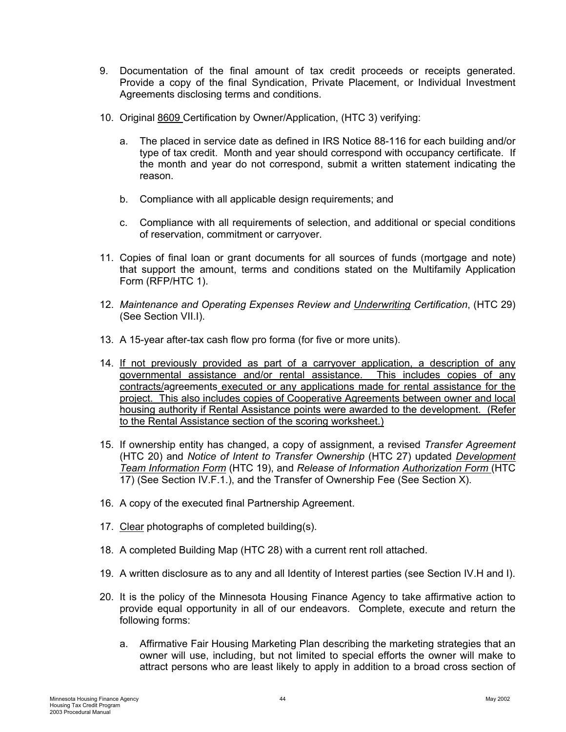9. Documentation of the final amount of tax credit proceeds or receipts generated. Provide a copy of the final Syndication, Private Placement, or Individual Investment Agreements disclosing terms and conditions.

10. Original 8609 Certification by Owner/Application, (HTC 3) verifying:

    a. The placed in service date as defined in IRS Notice 88-116 for each building and/or type of tax credit. Month and year should correspond with occupancy certificate. If the month and year do not correspond, submit a written statement indicating the reason.

    b. Compliance with all applicable design requirements; and

    c. Compliance with all requirements of selection, and additional or special conditions of reservation, commitment or carryover.

11. Copies of final loan or grant documents for all sources of funds (mortgage and note) that support the amount, terms and conditions stated on the Multifamily Application Form (RFP/HTC 1).

12. *Maintenance and Operating Expenses Review and Underwriting Certification*, (HTC 29) (See Section VII.I).

13. A 15-year after-tax cash flow pro forma (for five or more units).

14. If not previously provided as part of a carryover application, a description of any governmental assistance and/or rental assistance. This includes copies of any contracts/agreements executed or any applications made for rental assistance for the project. This also includes copies of Cooperative Agreements between owner and local housing authority if Rental Assistance points were awarded to the development. (Refer to the Rental Assistance section of the scoring worksheet.)

15. If ownership entity has changed, a copy of assignment, a revised *Transfer Agreement* (HTC 20) and *Notice of Intent to Transfer Ownership* (HTC 27) updated *Development Team Information Form* (HTC 19), and *Release of Information Authorization Form* (HTC 17) (See Section IV.F.1.), and the Transfer of Ownership Fee (See Section X).

16. A copy of the executed final Partnership Agreement.

17. Clear photographs of completed building(s).

18. A completed Building Map (HTC 28) with a current rent roll attached.

19. A written disclosure as to any and all Identity of Interest parties (see Section IV.H and I).

20. It is the policy of the Minnesota Housing Finance Agency to take affirmative action to provide equal opportunity in all of our endeavors. Complete, execute and return the following forms:

    a. Affirmative Fair Housing Marketing Plan describing the marketing strategies that an owner will use, including, but not limited to special efforts the owner will make to attract persons who are least likely to apply in addition to a broad cross section of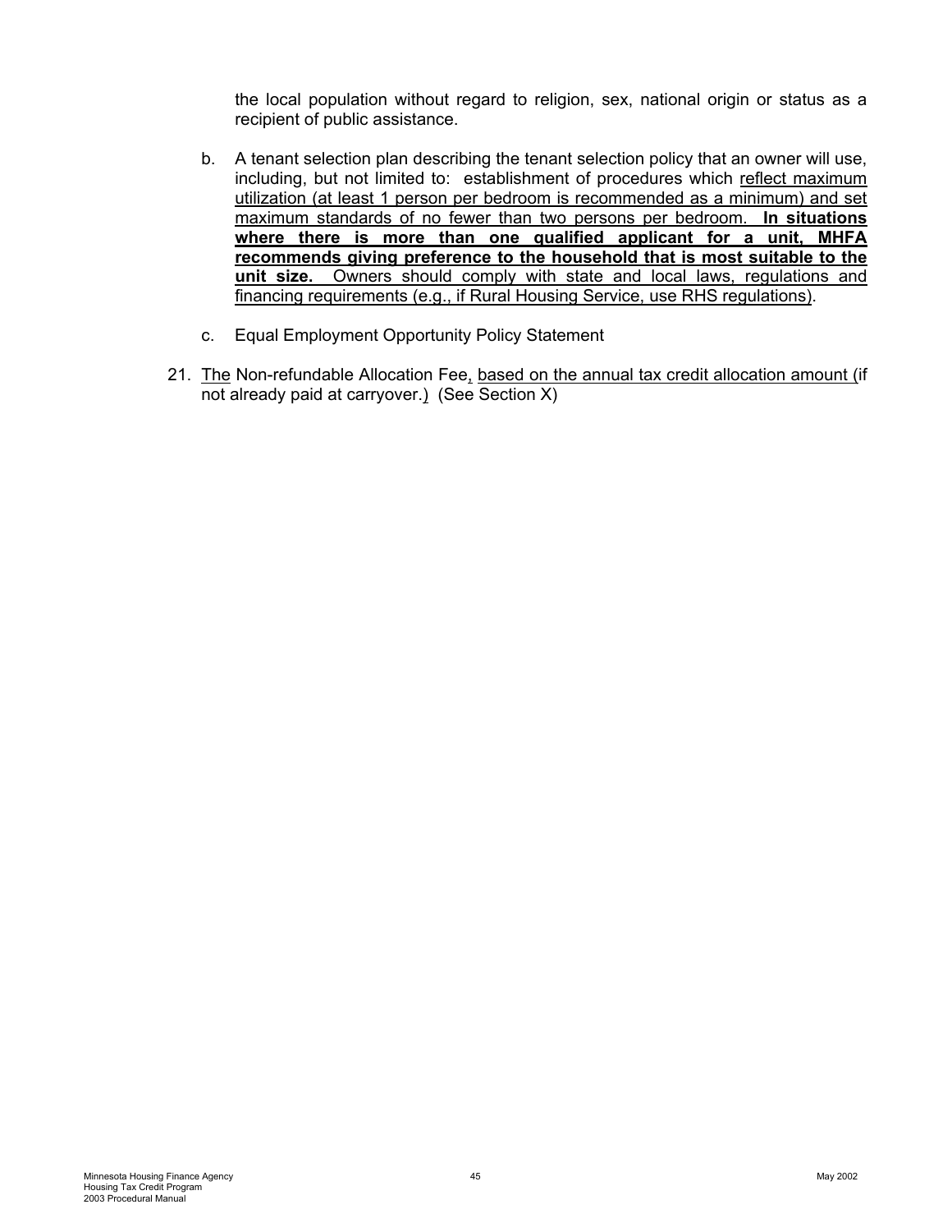the local population without regard to religion, sex, national origin or status as a recipient of public assistance.

b. A tenant selection plan describing the tenant selection policy that an owner will use, including, but not limited to: establishment of procedures which reflect maximum utilization (at least 1 person per bedroom is recommended as a minimum) and set maximum standards of no fewer than two persons per bedroom. **In situations where there is more than one qualified applicant for a unit, MHFA recommends giving preference to the household that is most suitable to the unit size.** Owners should comply with state and local laws, regulations and financing requirements (e.g., if Rural Housing Service, use RHS regulations).

c. Equal Employment Opportunity Policy Statement

21. The Non-refundable Allocation Fee, based on the annual tax credit allocation amount (if not already paid at carryover.) (See Section X)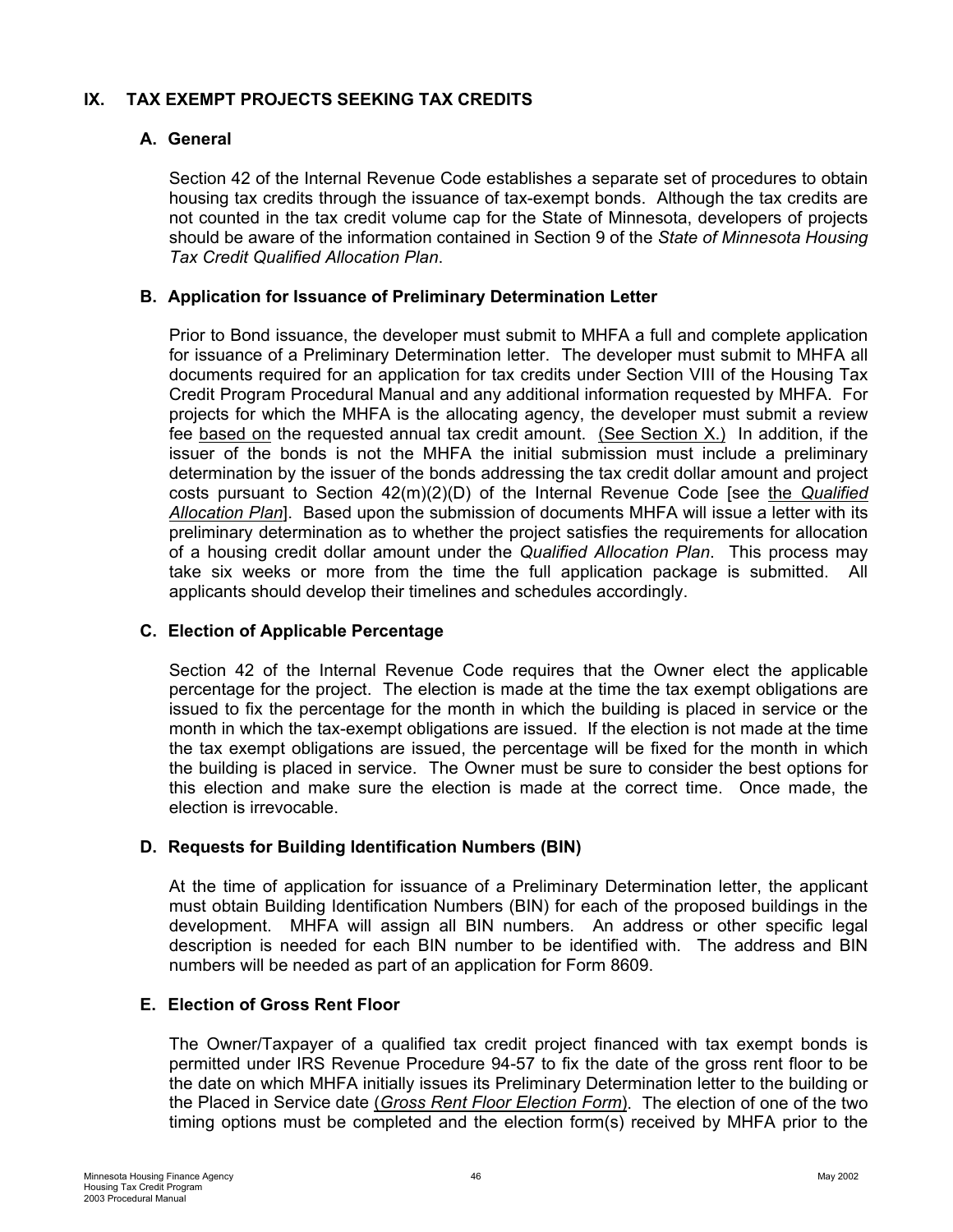## IX. TAX EXEMPT PROJECTS SEEKING TAX CREDITS

### A. General

Section 42 of the Internal Revenue Code establishes a separate set of procedures to obtain housing tax credits through the issuance of tax-exempt bonds. Although the tax credits are not counted in the tax credit volume cap for the State of Minnesota, developers of projects should be aware of the information contained in Section 9 of the *State of Minnesota Housing Tax Credit Qualified Allocation Plan*.

### B. Application for Issuance of Preliminary Determination Letter

Prior to Bond issuance, the developer must submit to MHFA a full and complete application for issuance of a Preliminary Determination letter. The developer must submit to MHFA all documents required for an application for tax credits under Section VIII of the Housing Tax Credit Program Procedural Manual and any additional information requested by MHFA. For projects for which the MHFA is the allocating agency, the developer must submit a review fee based on the requested annual tax credit amount. (See Section X.) In addition, if the issuer of the bonds is not the MHFA the initial submission must include a preliminary determination by the issuer of the bonds addressing the tax credit dollar amount and project costs pursuant to Section 42(m)(2)(D) of the Internal Revenue Code [see the *Qualified Allocation Plan*]. Based upon the submission of documents MHFA will issue a letter with its preliminary determination as to whether the project satisfies the requirements for allocation of a housing credit dollar amount under the *Qualified Allocation Plan*. This process may take six weeks or more from the time the full application package is submitted. All applicants should develop their timelines and schedules accordingly.

### C. Election of Applicable Percentage

Section 42 of the Internal Revenue Code requires that the Owner elect the applicable percentage for the project. The election is made at the time the tax exempt obligations are issued to fix the percentage for the month in which the building is placed in service or the month in which the tax-exempt obligations are issued. If the election is not made at the time the tax exempt obligations are issued, the percentage will be fixed for the month in which the building is placed in service. The Owner must be sure to consider the best options for this election and make sure the election is made at the correct time. Once made, the election is irrevocable.

### D. Requests for Building Identification Numbers (BIN)

At the time of application for issuance of a Preliminary Determination letter, the applicant must obtain Building Identification Numbers (BIN) for each of the proposed buildings in the development. MHFA will assign all BIN numbers. An address or other specific legal description is needed for each BIN number to be identified with. The address and BIN numbers will be needed as part of an application for Form 8609.

### E. Election of Gross Rent Floor

The Owner/Taxpayer of a qualified tax credit project financed with tax exempt bonds is permitted under IRS Revenue Procedure 94-57 to fix the date of the gross rent floor to be the date on which MHFA initially issues its Preliminary Determination letter to the building or the Placed in Service date (*Gross Rent Floor Election Form*). The election of one of the two timing options must be completed and the election form(s) received by MHFA prior to the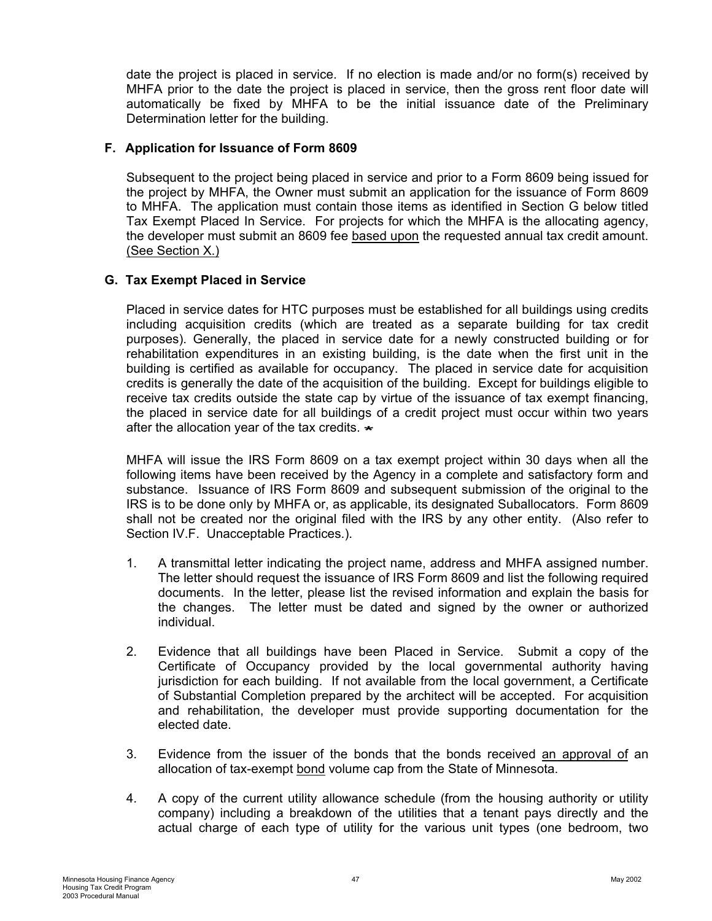date the project is placed in service. If no election is made and/or no form(s) received by MHFA prior to the date the project is placed in service, then the gross rent floor date will automatically be fixed by MHFA to be the initial issuance date of the Preliminary Determination letter for the building.

### F. Application for Issuance of Form 8609

Subsequent to the project being placed in service and prior to a Form 8609 being issued for the project by MHFA, the Owner must submit an application for the issuance of Form 8609 to MHFA. The application must contain those items as identified in Section G below titled Tax Exempt Placed In Service. For projects for which the MHFA is the allocating agency, the developer must submit an 8609 fee based upon the requested annual tax credit amount. (See Section X.)

### G. Tax Exempt Placed in Service

Placed in service dates for HTC purposes must be established for all buildings using credits including acquisition credits (which are treated as a separate building for tax credit purposes). Generally, the placed in service date for a newly constructed building or for rehabilitation expenditures in an existing building, is the date when the first unit in the building is certified as available for occupancy. The placed in service date for acquisition credits is generally the date of the acquisition of the building. Except for buildings eligible to receive tax credits outside the state cap by virtue of the issuance of tax exempt financing, the placed in service date for all buildings of a credit project must occur within two years after the allocation year of the tax credits. *

MHFA will issue the IRS Form 8609 on a tax exempt project within 30 days when all the following items have been received by the Agency in a complete and satisfactory form and substance. Issuance of IRS Form 8609 and subsequent submission of the original to the IRS is to be done only by MHFA or, as applicable, its designated Suballocators. Form 8609 shall not be created nor the original filed with the IRS by any other entity. (Also refer to Section IV.F. Unacceptable Practices.).

1. A transmittal letter indicating the project name, address and MHFA assigned number. The letter should request the issuance of IRS Form 8609 and list the following required documents. In the letter, please list the revised information and explain the basis for the changes. The letter must be dated and signed by the owner or authorized individual.

2. Evidence that all buildings have been Placed in Service. Submit a copy of the Certificate of Occupancy provided by the local governmental authority having jurisdiction for each building. If not available from the local government, a Certificate of Substantial Completion prepared by the architect will be accepted. For acquisition and rehabilitation, the developer must provide supporting documentation for the elected date.

3. Evidence from the issuer of the bonds that the bonds received an approval of an allocation of tax-exempt bond volume cap from the State of Minnesota.

4. A copy of the current utility allowance schedule (from the housing authority or utility company) including a breakdown of the utilities that a tenant pays directly and the actual charge of each type of utility for the various unit types (one bedroom, two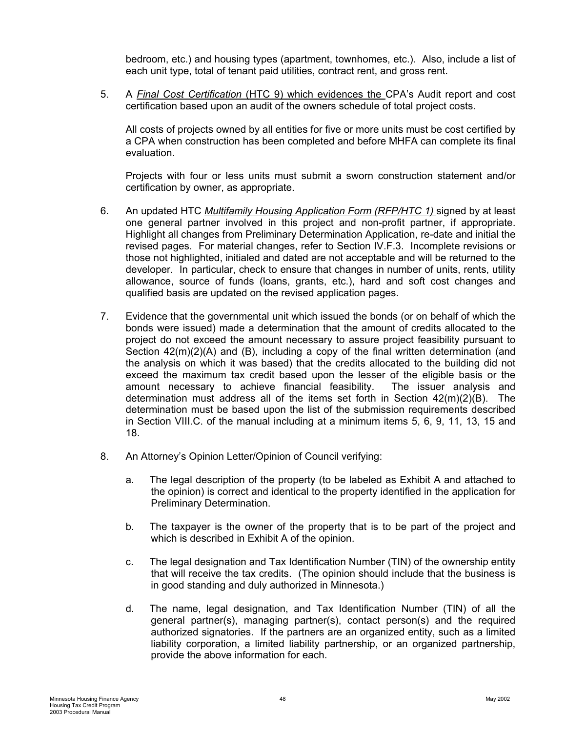bedroom, etc.) and housing types (apartment, townhomes, etc.). Also, include a list of each unit type, total of tenant paid utilities, contract rent, and gross rent.

5. A *Final Cost Certification* (HTC 9) which evidences the CPA's Audit report and cost certification based upon an audit of the owners schedule of total project costs.

   All costs of projects owned by all entities for five or more units must be cost certified by a CPA when construction has been completed and before MHFA can complete its final evaluation.

   Projects with four or less units must submit a sworn construction statement and/or certification by owner, as appropriate.

6. An updated HTC *Multifamily Housing Application Form (RFP/HTC 1)* signed by at least one general partner involved in this project and non-profit partner, if appropriate. Highlight all changes from Preliminary Determination Application, re-date and initial the revised pages. For material changes, refer to Section IV.F.3. Incomplete revisions or those not highlighted, initialed and dated are not acceptable and will be returned to the developer. In particular, check to ensure that changes in number of units, rents, utility allowance, source of funds (loans, grants, etc.), hard and soft cost changes and qualified basis are updated on the revised application pages.

7. Evidence that the governmental unit which issued the bonds (or on behalf of which the bonds were issued) made a determination that the amount of credits allocated to the project do not exceed the amount necessary to assure project feasibility pursuant to Section 42(m)(2)(A) and (B), including a copy of the final written determination (and the analysis on which it was based) that the credits allocated to the building did not exceed the maximum tax credit based upon the lesser of the eligible basis or the amount necessary to achieve financial feasibility. The issuer analysis and determination must address all of the items set forth in Section 42(m)(2)(B). The determination must be based upon the list of the submission requirements described in Section VIII.C. of the manual including at a minimum items 5, 6, 9, 11, 13, 15 and 18.

8. An Attorney's Opinion Letter/Opinion of Council verifying:

   a. The legal description of the property (to be labeled as Exhibit A and attached to the opinion) is correct and identical to the property identified in the application for Preliminary Determination.

   b. The taxpayer is the owner of the property that is to be part of the project and which is described in Exhibit A of the opinion.

   c. The legal designation and Tax Identification Number (TIN) of the ownership entity that will receive the tax credits. (The opinion should include that the business is in good standing and duly authorized in Minnesota.)

   d. The name, legal designation, and Tax Identification Number (TIN) of all the general partner(s), managing partner(s), contact person(s) and the required authorized signatories. If the partners are an organized entity, such as a limited liability corporation, a limited liability partnership, or an organized partnership, provide the above information for each.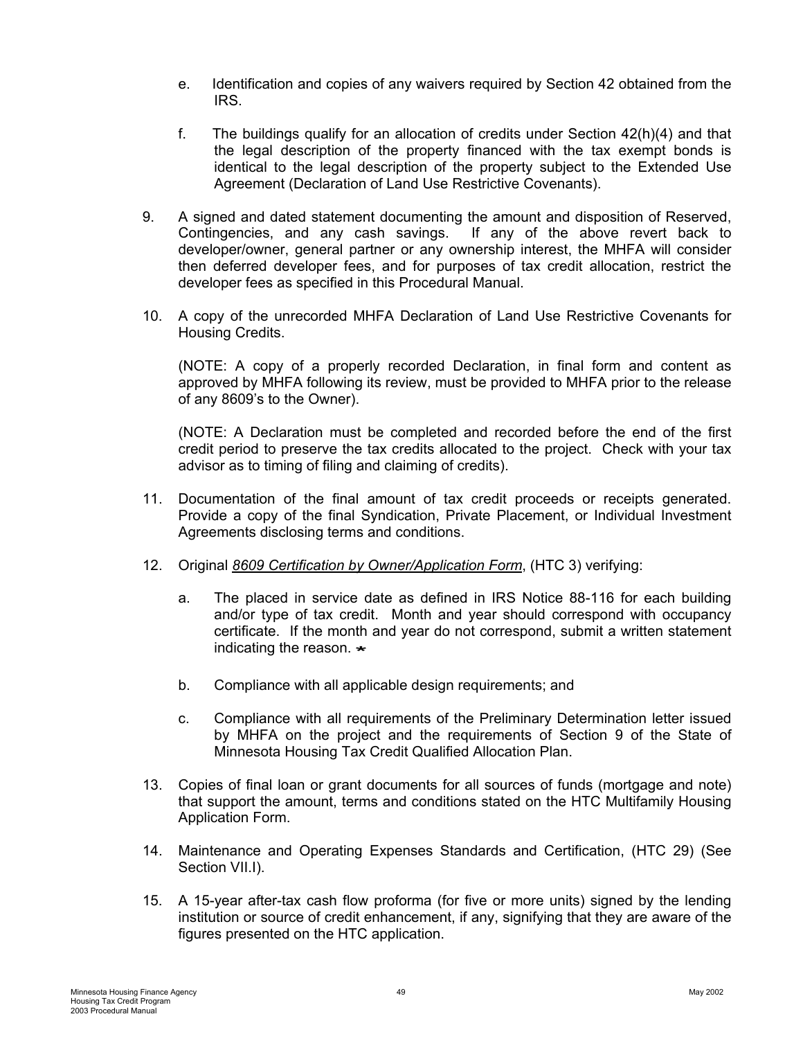e. Identification and copies of any waivers required by Section 42 obtained from the IRS.

f. The buildings qualify for an allocation of credits under Section 42(h)(4) and that the legal description of the property financed with the tax exempt bonds is identical to the legal description of the property subject to the Extended Use Agreement (Declaration of Land Use Restrictive Covenants).

9. A signed and dated statement documenting the amount and disposition of Reserved, Contingencies, and any cash savings. If any of the above revert back to developer/owner, general partner or any ownership interest, the MHFA will consider then deferred developer fees, and for purposes of tax credit allocation, restrict the developer fees as specified in this Procedural Manual.

10. A copy of the unrecorded MHFA Declaration of Land Use Restrictive Covenants for Housing Credits.

    (NOTE: A copy of a properly recorded Declaration, in final form and content as approved by MHFA following its review, must be provided to MHFA prior to the release of any 8609's to the Owner).

    (NOTE: A Declaration must be completed and recorded before the end of the first credit period to preserve the tax credits allocated to the project. Check with your tax advisor as to timing of filing and claiming of credits).

11. Documentation of the final amount of tax credit proceeds or receipts generated. Provide a copy of the final Syndication, Private Placement, or Individual Investment Agreements disclosing terms and conditions.

12. Original *8609 Certification by Owner/Application Form*, (HTC 3) verifying:

    a. The placed in service date as defined in IRS Notice 88-116 for each building and/or type of tax credit. Month and year should correspond with occupancy certificate. If the month and year do not correspond, submit a written statement indicating the reason. *

    b. Compliance with all applicable design requirements; and

    c. Compliance with all requirements of the Preliminary Determination letter issued by MHFA on the project and the requirements of Section 9 of the State of Minnesota Housing Tax Credit Qualified Allocation Plan.

13. Copies of final loan or grant documents for all sources of funds (mortgage and note) that support the amount, terms and conditions stated on the HTC Multifamily Housing Application Form.

14. Maintenance and Operating Expenses Standards and Certification, (HTC 29) (See Section VII.I).

15. A 15-year after-tax cash flow proforma (for five or more units) signed by the lending institution or source of credit enhancement, if any, signifying that they are aware of the figures presented on the HTC application.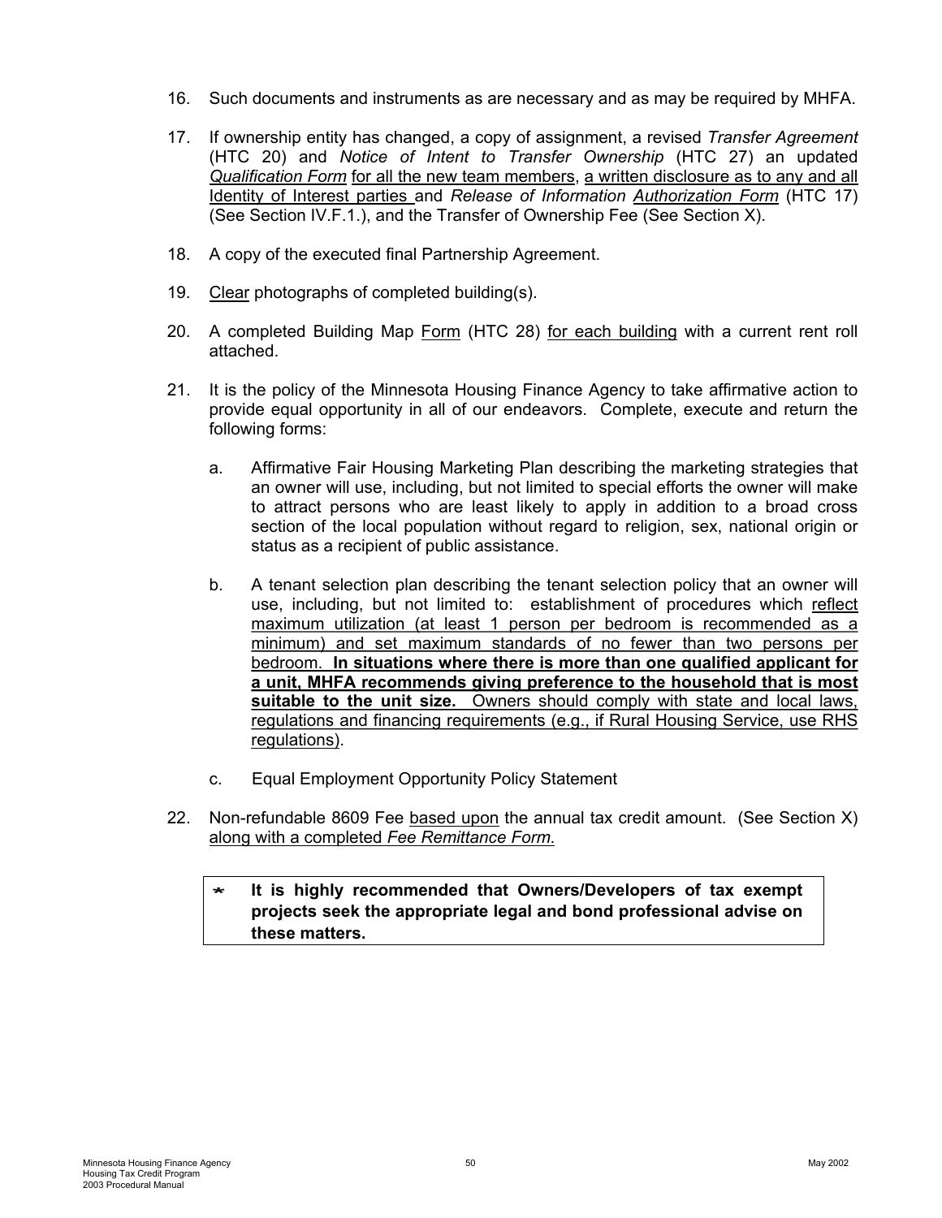16. Such documents and instruments as are necessary and as may be required by MHFA.

17. If ownership entity has changed, a copy of assignment, a revised *Transfer Agreement* (HTC 20) and *Notice of Intent to Transfer Ownership* (HTC 27) an updated *Qualification Form* for all the new team members, a written disclosure as to any and all Identity of Interest parties and *Release of Information Authorization Form* (HTC 17) (See Section IV.F.1.), and the Transfer of Ownership Fee (See Section X).

18. A copy of the executed final Partnership Agreement.

19. Clear photographs of completed building(s).

20. A completed Building Map Form (HTC 28) for each building with a current rent roll attached.

21. It is the policy of the Minnesota Housing Finance Agency to take affirmative action to provide equal opportunity in all of our endeavors. Complete, execute and return the following forms:

    a. Affirmative Fair Housing Marketing Plan describing the marketing strategies that an owner will use, including, but not limited to special efforts the owner will make to attract persons who are least likely to apply in addition to a broad cross section of the local population without regard to religion, sex, national origin or status as a recipient of public assistance.

    b. A tenant selection plan describing the tenant selection policy that an owner will use, including, but not limited to: establishment of procedures which reflect maximum utilization (at least 1 person per bedroom is recommended as a minimum) and set maximum standards of no fewer than two persons per bedroom. **In situations where there is more than one qualified applicant for a unit, MHFA recommends giving preference to the household that is most suitable to the unit size.** Owners should comply with state and local laws, regulations and financing requirements (e.g., if Rural Housing Service, use RHS regulations).

    c. Equal Employment Opportunity Policy Statement

22. Non-refundable 8609 Fee based upon the annual tax credit amount. (See Section X) along with a completed *Fee Remittance Form*.

> * **It is highly recommended that Owners/Developers of tax exempt projects seek the appropriate legal and bond professional advise on these matters.**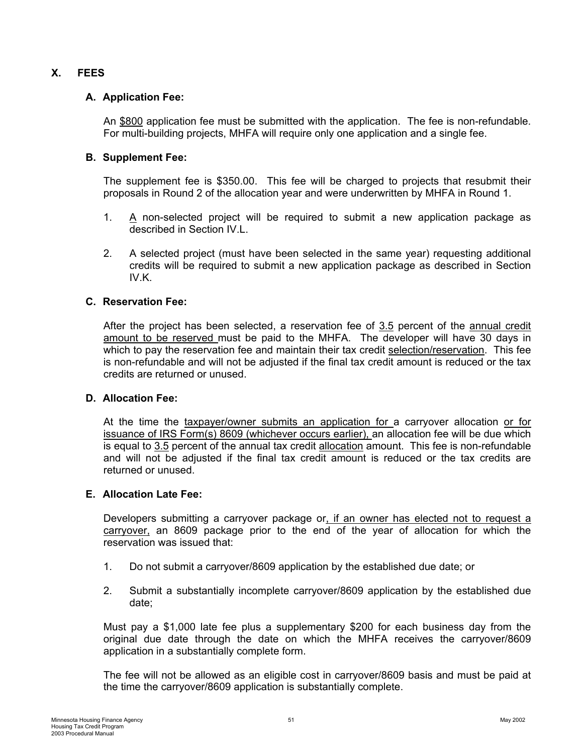## X. FEES

### A. Application Fee:

An $800 application fee must be submitted with the application. The fee is non-refundable. For multi-building projects, MHFA will require only one application and a single fee.

### B. Supplement Fee:

The supplement fee is $350.00. This fee will be charged to projects that resubmit their proposals in Round 2 of the allocation year and were underwritten by MHFA in Round 1.

1. A non-selected project will be required to submit a new application package as described in Section IV.L.

2. A selected project (must have been selected in the same year) requesting additional credits will be required to submit a new application package as described in Section IV.K.

### C. Reservation Fee:

After the project has been selected, a reservation fee of 3.5 percent of the annual credit amount to be reserved must be paid to the MHFA. The developer will have 30 days in which to pay the reservation fee and maintain their tax credit selection/reservation. This fee is non-refundable and will not be adjusted if the final tax credit amount is reduced or the tax credits are returned or unused.

### D. Allocation Fee:

At the time the taxpayer/owner submits an application for a carryover allocation or for issuance of IRS Form(s) 8609 (whichever occurs earlier), an allocation fee will be due which is equal to 3.5 percent of the annual tax credit allocation amount. This fee is non-refundable and will not be adjusted if the final tax credit amount is reduced or the tax credits are returned or unused.

### E. Allocation Late Fee:

Developers submitting a carryover package or, if an owner has elected not to request a carryover, an 8609 package prior to the end of the year of allocation for which the reservation was issued that:

1. Do not submit a carryover/8609 application by the established due date; or

2. Submit a substantially incomplete carryover/8609 application by the established due date;

Must pay a $1,000 late fee plus a supplementary $200 for each business day from the original due date through the date on which the MHFA receives the carryover/8609 application in a substantially complete form.

The fee will not be allowed as an eligible cost in carryover/8609 basis and must be paid at the time the carryover/8609 application is substantially complete.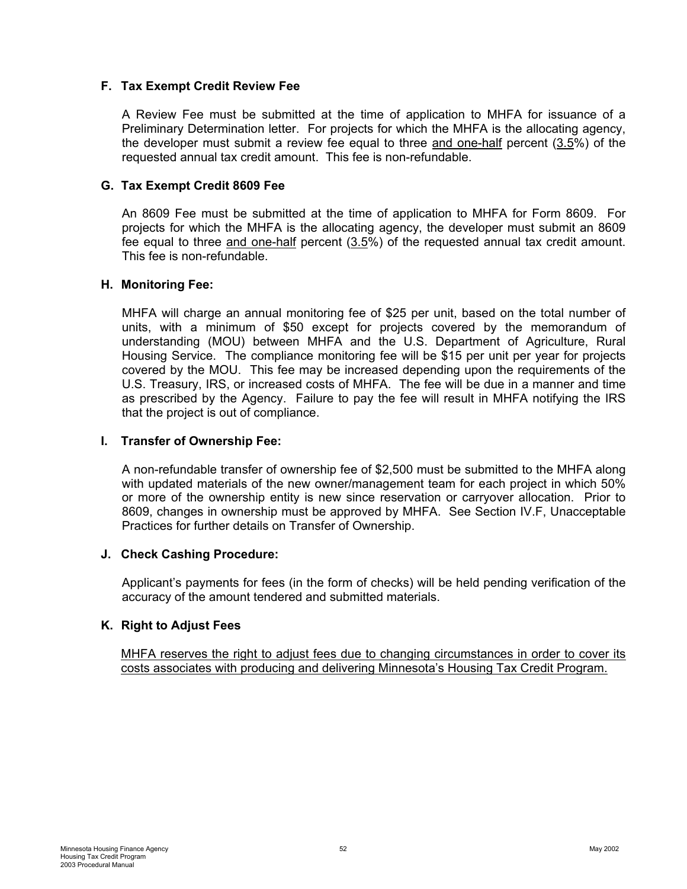### F. Tax Exempt Credit Review Fee

A Review Fee must be submitted at the time of application to MHFA for issuance of a Preliminary Determination letter. For projects for which the MHFA is the allocating agency, the developer must submit a review fee equal to three and one-half percent (3.5%) of the requested annual tax credit amount. This fee is non-refundable.

### G. Tax Exempt Credit 8609 Fee

An 8609 Fee must be submitted at the time of application to MHFA for Form 8609. For projects for which the MHFA is the allocating agency, the developer must submit an 8609 fee equal to three and one-half percent (3.5%) of the requested annual tax credit amount. This fee is non-refundable.

### H. Monitoring Fee:

MHFA will charge an annual monitoring fee of $25 per unit, based on the total number of units, with a minimum of $50 except for projects covered by the memorandum of understanding (MOU) between MHFA and the U.S. Department of Agriculture, Rural Housing Service. The compliance monitoring fee will be $15 per unit per year for projects covered by the MOU. This fee may be increased depending upon the requirements of the U.S. Treasury, IRS, or increased costs of MHFA. The fee will be due in a manner and time as prescribed by the Agency. Failure to pay the fee will result in MHFA notifying the IRS that the project is out of compliance.

### I. Transfer of Ownership Fee:

A non-refundable transfer of ownership fee of $2,500 must be submitted to the MHFA along with updated materials of the new owner/management team for each project in which 50% or more of the ownership entity is new since reservation or carryover allocation. Prior to 8609, changes in ownership must be approved by MHFA. See Section IV.F, Unacceptable Practices for further details on Transfer of Ownership.

### J. Check Cashing Procedure:

Applicant's payments for fees (in the form of checks) will be held pending verification of the accuracy of the amount tendered and submitted materials.

### K. Right to Adjust Fees

MHFA reserves the right to adjust fees due to changing circumstances in order to cover its costs associates with producing and delivering Minnesota's Housing Tax Credit Program.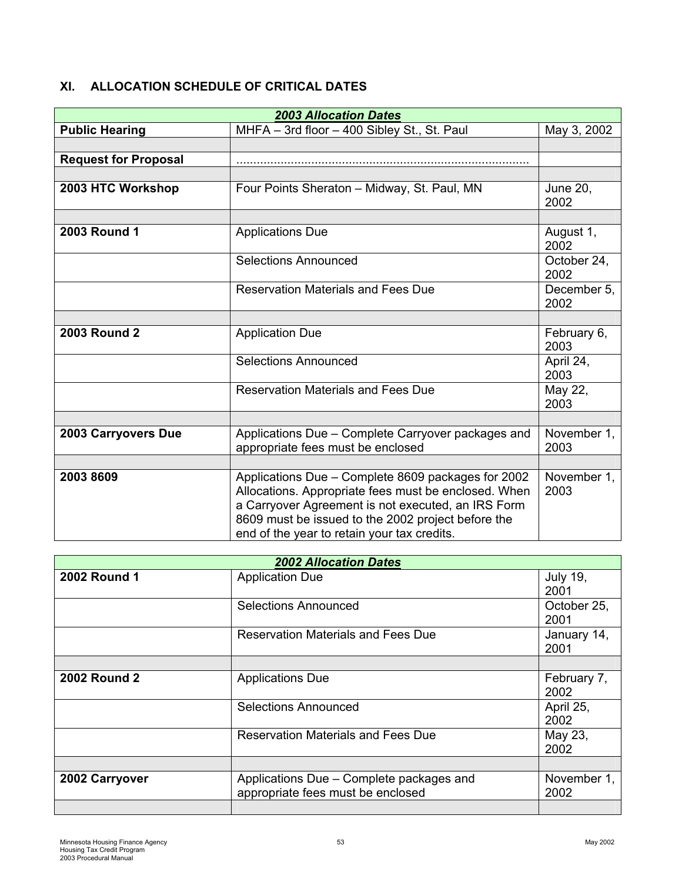## XI. ALLOCATION SCHEDULE OF CRITICAL DATES

| ***2003 Allocation Dates*** | | |
|---|---|---|
| **Public Hearing** | MHFA – 3rd floor – 400 Sibley St., St. Paul | May 3, 2002 |
| | | |
| **Request for Proposal** | ..................................................................................... | |
| | | |
| **2003 HTC Workshop** | Four Points Sheraton – Midway, St. Paul, MN | June 20, 2002 |
| | | |
| **2003 Round 1** | Applications Due | August 1, 2002 |
| | Selections Announced | October 24, 2002 |
| | Reservation Materials and Fees Due | December 5, 2002 |
| | | |
| **2003 Round 2** | Application Due | February 6, 2003 |
| | Selections Announced | April 24, 2003 |
| | Reservation Materials and Fees Due | May 22, 2003 |
| | | |
| **2003 Carryovers Due** | Applications Due – Complete Carryover packages and appropriate fees must be enclosed | November 1, 2003 |
| | | |
| **2003 8609** | Applications Due – Complete 8609 packages for 2002 Allocations. Appropriate fees must be enclosed. When a Carryover Agreement is not executed, an IRS Form 8609 must be issued to the 2002 project before the end of the year to retain your tax credits. | November 1, 2003 |

| ***2002 Allocation Dates*** | | |
|---|---|---|
| **2002 Round 1** | Application Due | July 19, 2001 |
| | Selections Announced | October 25, 2001 |
| | Reservation Materials and Fees Due | January 14, 2001 |
| | | |
| **2002 Round 2** | Applications Due | February 7, 2002 |
| | Selections Announced | April 25, 2002 |
| | Reservation Materials and Fees Due | May 23, 2002 |
| | | |
| **2002 Carryover** | Applications Due – Complete packages and appropriate fees must be enclosed | November 1, 2002 |
| | | |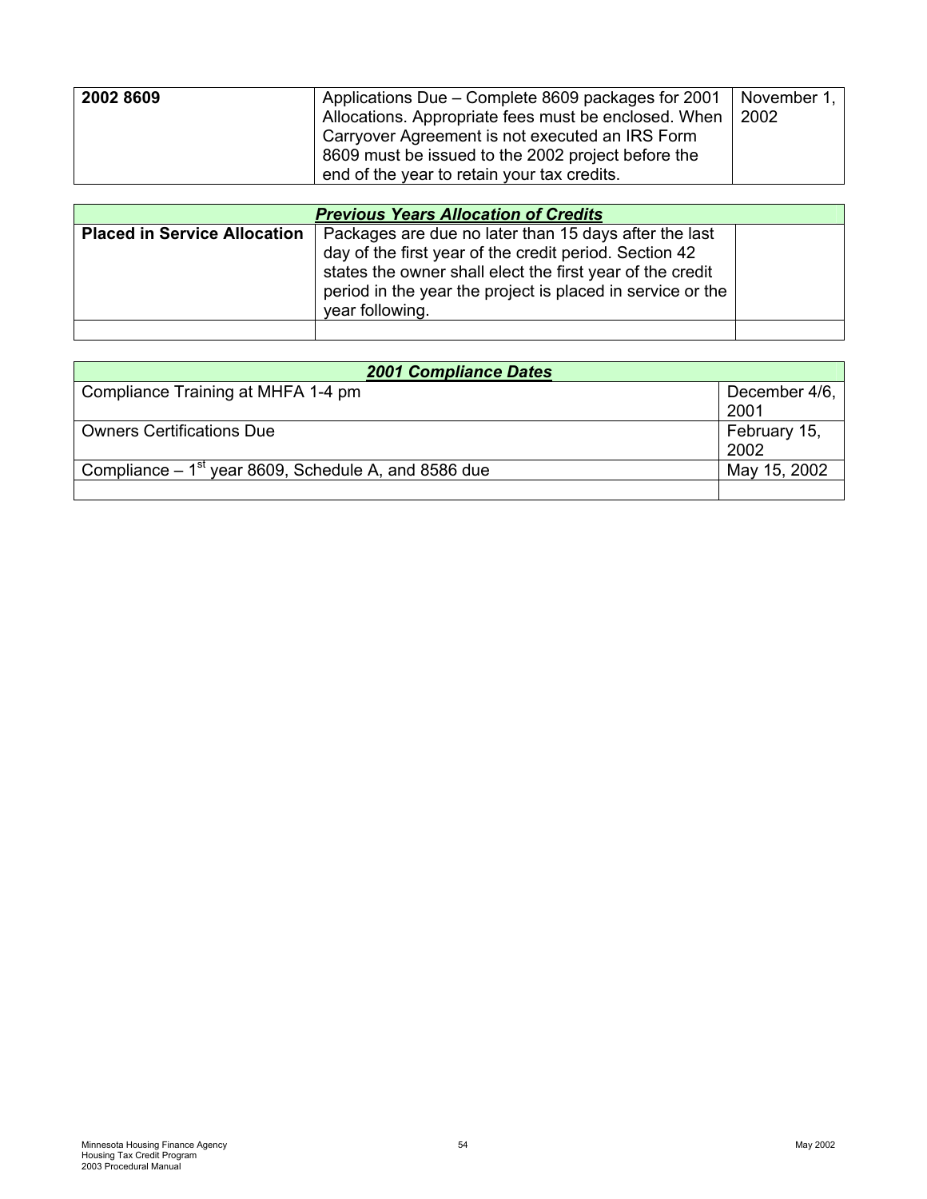| **2002 8609** | Applications Due – Complete 8609 packages for 2001 Allocations. Appropriate fees must be enclosed. When Carryover Agreement is not executed an IRS Form 8609 must be issued to the 2002 project before the end of the year to retain your tax credits. | November 1, 2002 |
|---|---|---|

| ***Previous Years Allocation of Credits*** | | |
|---|---|---|
| **Placed in Service Allocation** | Packages are due no later than 15 days after the last day of the first year of the credit period. Section 42 states the owner shall elect the first year of the credit period in the year the project is placed in service or the year following. | |
| | | |

| ***2001 Compliance Dates*** | |
|---|---|
| Compliance Training at MHFA 1-4 pm | December 4/6, 2001 |
| Owners Certifications Due | February 15, 2002 |
| Compliance – 1st year 8609, Schedule A, and 8586 due | May 15, 2002 |
| | |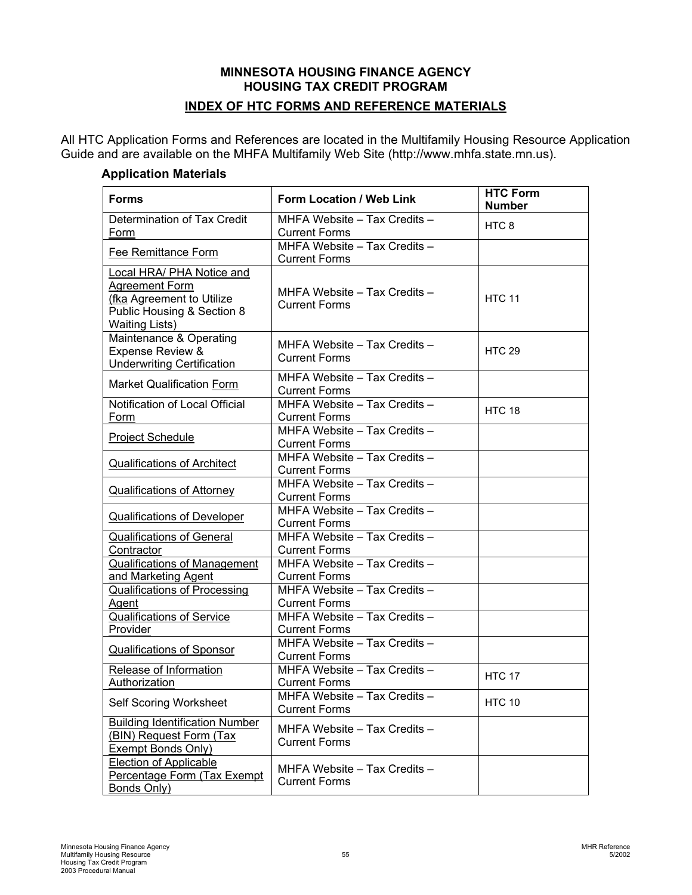**MINNESOTA HOUSING FINANCE AGENCY**
**HOUSING TAX CREDIT PROGRAM**

## INDEX OF HTC FORMS AND REFERENCE MATERIALS

All HTC Application Forms and References are located in the Multifamily Housing Resource Application Guide and are available on the MHFA Multifamily Web Site (http://www.mhfa.state.mn.us).

### Application Materials

| Forms | Form Location / Web Link | HTC Form Number |
|---|---|---|
| Determination of Tax Credit Form | MHFA Website – Tax Credits – Current Forms | HTC 8 |
| Fee Remittance Form | MHFA Website – Tax Credits – Current Forms | |
| Local HRA/ PHA Notice and Agreement Form (fka Agreement to Utilize Public Housing & Section 8 Waiting Lists) | MHFA Website – Tax Credits – Current Forms | HTC 11 |
| Maintenance & Operating Expense Review & Underwriting Certification | MHFA Website – Tax Credits – Current Forms | HTC 29 |
| Market Qualification Form | MHFA Website – Tax Credits – Current Forms | |
| Notification of Local Official Form | MHFA Website – Tax Credits – Current Forms | HTC 18 |
| Project Schedule | MHFA Website – Tax Credits – Current Forms | |
| Qualifications of Architect | MHFA Website – Tax Credits – Current Forms | |
| Qualifications of Attorney | MHFA Website – Tax Credits – Current Forms | |
| Qualifications of Developer | MHFA Website – Tax Credits – Current Forms | |
| Qualifications of General Contractor | MHFA Website – Tax Credits – Current Forms | |
| Qualifications of Management and Marketing Agent | MHFA Website – Tax Credits – Current Forms | |
| Qualifications of Processing Agent | MHFA Website – Tax Credits – Current Forms | |
| Qualifications of Service Provider | MHFA Website – Tax Credits – Current Forms | |
| Qualifications of Sponsor | MHFA Website – Tax Credits – Current Forms | |
| Release of Information Authorization | MHFA Website – Tax Credits – Current Forms | HTC 17 |
| Self Scoring Worksheet | MHFA Website – Tax Credits – Current Forms | HTC 10 |
| Building Identification Number (BIN) Request Form (Tax Exempt Bonds Only) | MHFA Website – Tax Credits – Current Forms | |
| Election of Applicable Percentage Form (Tax Exempt Bonds Only) | MHFA Website – Tax Credits – Current Forms | |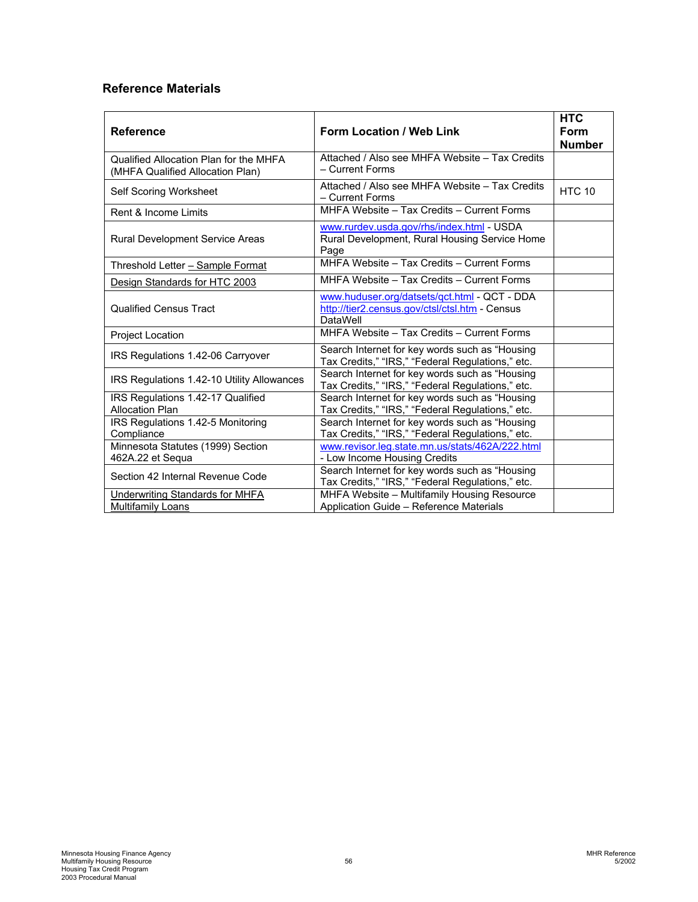## Reference Materials

| Reference | Form Location / Web Link | HTC Form Number |
|---|---|---|
| Qualified Allocation Plan for the MHFA (MHFA Qualified Allocation Plan) | Attached / Also see MHFA Website – Tax Credits – Current Forms | |
| Self Scoring Worksheet | Attached / Also see MHFA Website – Tax Credits – Current Forms | HTC 10 |
| Rent & Income Limits | MHFA Website – Tax Credits – Current Forms | |
| Rural Development Service Areas | www.rurdev.usda.gov/rhs/index.html - USDA Rural Development, Rural Housing Service Home Page | |
| Threshold Letter – Sample Format | MHFA Website – Tax Credits – Current Forms | |
| Design Standards for HTC 2003 | MHFA Website – Tax Credits – Current Forms | |
| Qualified Census Tract | www.huduser.org/datsets/qct.html - QCT - DDA http://tier2.census.gov/ctsl/ctsl.htm - Census DataWell | |
| Project Location | MHFA Website – Tax Credits – Current Forms | |
| IRS Regulations 1.42-06 Carryover | Search Internet for key words such as "Housing Tax Credits," "IRS," "Federal Regulations," etc. | |
| IRS Regulations 1.42-10 Utility Allowances | Search Internet for key words such as "Housing Tax Credits," "IRS," "Federal Regulations," etc. | |
| IRS Regulations 1.42-17 Qualified Allocation Plan | Search Internet for key words such as "Housing Tax Credits," "IRS," "Federal Regulations," etc. | |
| IRS Regulations 1.42-5 Monitoring Compliance | Search Internet for key words such as "Housing Tax Credits," "IRS," "Federal Regulations," etc. | |
| Minnesota Statutes (1999) Section 462A.22 et Sequa | www.revisor.leg.state.mn.us/stats/462A/222.html - Low Income Housing Credits | |
| Section 42 Internal Revenue Code | Search Internet for key words such as "Housing Tax Credits," "IRS," "Federal Regulations," etc. | |
| Underwriting Standards for MHFA Multifamily Loans | MHFA Website – Multifamily Housing Resource Application Guide – Reference Materials | |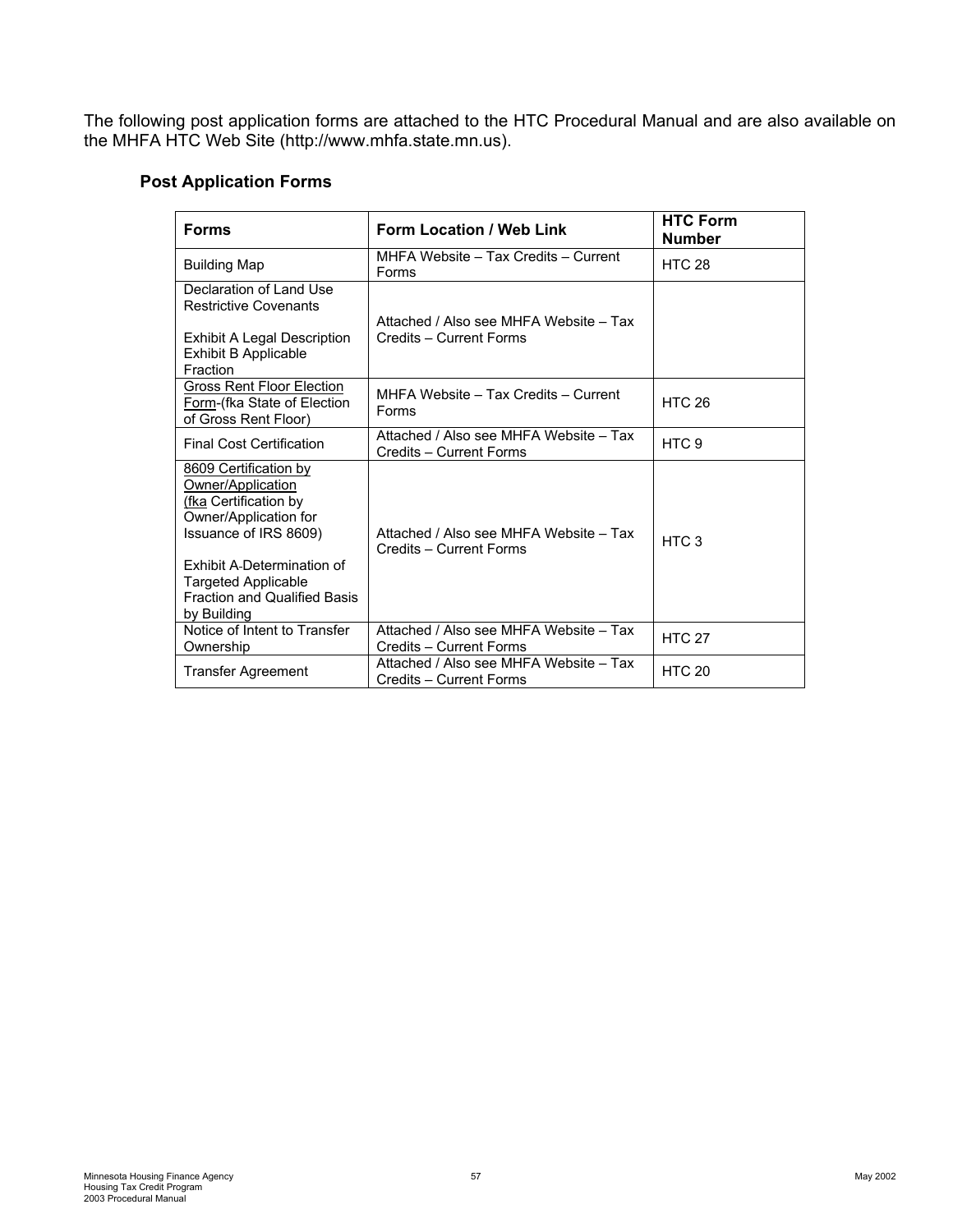The following post application forms are attached to the HTC Procedural Manual and are also available on the MHFA HTC Web Site (http://www.mhfa.state.mn.us).

### Post Application Forms

| Forms | Form Location / Web Link | HTC Form Number |
|---|---|---|
| Building Map | MHFA Website – Tax Credits – Current Forms | HTC 28 |
| Declaration of Land Use Restrictive Covenants<br><br>Exhibit A Legal Description<br>Exhibit B Applicable Fraction | Attached / Also see MHFA Website – Tax Credits – Current Forms | |
| Gross Rent Floor Election Form-(fka State of Election of Gross Rent Floor) | MHFA Website – Tax Credits – Current Forms | HTC 26 |
| Final Cost Certification | Attached / Also see MHFA Website – Tax Credits – Current Forms | HTC 9 |
| 8609 Certification by Owner/Application (fka Certification by Owner/Application for Issuance of IRS 8609)<br><br>Exhibit A-Determination of Targeted Applicable Fraction and Qualified Basis by Building | Attached / Also see MHFA Website – Tax Credits – Current Forms | HTC 3 |
| Notice of Intent to Transfer Ownership | Attached / Also see MHFA Website – Tax Credits – Current Forms | HTC 27 |
| Transfer Agreement | Attached / Also see MHFA Website – Tax Credits – Current Forms | HTC 20 |